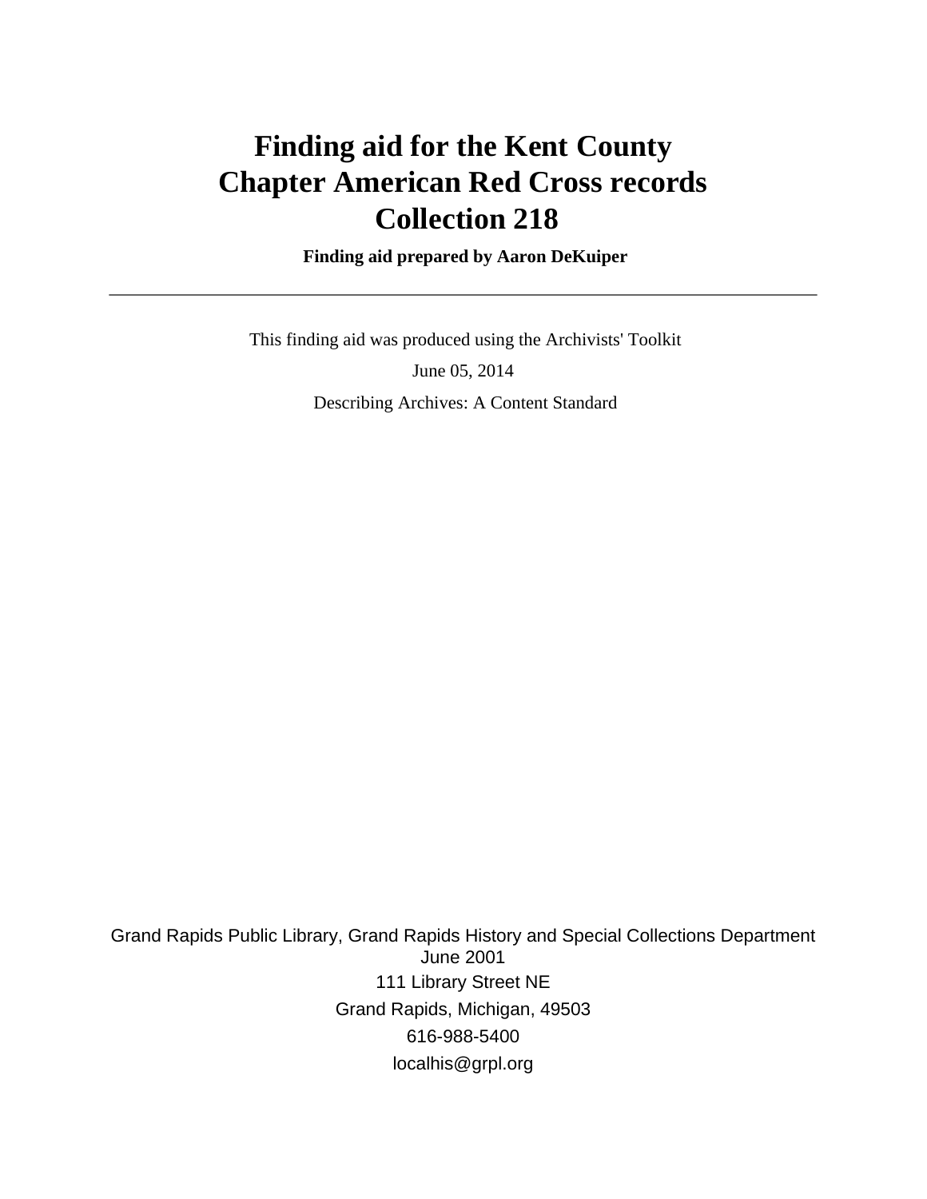# Finding aid for the Kent County Chapter American Red Cross records Collection 218

**Finding aid prepared by Aaron DeKuiper**

---

This finding aid was produced using the Archivists' Toolkit

June 05, 2014

Describing Archives: A Content Standard

Grand Rapids Public Library, Grand Rapids History and Special Collections Department
June 2001

111 Library Street NE

Grand Rapids, Michigan, 49503

616-988-5400

localhis@grpl.org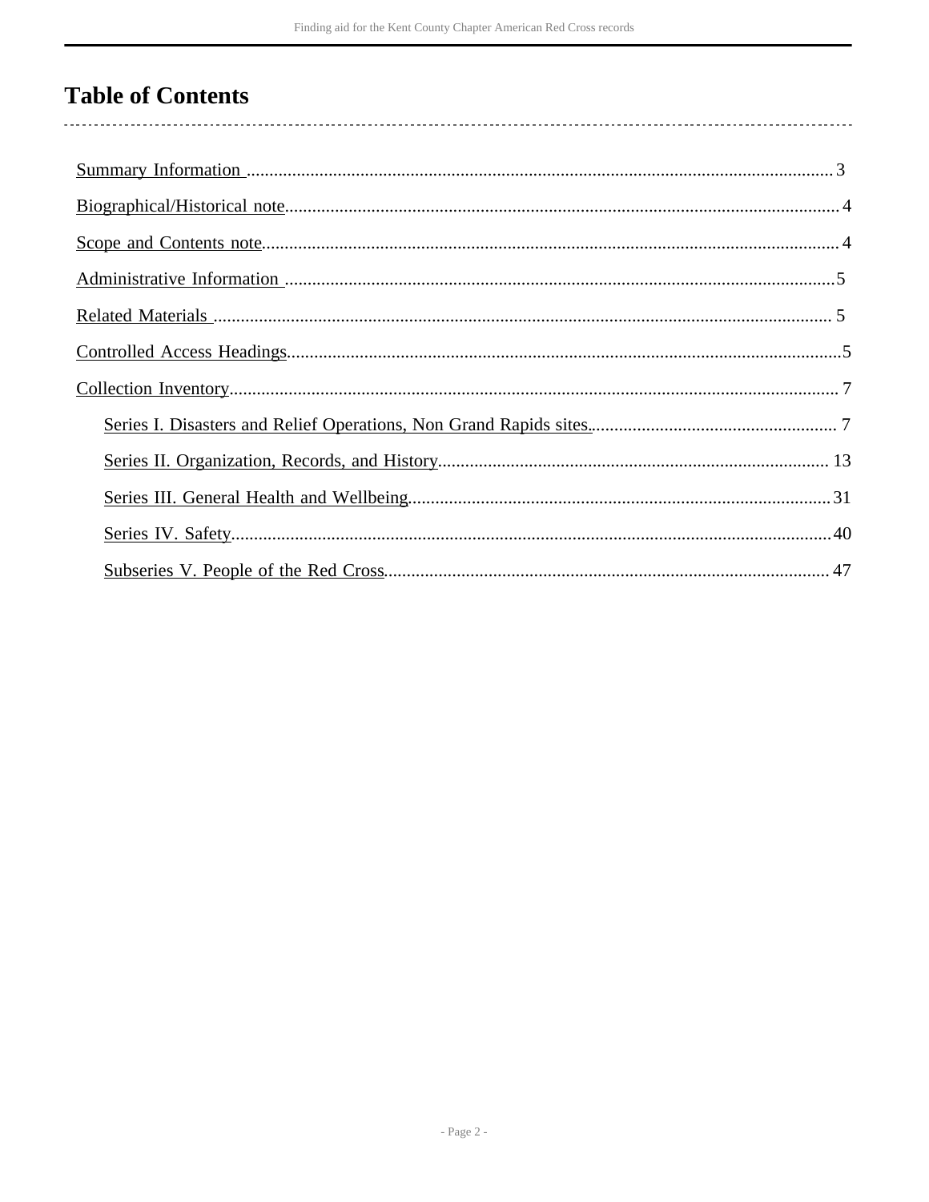# Table of Contents

- Summary Information ..... 3
- Biographical/Historical note..... 4
- Scope and Contents note..... 4
- Administrative Information ..... 5
- Related Materials ..... 5
- Controlled Access Headings..... 5
- Collection Inventory..... 7
  - Series I. Disasters and Relief Operations, Non Grand Rapids sites..... 7
  - Series II. Organization, Records, and History..... 13
  - Series III. General Health and Wellbeing..... 31
  - Series IV. Safety..... 40
  - Subseries V. People of the Red Cross..... 47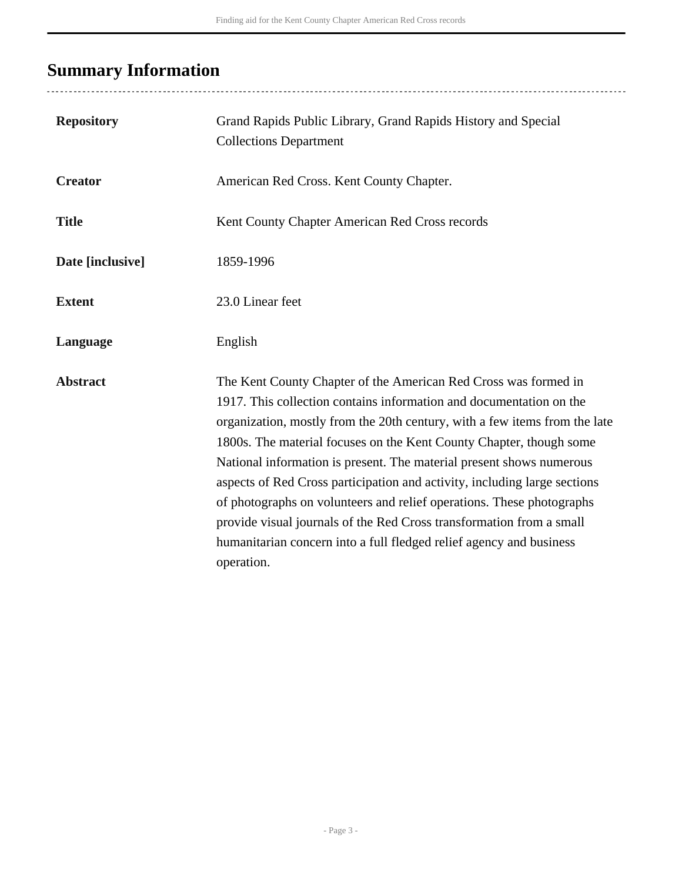## Summary Information

| | |
|---|---|
| **Repository** | Grand Rapids Public Library, Grand Rapids History and Special Collections Department |
| **Creator** | American Red Cross. Kent County Chapter. |
| **Title** | Kent County Chapter American Red Cross records |
| **Date [inclusive]** | 1859-1996 |
| **Extent** | 23.0 Linear feet |
| **Language** | English |
| **Abstract** | The Kent County Chapter of the American Red Cross was formed in 1917. This collection contains information and documentation on the organization, mostly from the 20th century, with a few items from the late 1800s. The material focuses on the Kent County Chapter, though some National information is present. The material present shows numerous aspects of Red Cross participation and activity, including large sections of photographs on volunteers and relief operations. These photographs provide visual journals of the Red Cross transformation from a small humanitarian concern into a full fledged relief agency and business operation. |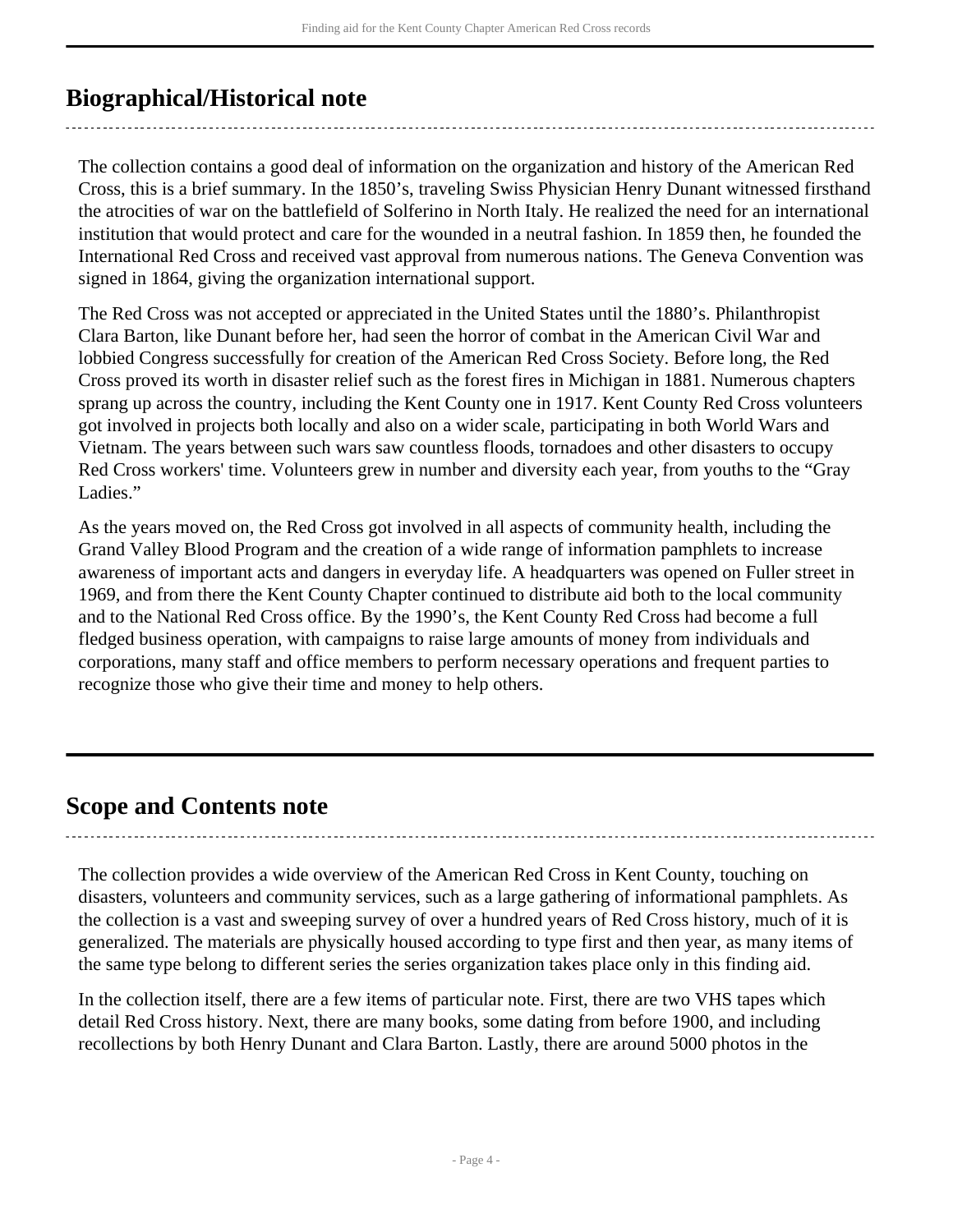## Biographical/Historical note

The collection contains a good deal of information on the organization and history of the American Red Cross, this is a brief summary. In the 1850's, traveling Swiss Physician Henry Dunant witnessed firsthand the atrocities of war on the battlefield of Solferino in North Italy. He realized the need for an international institution that would protect and care for the wounded in a neutral fashion. In 1859 then, he founded the International Red Cross and received vast approval from numerous nations. The Geneva Convention was signed in 1864, giving the organization international support.

The Red Cross was not accepted or appreciated in the United States until the 1880's. Philanthropist Clara Barton, like Dunant before her, had seen the horror of combat in the American Civil War and lobbied Congress successfully for creation of the American Red Cross Society. Before long, the Red Cross proved its worth in disaster relief such as the forest fires in Michigan in 1881. Numerous chapters sprang up across the country, including the Kent County one in 1917. Kent County Red Cross volunteers got involved in projects both locally and also on a wider scale, participating in both World Wars and Vietnam. The years between such wars saw countless floods, tornadoes and other disasters to occupy Red Cross workers' time. Volunteers grew in number and diversity each year, from youths to the "Gray Ladies."

As the years moved on, the Red Cross got involved in all aspects of community health, including the Grand Valley Blood Program and the creation of a wide range of information pamphlets to increase awareness of important acts and dangers in everyday life. A headquarters was opened on Fuller street in 1969, and from there the Kent County Chapter continued to distribute aid both to the local community and to the National Red Cross office. By the 1990's, the Kent County Red Cross had become a full fledged business operation, with campaigns to raise large amounts of money from individuals and corporations, many staff and office members to perform necessary operations and frequent parties to recognize those who give their time and money to help others.

## Scope and Contents note

The collection provides a wide overview of the American Red Cross in Kent County, touching on disasters, volunteers and community services, such as a large gathering of informational pamphlets. As the collection is a vast and sweeping survey of over a hundred years of Red Cross history, much of it is generalized. The materials are physically housed according to type first and then year, as many items of the same type belong to different series the series organization takes place only in this finding aid.

In the collection itself, there are a few items of particular note. First, there are two VHS tapes which detail Red Cross history. Next, there are many books, some dating from before 1900, and including recollections by both Henry Dunant and Clara Barton. Lastly, there are around 5000 photos in the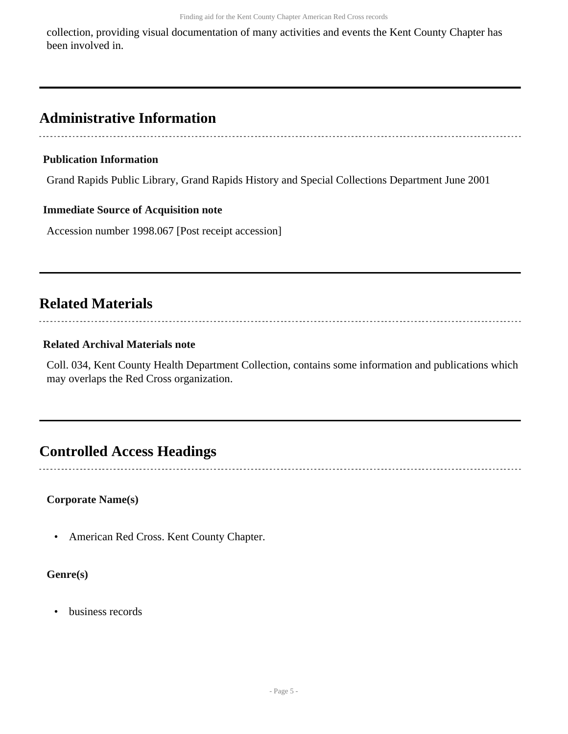collection, providing visual documentation of many activities and events the Kent County Chapter has been involved in.

## Administrative Information

### Publication Information

Grand Rapids Public Library, Grand Rapids History and Special Collections Department June 2001

### Immediate Source of Acquisition note

Accession number 1998.067 [Post receipt accession]

## Related Materials

### Related Archival Materials note

Coll. 034, Kent County Health Department Collection, contains some information and publications which may overlaps the Red Cross organization.

## Controlled Access Headings

**Corporate Name(s)**

- American Red Cross. Kent County Chapter.

**Genre(s)**

- business records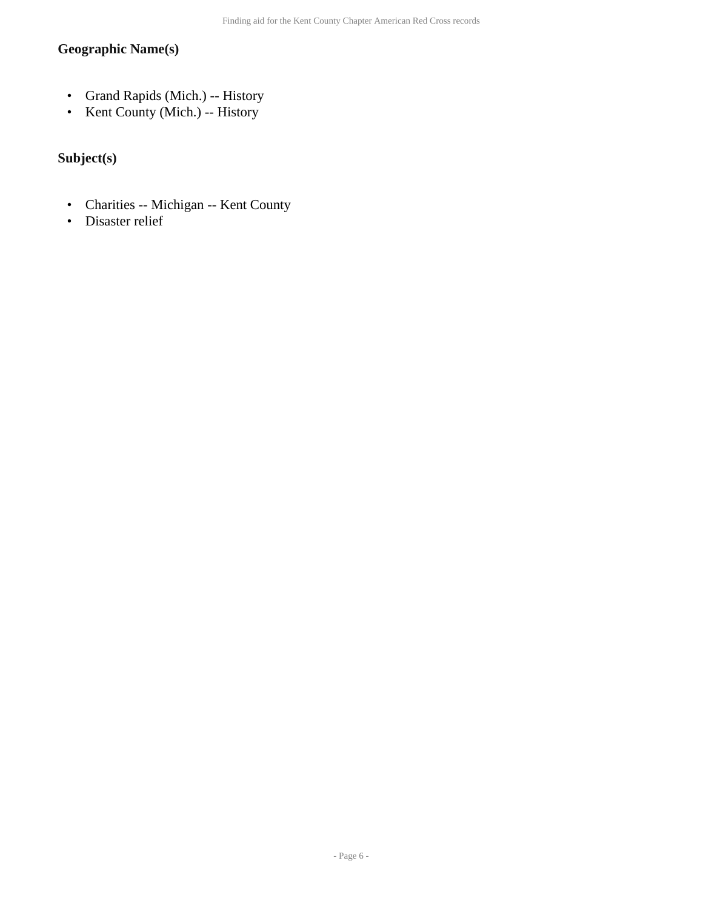### Geographic Name(s)

- Grand Rapids (Mich.) -- History
- Kent County (Mich.) -- History

### Subject(s)

- Charities -- Michigan -- Kent County
- Disaster relief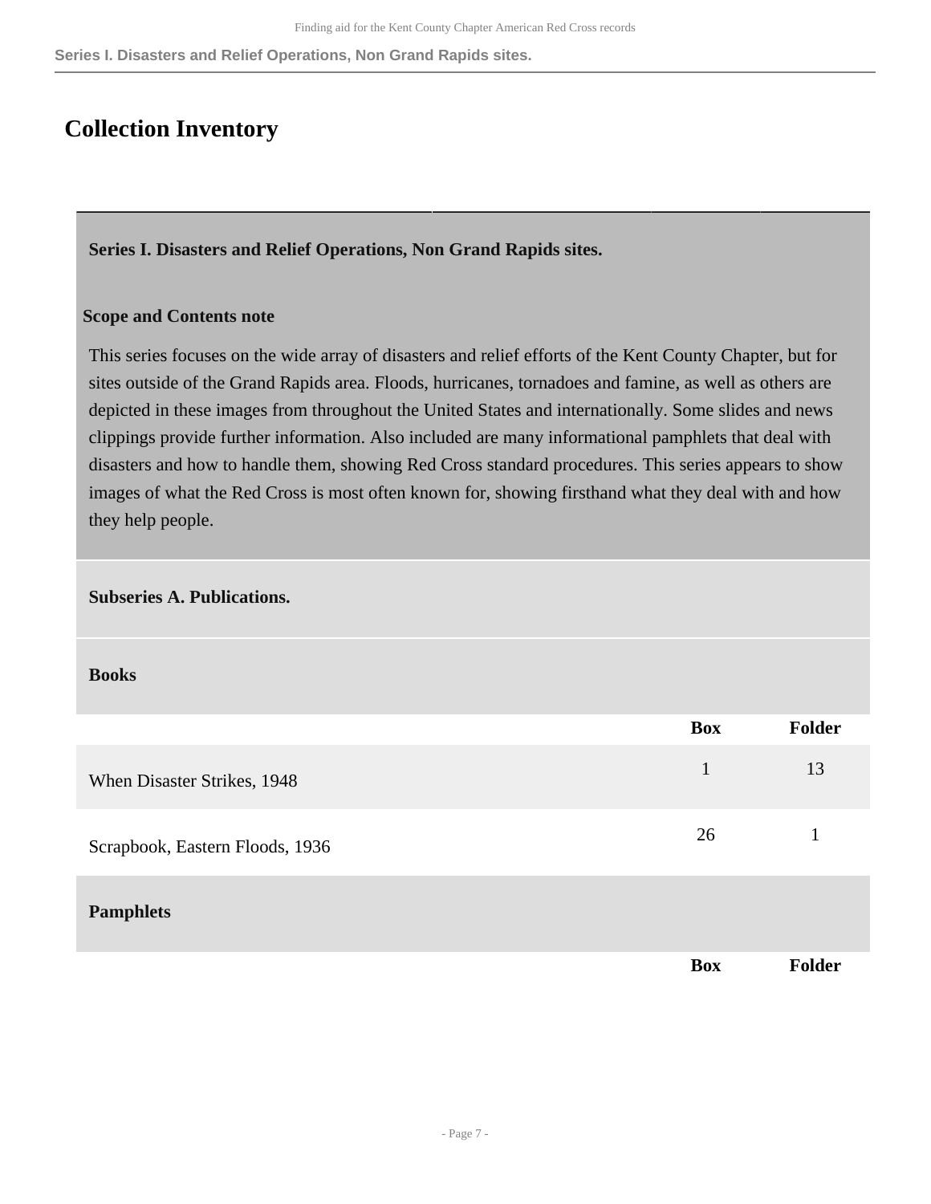# Collection Inventory

## Series I. Disasters and Relief Operations, Non Grand Rapids sites.

**Scope and Contents note**

This series focuses on the wide array of disasters and relief efforts of the Kent County Chapter, but for sites outside of the Grand Rapids area. Floods, hurricanes, tornadoes and famine, as well as others are depicted in these images from throughout the United States and internationally. Some slides and news clippings provide further information. Also included are many informational pamphlets that deal with disasters and how to handle them, showing Red Cross standard procedures. This series appears to show images of what the Red Cross is most often known for, showing firsthand what they deal with and how they help people.

### Subseries A. Publications.

#### Books

| | Box | Folder |
|---|---|---|
| When Disaster Strikes, 1948 | 1 | 13 |
| Scrapbook, Eastern Floods, 1936 | 26 | 1 |

#### Pamphlets

| | Box | Folder |
|---|---|---|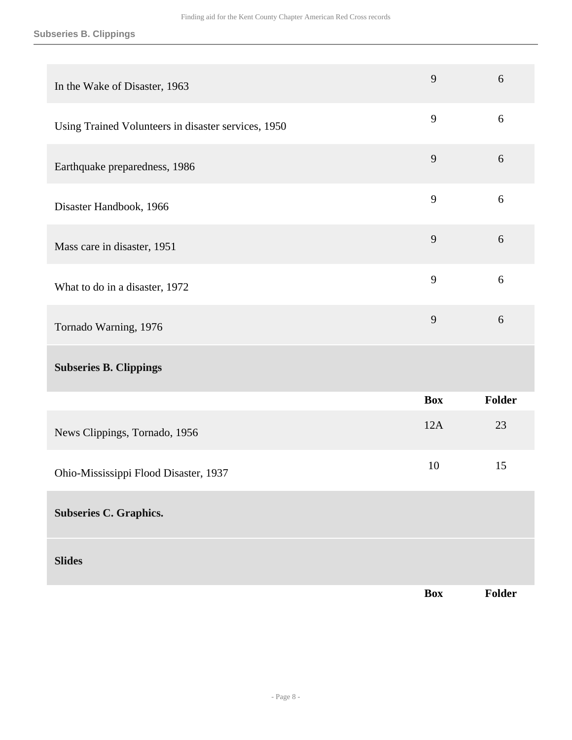| | Box | Folder |
|---|---|---|
| In the Wake of Disaster, 1963 | 9 | 6 |
| Using Trained Volunteers in disaster services, 1950 | 9 | 6 |
| Earthquake preparedness, 1986 | 9 | 6 |
| Disaster Handbook, 1966 | 9 | 6 |
| Mass care in disaster, 1951 | 9 | 6 |
| What to do in a disaster, 1972 | 9 | 6 |
| Tornado Warning, 1976 | 9 | 6 |

**Subseries B. Clippings**

| | Box | Folder |
|---|---|---|
| News Clippings, Tornado, 1956 | 12A | 23 |
| Ohio-Mississippi Flood Disaster, 1937 | 10 | 15 |

**Subseries C. Graphics.**

**Slides**

| | Box | Folder |
|---|---|---|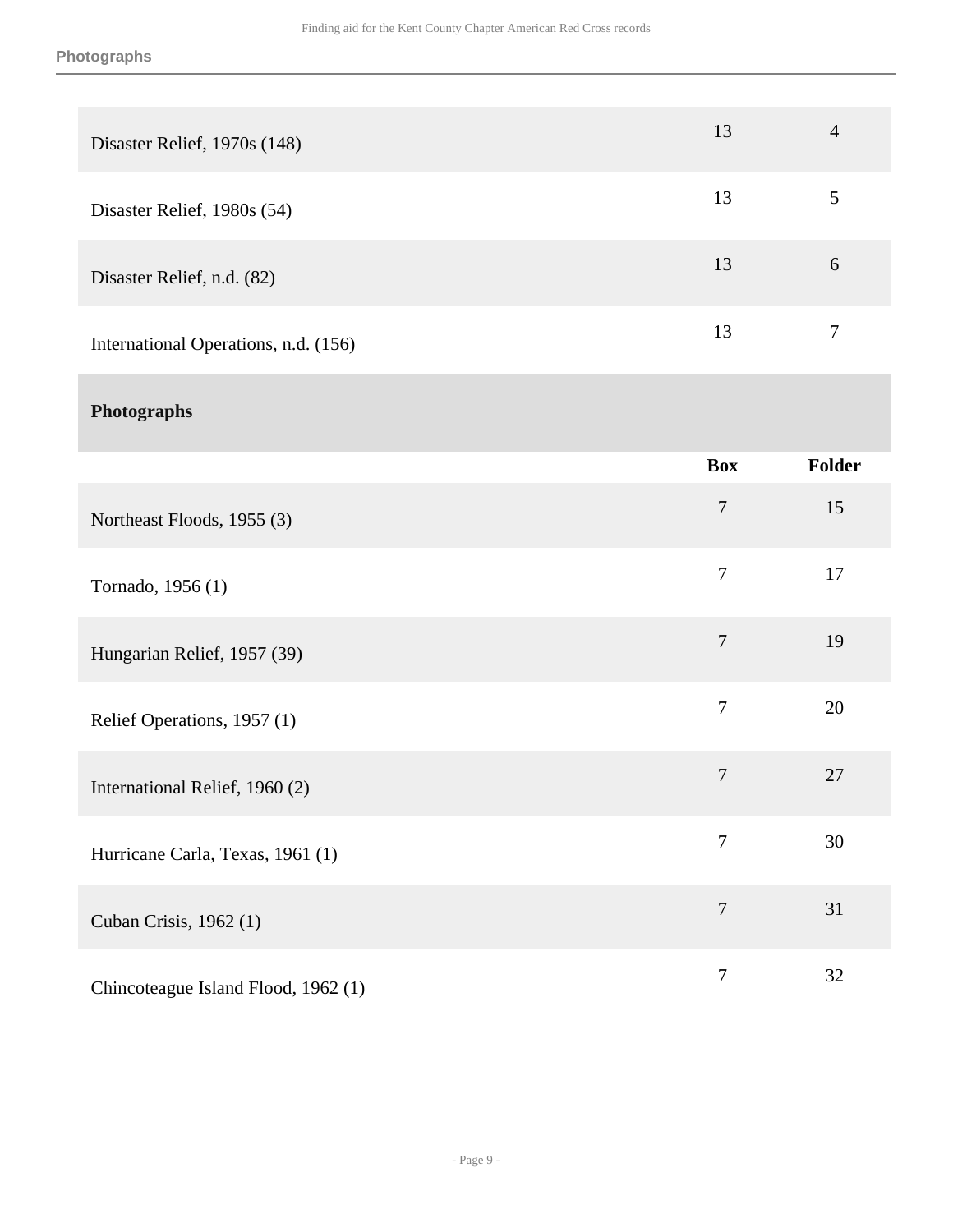| | | |
|---|---|---|
| Disaster Relief, 1970s (148) | 13 | 4 |
| Disaster Relief, 1980s (54) | 13 | 5 |
| Disaster Relief, n.d. (82) | 13 | 6 |
| International Operations, n.d. (156) | 13 | 7 |

### Photographs

| | Box | Folder |
|---|---|---|
| Northeast Floods, 1955 (3) | 7 | 15 |
| Tornado, 1956 (1) | 7 | 17 |
| Hungarian Relief, 1957 (39) | 7 | 19 |
| Relief Operations, 1957 (1) | 7 | 20 |
| International Relief, 1960 (2) | 7 | 27 |
| Hurricane Carla, Texas, 1961 (1) | 7 | 30 |
| Cuban Crisis, 1962 (1) | 7 | 31 |
| Chincoteague Island Flood, 1962 (1) | 7 | 32 |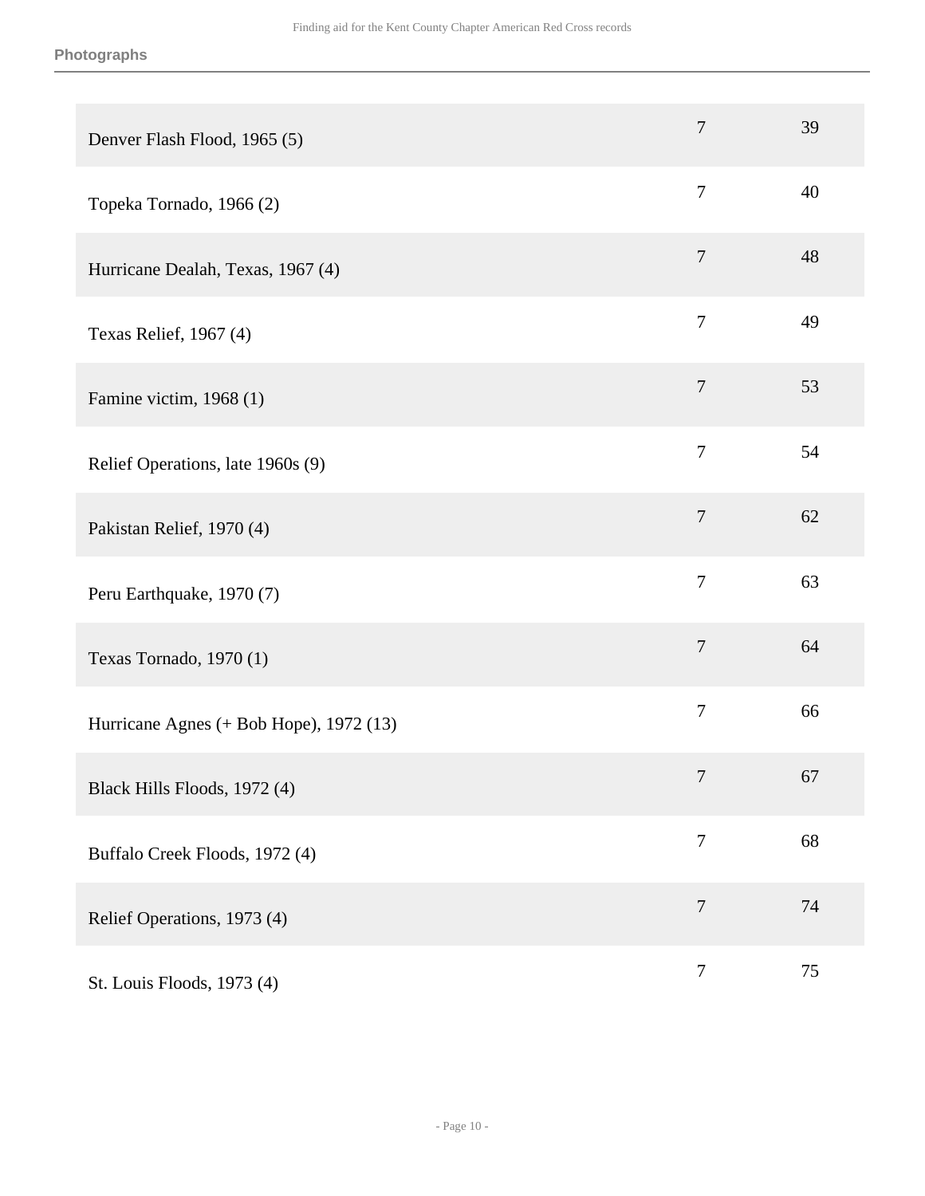| | | |
|---|---|---|
| Denver Flash Flood, 1965 (5) | 7 | 39 |
| Topeka Tornado, 1966 (2) | 7 | 40 |
| Hurricane Dealah, Texas, 1967 (4) | 7 | 48 |
| Texas Relief, 1967 (4) | 7 | 49 |
| Famine victim, 1968 (1) | 7 | 53 |
| Relief Operations, late 1960s (9) | 7 | 54 |
| Pakistan Relief, 1970 (4) | 7 | 62 |
| Peru Earthquake, 1970 (7) | 7 | 63 |
| Texas Tornado, 1970 (1) | 7 | 64 |
| Hurricane Agnes (+ Bob Hope), 1972 (13) | 7 | 66 |
| Black Hills Floods, 1972 (4) | 7 | 67 |
| Buffalo Creek Floods, 1972 (4) | 7 | 68 |
| Relief Operations, 1973 (4) | 7 | 74 |
| St. Louis Floods, 1973 (4) | 7 | 75 |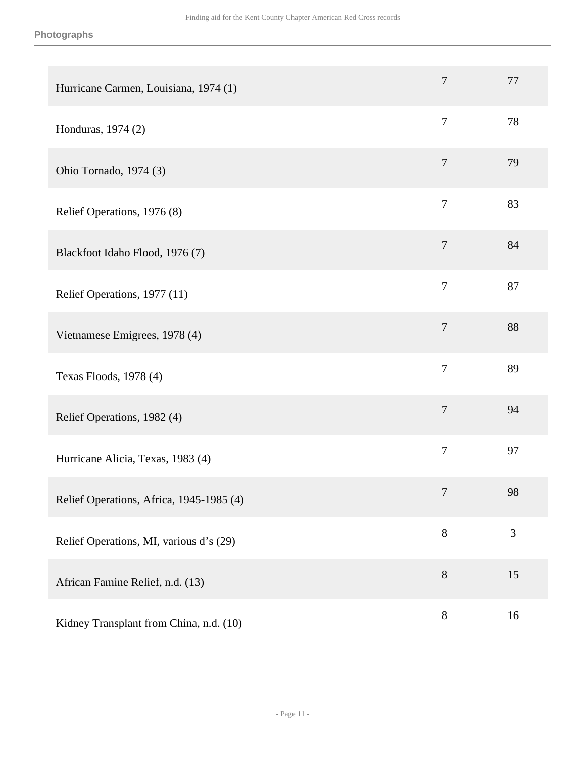| | | |
|---|---|---|
| Hurricane Carmen, Louisiana, 1974 (1) | 7 | 77 |
| Honduras, 1974 (2) | 7 | 78 |
| Ohio Tornado, 1974 (3) | 7 | 79 |
| Relief Operations, 1976 (8) | 7 | 83 |
| Blackfoot Idaho Flood, 1976 (7) | 7 | 84 |
| Relief Operations, 1977 (11) | 7 | 87 |
| Vietnamese Emigrees, 1978 (4) | 7 | 88 |
| Texas Floods, 1978 (4) | 7 | 89 |
| Relief Operations, 1982 (4) | 7 | 94 |
| Hurricane Alicia, Texas, 1983 (4) | 7 | 97 |
| Relief Operations, Africa, 1945-1985 (4) | 7 | 98 |
| Relief Operations, MI, various d’s (29) | 8 | 3 |
| African Famine Relief, n.d. (13) | 8 | 15 |
| Kidney Transplant from China, n.d. (10) | 8 | 16 |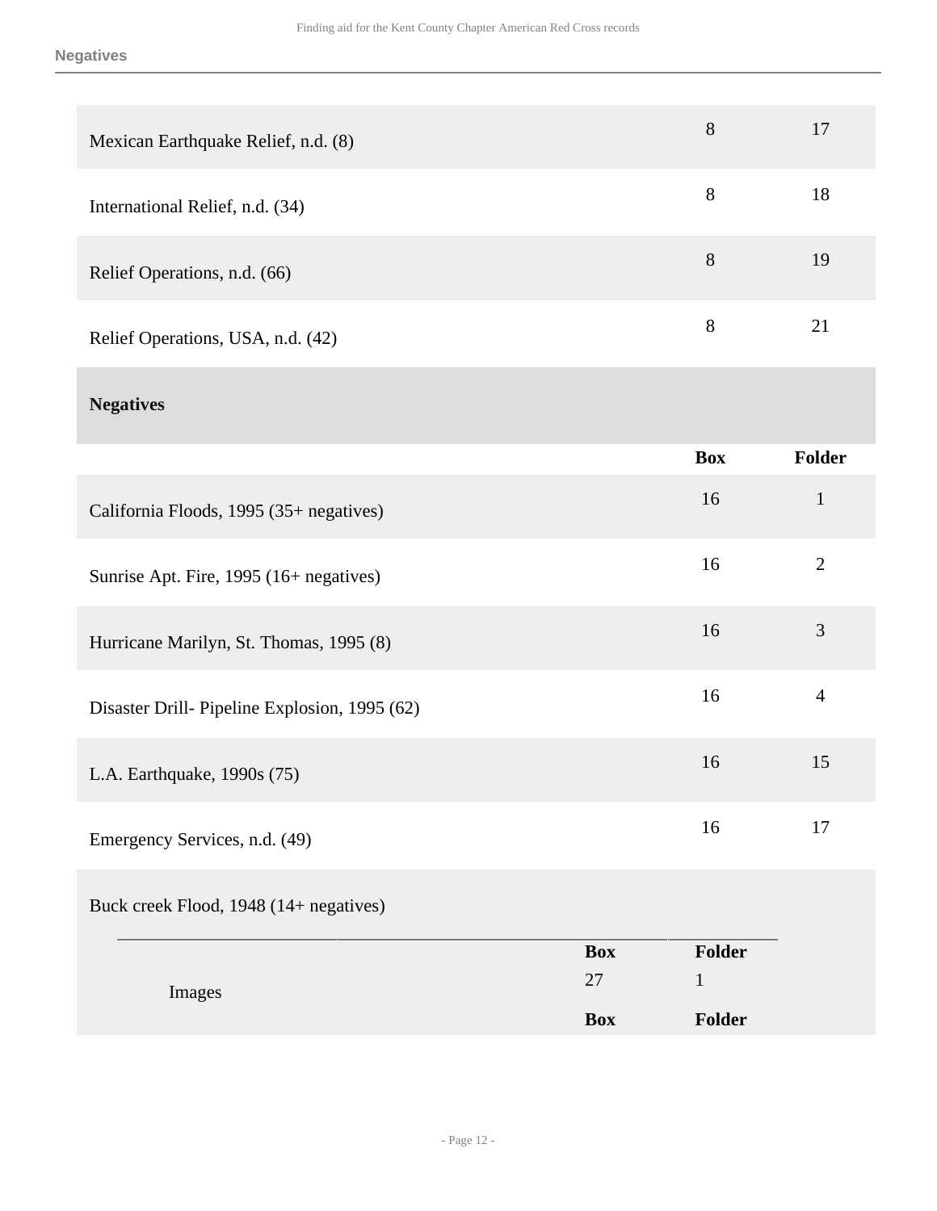| | Box | Folder |
|---|---|---|
| Mexican Earthquake Relief, n.d. (8) | 8 | 17 |
| International Relief, n.d. (34) | 8 | 18 |
| Relief Operations, n.d. (66) | 8 | 19 |
| Relief Operations, USA, n.d. (42) | 8 | 21 |

## Negatives

| | Box | Folder |
|---|---|---|
| California Floods, 1995 (35+ negatives) | 16 | 1 |
| Sunrise Apt. Fire, 1995 (16+ negatives) | 16 | 2 |
| Hurricane Marilyn, St. Thomas, 1995 (8) | 16 | 3 |
| Disaster Drill- Pipeline Explosion, 1995 (62) | 16 | 4 |
| L.A. Earthquake, 1990s (75) | 16 | 15 |
| Emergency Services, n.d. (49) | 16 | 17 |

Buck creek Flood, 1948 (14+ negatives)

| | Box | Folder |
|---|---|---|
| Images | 27 | 1 |
| | **Box** | **Folder** |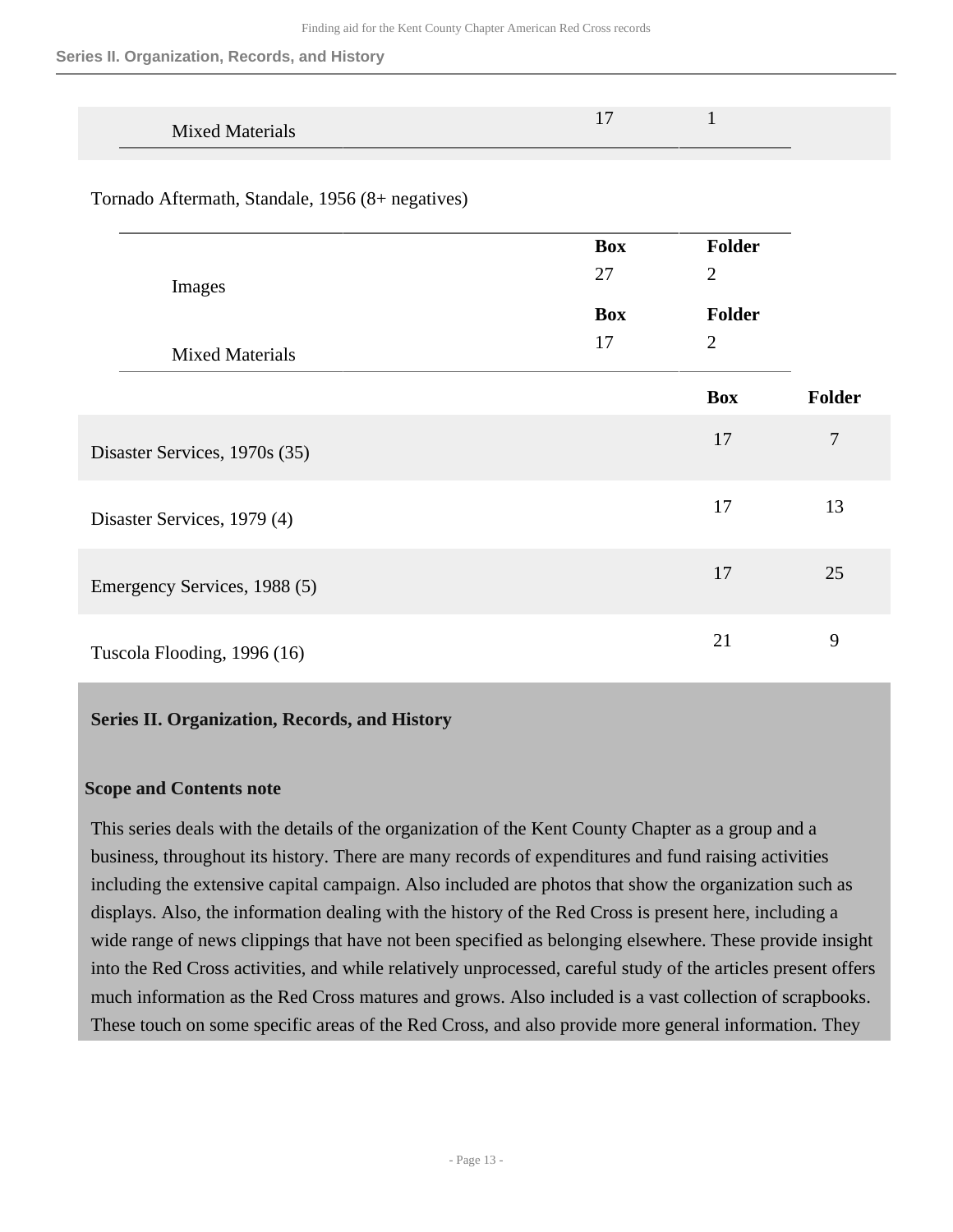| | Box | Folder |
|---|---|---|
| Mixed Materials | 17 | 1 |

Tornado Aftermath, Standale, 1956 (8+ negatives)

| | Box | Folder |
|---|---|---|
| Images | 27 | 2 |
| Mixed Materials | 17 | 2 |

| | Box | Folder |
|---|---|---|
| Disaster Services, 1970s (35) | 17 | 7 |
| Disaster Services, 1979 (4) | 17 | 13 |
| Emergency Services, 1988 (5) | 17 | 25 |
| Tuscola Flooding, 1996 (16) | 21 | 9 |

## Series II. Organization, Records, and History

### Scope and Contents note

This series deals with the details of the organization of the Kent County Chapter as a group and a business, throughout its history. There are many records of expenditures and fund raising activities including the extensive capital campaign. Also included are photos that show the organization such as displays. Also, the information dealing with the history of the Red Cross is present here, including a wide range of news clippings that have not been specified as belonging elsewhere. These provide insight into the Red Cross activities, and while relatively unprocessed, careful study of the articles present offers much information as the Red Cross matures and grows. Also included is a vast collection of scrapbooks. These touch on some specific areas of the Red Cross, and also provide more general information. They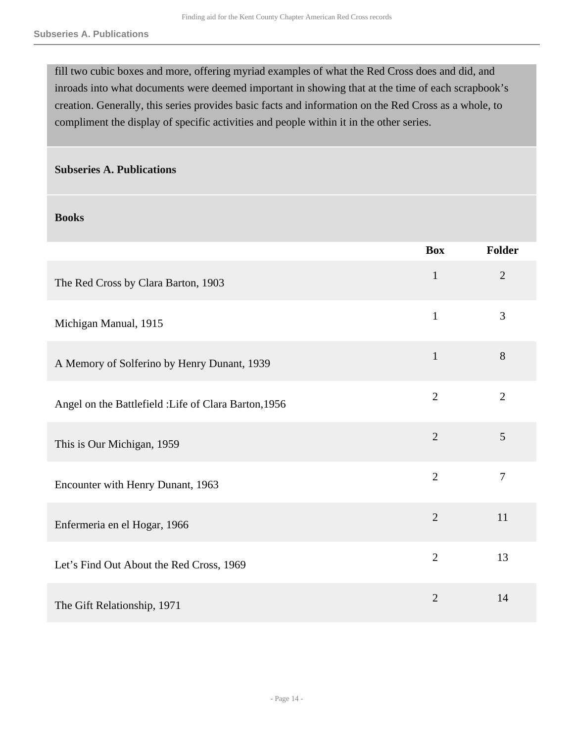fill two cubic boxes and more, offering myriad examples of what the Red Cross does and did, and inroads into what documents were deemed important in showing that at the time of each scrapbook's creation. Generally, this series provides basic facts and information on the Red Cross as a whole, to compliment the display of specific activities and people within it in the other series.

### Subseries A. Publications

#### Books

| | Box | Folder |
|---|---|---|
| The Red Cross by Clara Barton, 1903 | 1 | 2 |
| Michigan Manual, 1915 | 1 | 3 |
| A Memory of Solferino by Henry Dunant, 1939 | 1 | 8 |
| Angel on the Battlefield :Life of Clara Barton,1956 | 2 | 2 |
| This is Our Michigan, 1959 | 2 | 5 |
| Encounter with Henry Dunant, 1963 | 2 | 7 |
| Enfermeria en el Hogar, 1966 | 2 | 11 |
| Let's Find Out About the Red Cross, 1969 | 2 | 13 |
| The Gift Relationship, 1971 | 2 | 14 |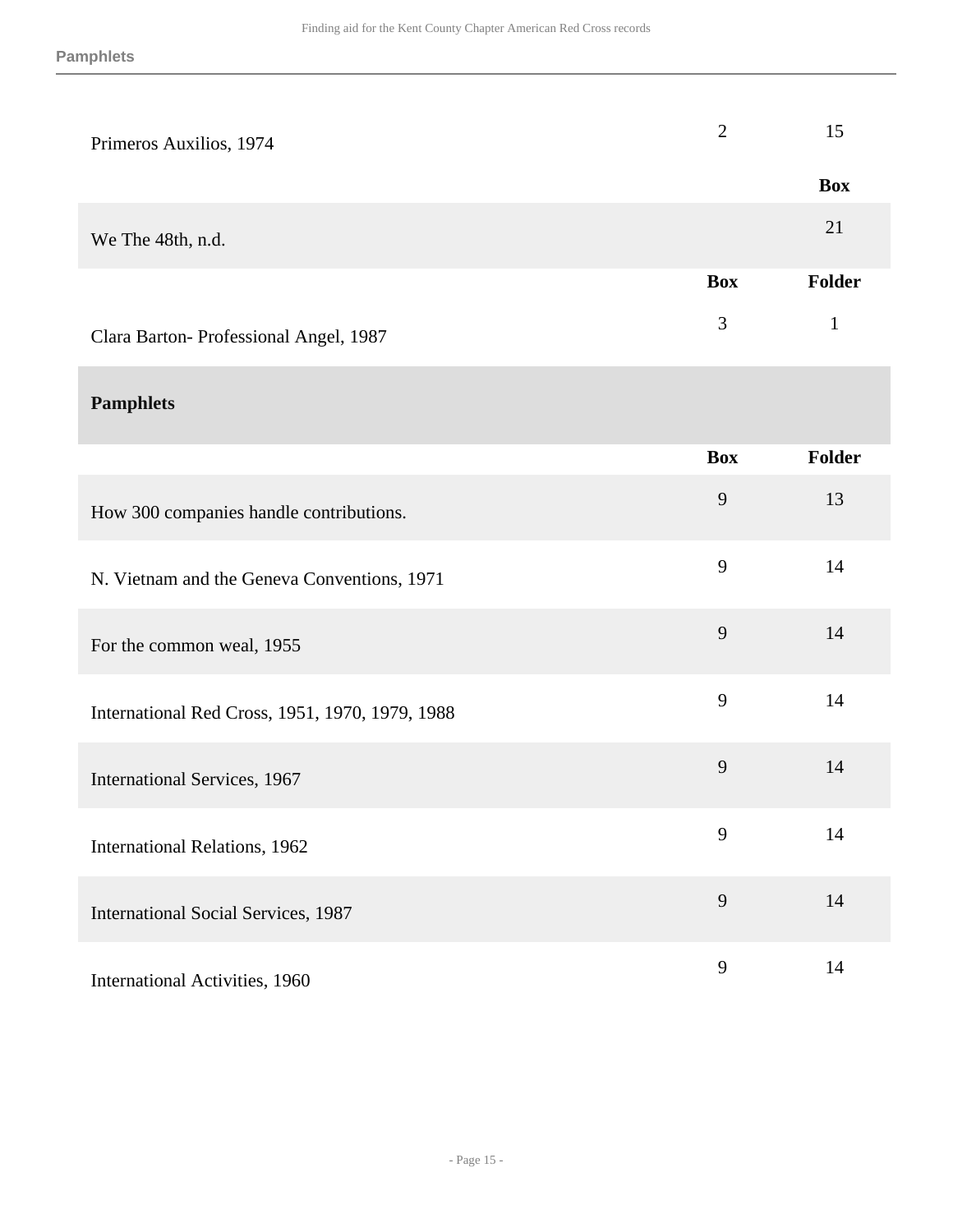| | | |
|---|---|---|
| Primeros Auxilios, 1974 | 2 | 15 |

| | Box |
|---|---|
| We The 48th, n.d. | 21 |

| | Box | Folder |
|---|---|---|
| Clara Barton- Professional Angel, 1987 | 3 | 1 |

## Pamphlets

| | Box | Folder |
|---|---|---|
| How 300 companies handle contributions. | 9 | 13 |
| N. Vietnam and the Geneva Conventions, 1971 | 9 | 14 |
| For the common weal, 1955 | 9 | 14 |
| International Red Cross, 1951, 1970, 1979, 1988 | 9 | 14 |
| International Services, 1967 | 9 | 14 |
| International Relations, 1962 | 9 | 14 |
| International Social Services, 1987 | 9 | 14 |
| International Activities, 1960 | 9 | 14 |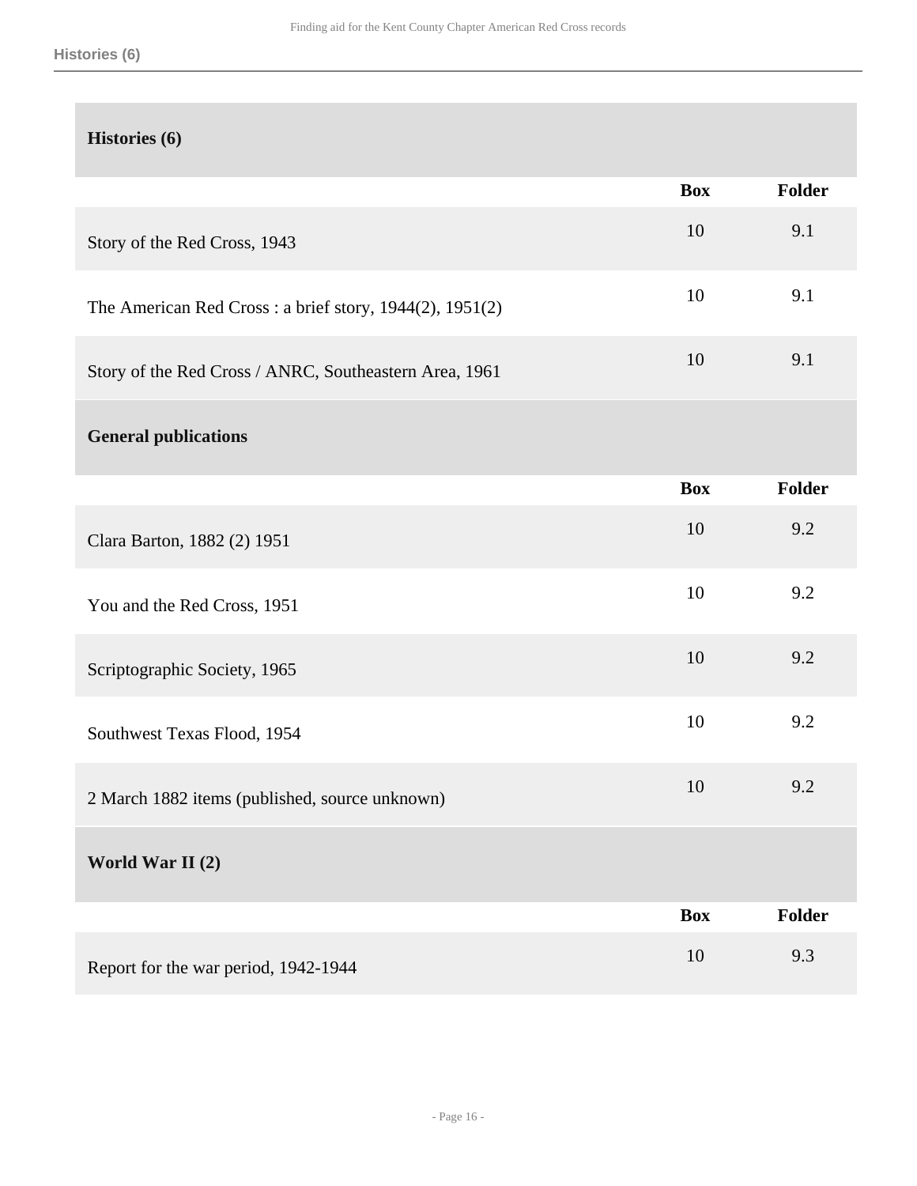## Histories (6)

| | Box | Folder |
|---|---|---|
| Story of the Red Cross, 1943 | 10 | 9.1 |
| The American Red Cross : a brief story, 1944(2), 1951(2) | 10 | 9.1 |
| Story of the Red Cross / ANRC, Southeastern Area, 1961 | 10 | 9.1 |

## General publications

| | Box | Folder |
|---|---|---|
| Clara Barton, 1882 (2) 1951 | 10 | 9.2 |
| You and the Red Cross, 1951 | 10 | 9.2 |
| Scriptographic Society, 1965 | 10 | 9.2 |
| Southwest Texas Flood, 1954 | 10 | 9.2 |
| 2 March 1882 items (published, source unknown) | 10 | 9.2 |

## World War II (2)

| | Box | Folder |
|---|---|---|
| Report for the war period, 1942-1944 | 10 | 9.3 |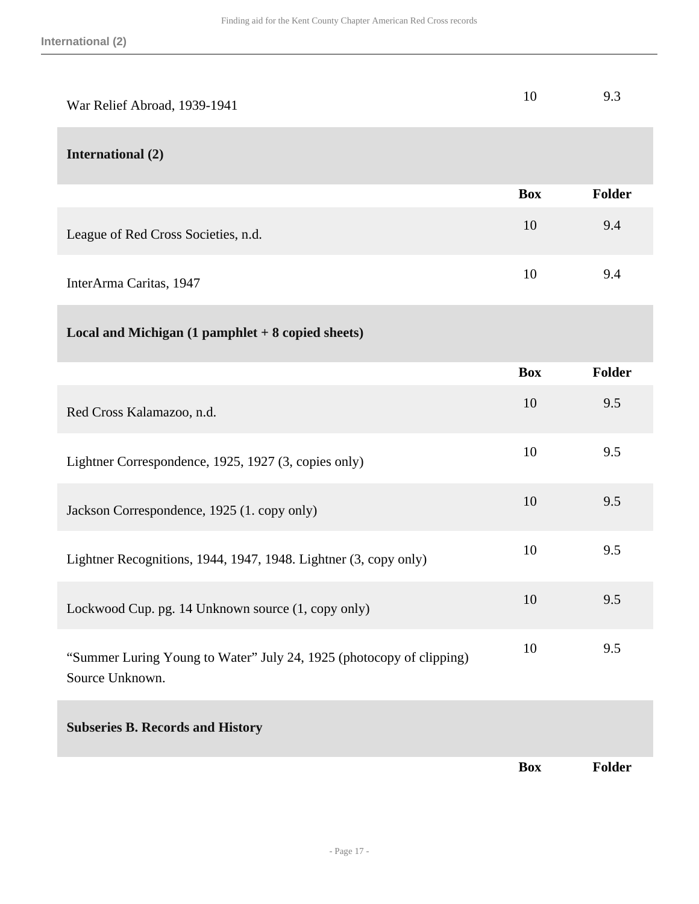| | Box | Folder |
| --- | --- | --- |
| War Relief Abroad, 1939-1941 | 10 | 9.3 |

**International (2)**

| | Box | Folder |
| --- | --- | --- |
| League of Red Cross Societies, n.d. | 10 | 9.4 |
| InterArma Caritas, 1947 | 10 | 9.4 |

**Local and Michigan (1 pamphlet + 8 copied sheets)**

| | Box | Folder |
| --- | --- | --- |
| Red Cross Kalamazoo, n.d. | 10 | 9.5 |
| Lightner Correspondence, 1925, 1927 (3, copies only) | 10 | 9.5 |
| Jackson Correspondence, 1925 (1. copy only) | 10 | 9.5 |
| Lightner Recognitions, 1944, 1947, 1948. Lightner (3, copy only) | 10 | 9.5 |
| Lockwood Cup. pg. 14 Unknown source (1, copy only) | 10 | 9.5 |
| "Summer Luring Young to Water" July 24, 1925 (photocopy of clipping) Source Unknown. | 10 | 9.5 |

**Subseries B. Records and History**

| | Box | Folder |
| --- | --- | --- |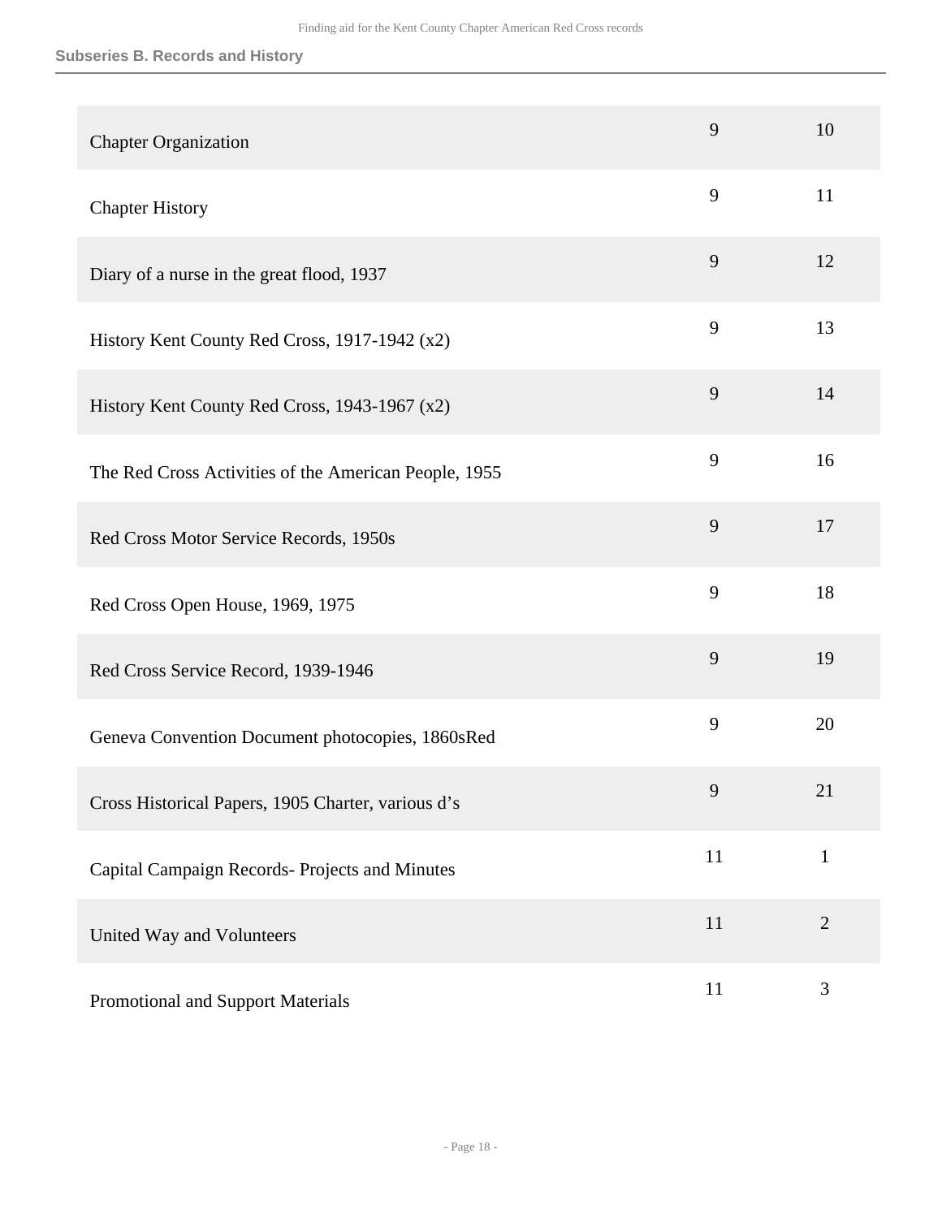## Subseries B. Records and History

| | | |
|---|---|---|
| Chapter Organization | 9 | 10 |
| Chapter History | 9 | 11 |
| Diary of a nurse in the great flood, 1937 | 9 | 12 |
| History Kent County Red Cross, 1917-1942 (x2) | 9 | 13 |
| History Kent County Red Cross, 1943-1967 (x2) | 9 | 14 |
| The Red Cross Activities of the American People, 1955 | 9 | 16 |
| Red Cross Motor Service Records, 1950s | 9 | 17 |
| Red Cross Open House, 1969, 1975 | 9 | 18 |
| Red Cross Service Record, 1939-1946 | 9 | 19 |
| Geneva Convention Document photocopies, 1860sRed | 9 | 20 |
| Cross Historical Papers, 1905 Charter, various d's | 9 | 21 |
| Capital Campaign Records- Projects and Minutes | 11 | 1 |
| United Way and Volunteers | 11 | 2 |
| Promotional and Support Materials | 11 | 3 |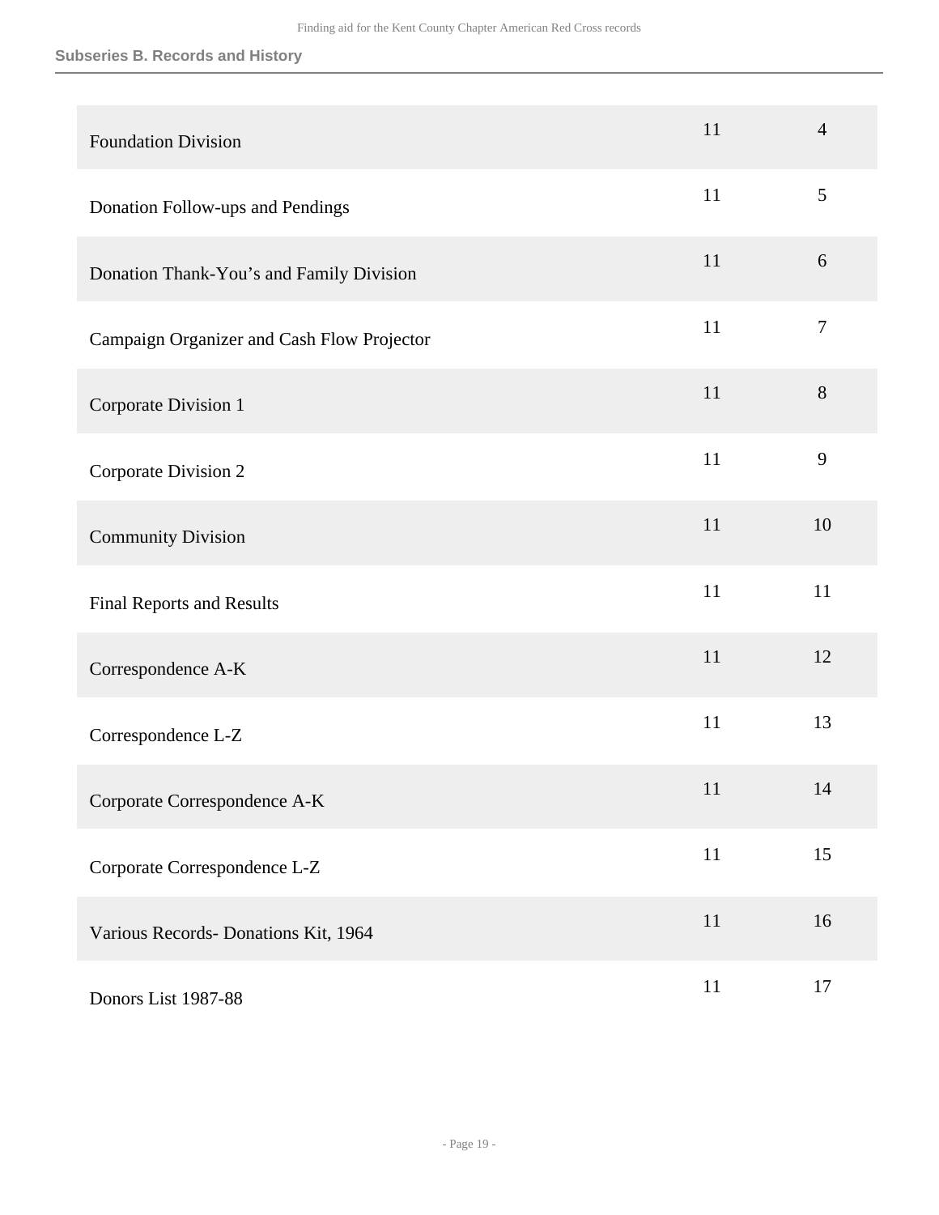| | | |
|---|---|---|
| Foundation Division | 11 | 4 |
| Donation Follow-ups and Pendings | 11 | 5 |
| Donation Thank-You's and Family Division | 11 | 6 |
| Campaign Organizer and Cash Flow Projector | 11 | 7 |
| Corporate Division 1 | 11 | 8 |
| Corporate Division 2 | 11 | 9 |
| Community Division | 11 | 10 |
| Final Reports and Results | 11 | 11 |
| Correspondence A-K | 11 | 12 |
| Correspondence L-Z | 11 | 13 |
| Corporate Correspondence A-K | 11 | 14 |
| Corporate Correspondence L-Z | 11 | 15 |
| Various Records- Donations Kit, 1964 | 11 | 16 |
| Donors List 1987-88 | 11 | 17 |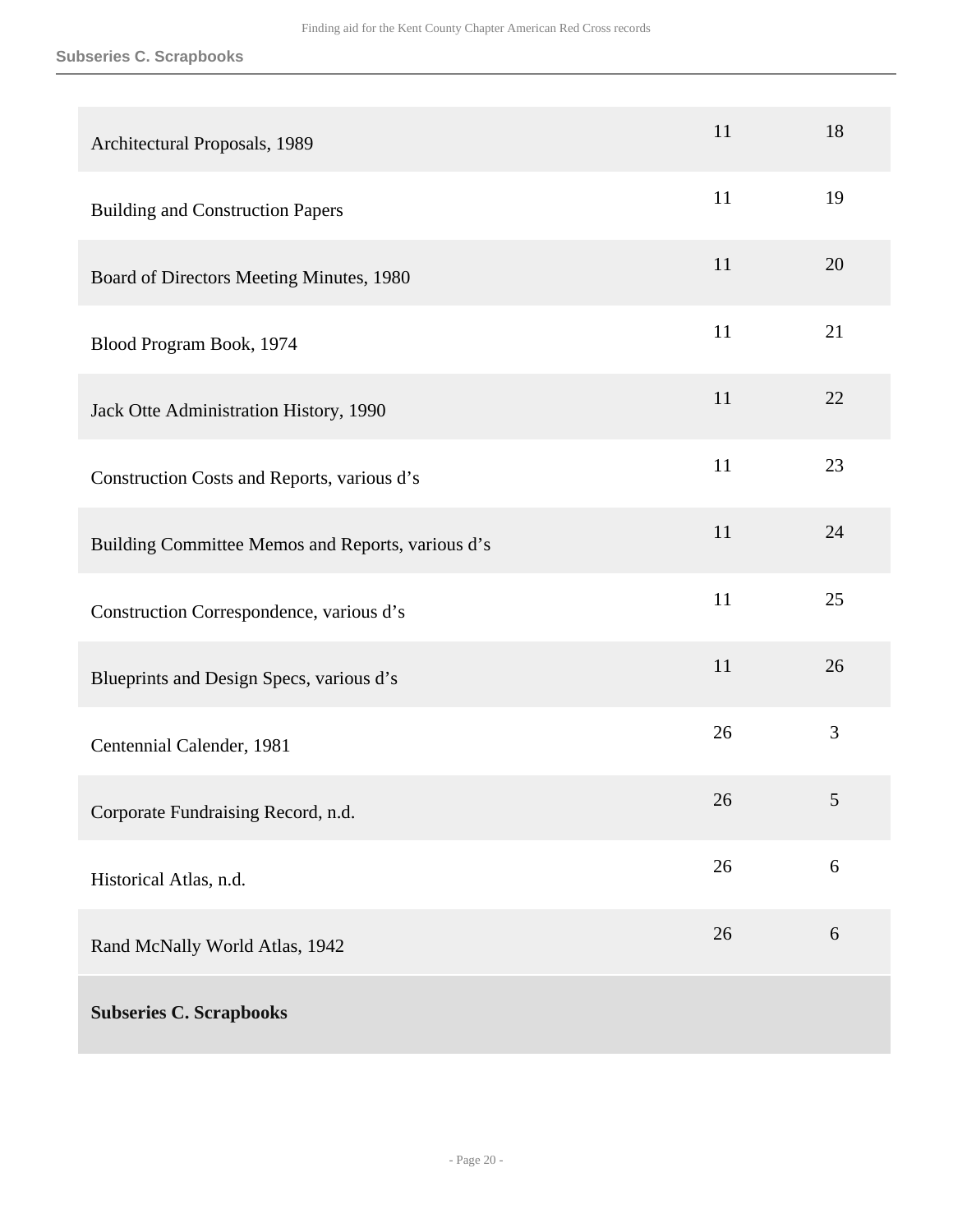| | | |
|---|---|---|
| Architectural Proposals, 1989 | 11 | 18 |
| Building and Construction Papers | 11 | 19 |
| Board of Directors Meeting Minutes, 1980 | 11 | 20 |
| Blood Program Book, 1974 | 11 | 21 |
| Jack Otte Administration History, 1990 | 11 | 22 |
| Construction Costs and Reports, various d's | 11 | 23 |
| Building Committee Memos and Reports, various d's | 11 | 24 |
| Construction Correspondence, various d's | 11 | 25 |
| Blueprints and Design Specs, various d's | 11 | 26 |
| Centennial Calender, 1981 | 26 | 3 |
| Corporate Fundraising Record, n.d. | 26 | 5 |
| Historical Atlas, n.d. | 26 | 6 |
| Rand McNally World Atlas, 1942 | 26 | 6 |

**Subseries C. Scrapbooks**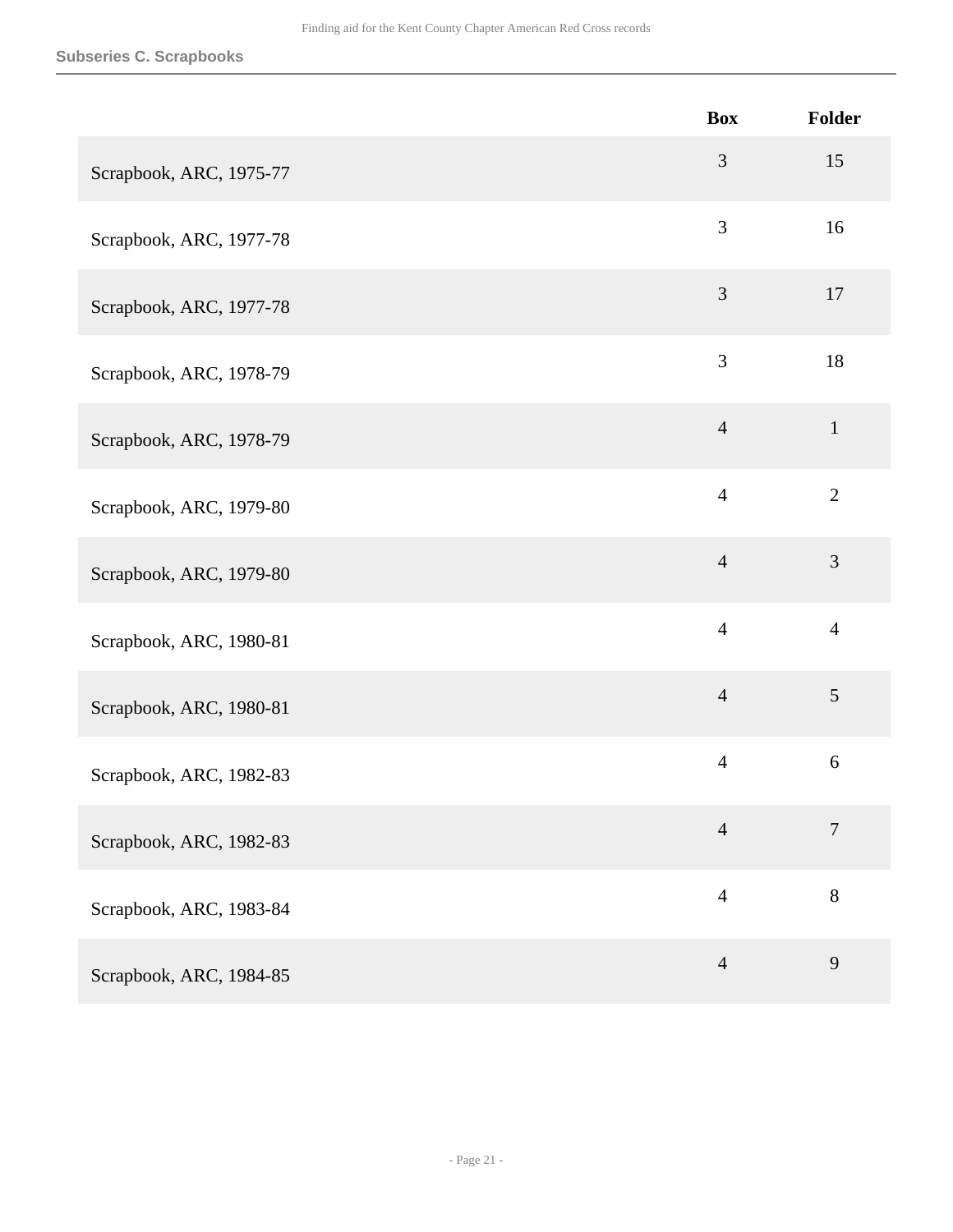## Subseries C. Scrapbooks

| | Box | Folder |
|---|---|---|
| Scrapbook, ARC, 1975-77 | 3 | 15 |
| Scrapbook, ARC, 1977-78 | 3 | 16 |
| Scrapbook, ARC, 1977-78 | 3 | 17 |
| Scrapbook, ARC, 1978-79 | 3 | 18 |
| Scrapbook, ARC, 1978-79 | 4 | 1 |
| Scrapbook, ARC, 1979-80 | 4 | 2 |
| Scrapbook, ARC, 1979-80 | 4 | 3 |
| Scrapbook, ARC, 1980-81 | 4 | 4 |
| Scrapbook, ARC, 1980-81 | 4 | 5 |
| Scrapbook, ARC, 1982-83 | 4 | 6 |
| Scrapbook, ARC, 1982-83 | 4 | 7 |
| Scrapbook, ARC, 1983-84 | 4 | 8 |
| Scrapbook, ARC, 1984-85 | 4 | 9 |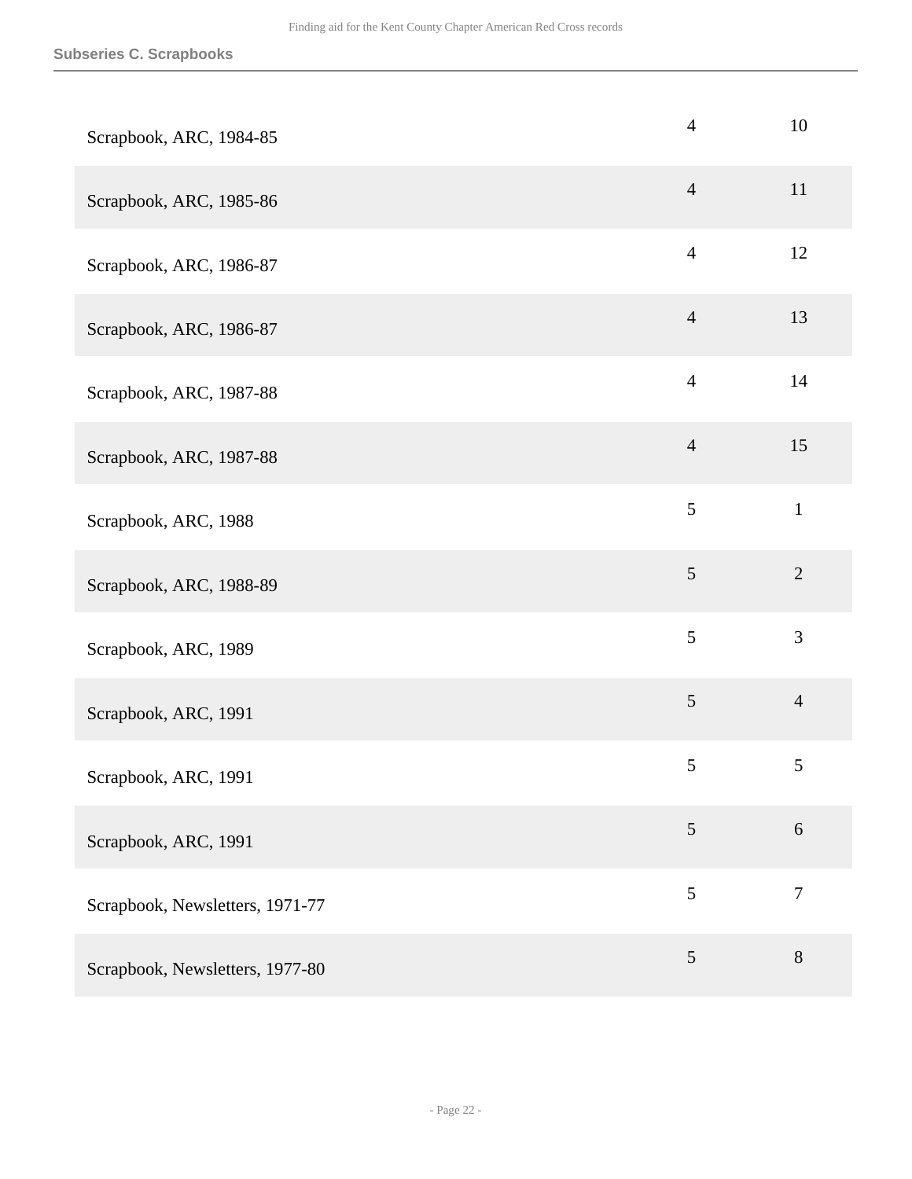| | | |
|---|---|---|
| Scrapbook, ARC, 1984-85 | 4 | 10 |
| Scrapbook, ARC, 1985-86 | 4 | 11 |
| Scrapbook, ARC, 1986-87 | 4 | 12 |
| Scrapbook, ARC, 1986-87 | 4 | 13 |
| Scrapbook, ARC, 1987-88 | 4 | 14 |
| Scrapbook, ARC, 1987-88 | 4 | 15 |
| Scrapbook, ARC, 1988 | 5 | 1 |
| Scrapbook, ARC, 1988-89 | 5 | 2 |
| Scrapbook, ARC, 1989 | 5 | 3 |
| Scrapbook, ARC, 1991 | 5 | 4 |
| Scrapbook, ARC, 1991 | 5 | 5 |
| Scrapbook, ARC, 1991 | 5 | 6 |
| Scrapbook, Newsletters, 1971-77 | 5 | 7 |
| Scrapbook, Newsletters, 1977-80 | 5 | 8 |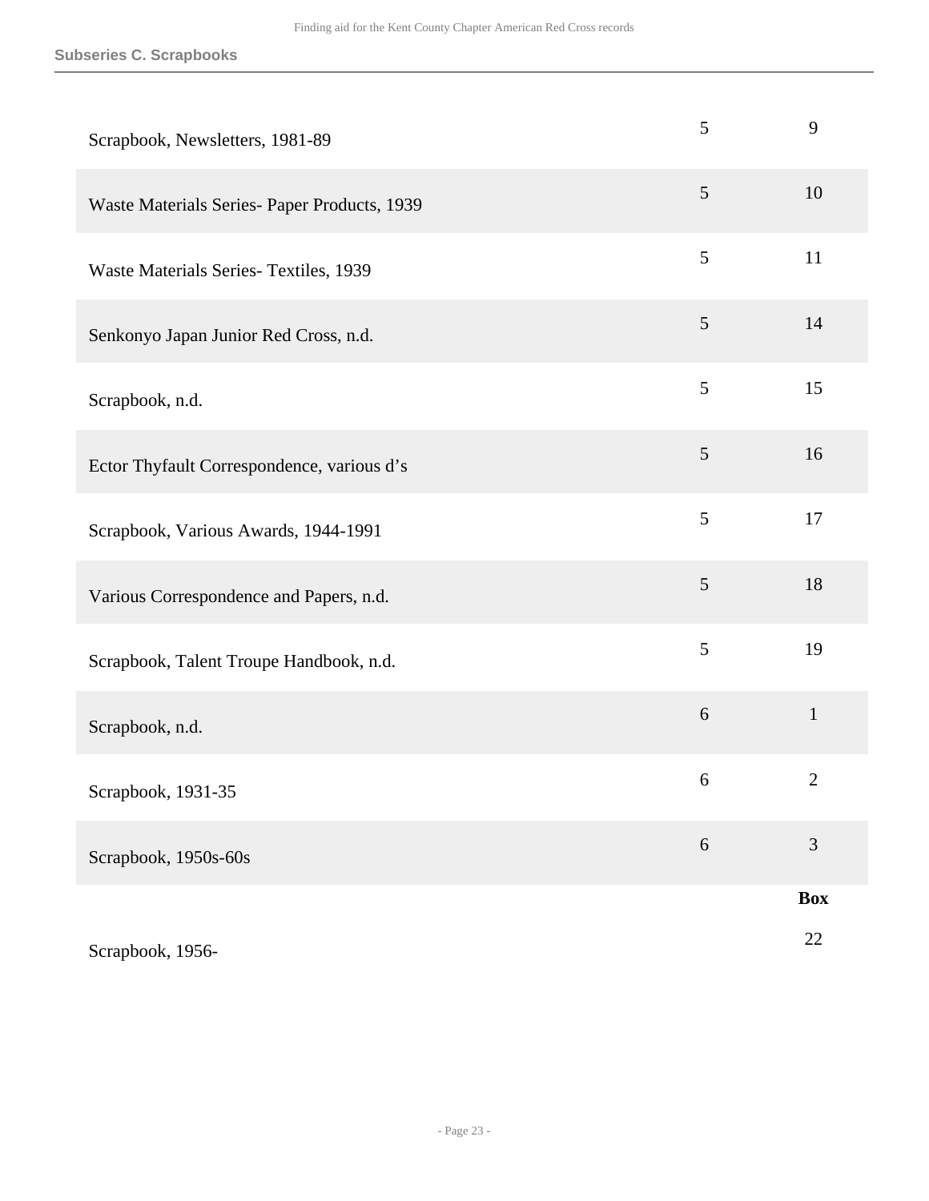### Subseries C. Scrapbooks

| | | |
|---|---|---|
| Scrapbook, Newsletters, 1981-89 | 5 | 9 |
| Waste Materials Series- Paper Products, 1939 | 5 | 10 |
| Waste Materials Series- Textiles, 1939 | 5 | 11 |
| Senkonyo Japan Junior Red Cross, n.d. | 5 | 14 |
| Scrapbook, n.d. | 5 | 15 |
| Ector Thyfault Correspondence, various d’s | 5 | 16 |
| Scrapbook, Various Awards, 1944-1991 | 5 | 17 |
| Various Correspondence and Papers, n.d. | 5 | 18 |
| Scrapbook, Talent Troupe Handbook, n.d. | 5 | 19 |
| Scrapbook, n.d. | 6 | 1 |
| Scrapbook, 1931-35 | 6 | 2 |
| Scrapbook, 1950s-60s | 6 | 3 |

| | **Box** |
|---|---|
| Scrapbook, 1956- | 22 |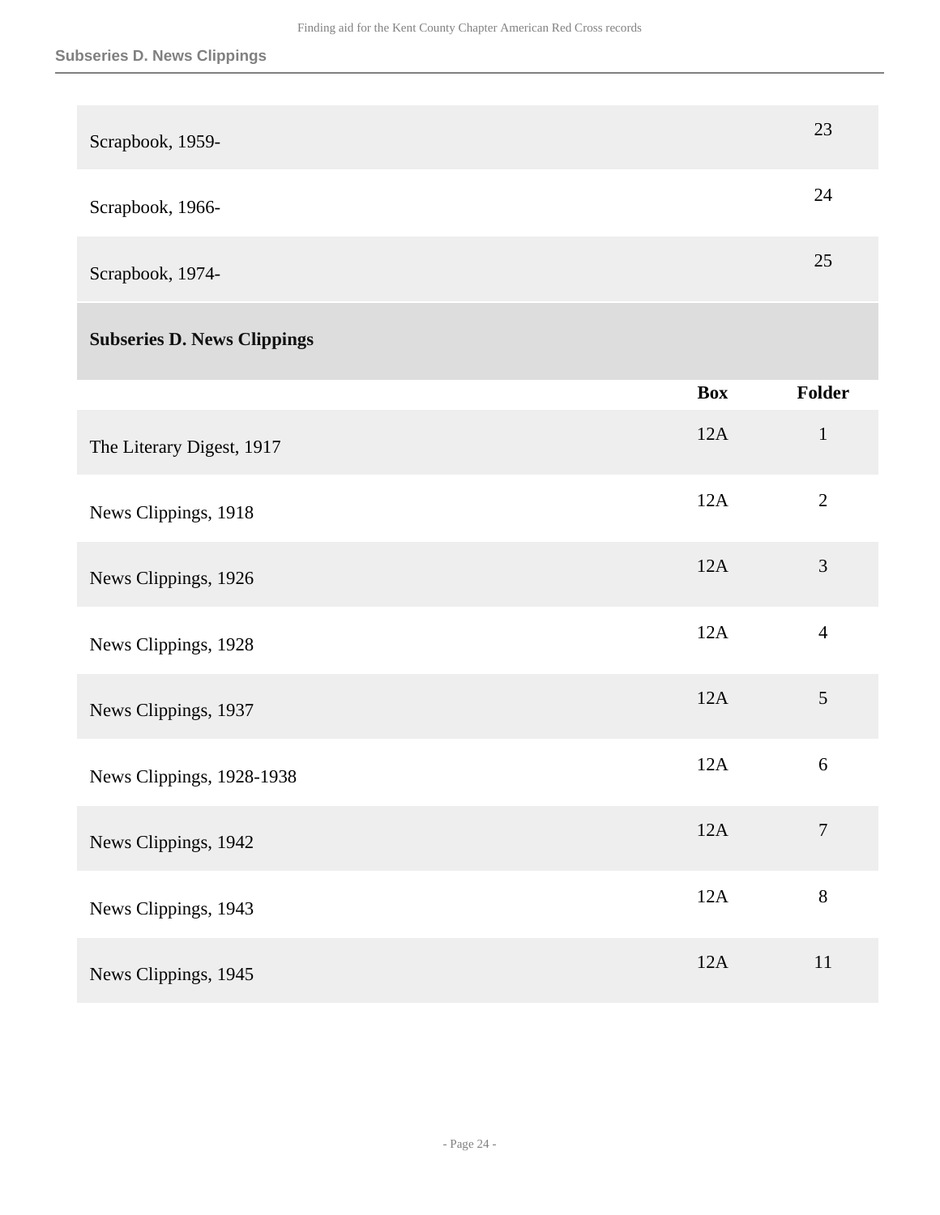| | | |
|---|---|---|
| Scrapbook, 1959- | | 23 |
| Scrapbook, 1966- | | 24 |
| Scrapbook, 1974- | | 25 |

## Subseries D. News Clippings

| | Box | Folder |
|---|---|---|
| The Literary Digest, 1917 | 12A | 1 |
| News Clippings, 1918 | 12A | 2 |
| News Clippings, 1926 | 12A | 3 |
| News Clippings, 1928 | 12A | 4 |
| News Clippings, 1937 | 12A | 5 |
| News Clippings, 1928-1938 | 12A | 6 |
| News Clippings, 1942 | 12A | 7 |
| News Clippings, 1943 | 12A | 8 |
| News Clippings, 1945 | 12A | 11 |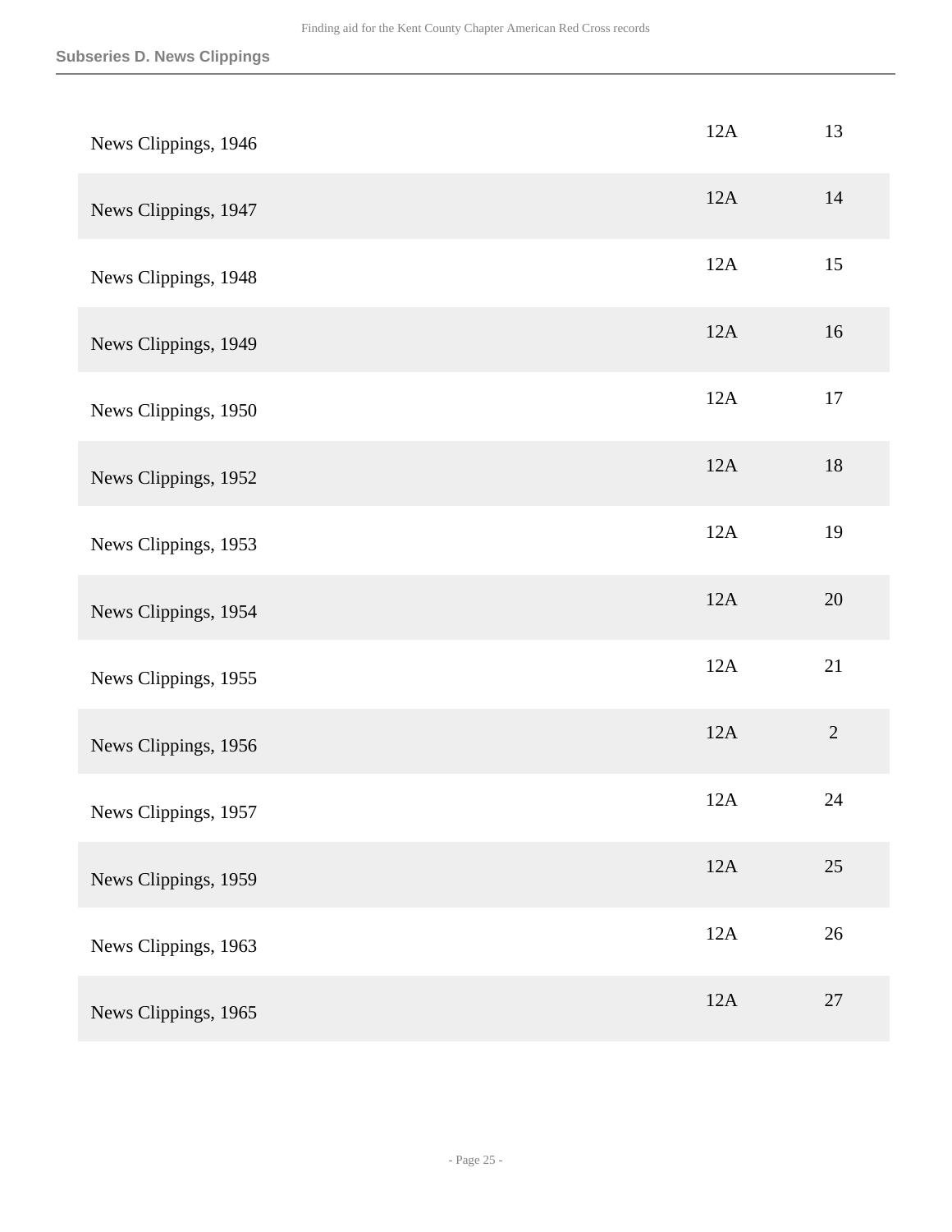### Subseries D. News Clippings

| | | |
|---|---|---|
| News Clippings, 1946 | 12A | 13 |
| News Clippings, 1947 | 12A | 14 |
| News Clippings, 1948 | 12A | 15 |
| News Clippings, 1949 | 12A | 16 |
| News Clippings, 1950 | 12A | 17 |
| News Clippings, 1952 | 12A | 18 |
| News Clippings, 1953 | 12A | 19 |
| News Clippings, 1954 | 12A | 20 |
| News Clippings, 1955 | 12A | 21 |
| News Clippings, 1956 | 12A | 2 |
| News Clippings, 1957 | 12A | 24 |
| News Clippings, 1959 | 12A | 25 |
| News Clippings, 1963 | 12A | 26 |
| News Clippings, 1965 | 12A | 27 |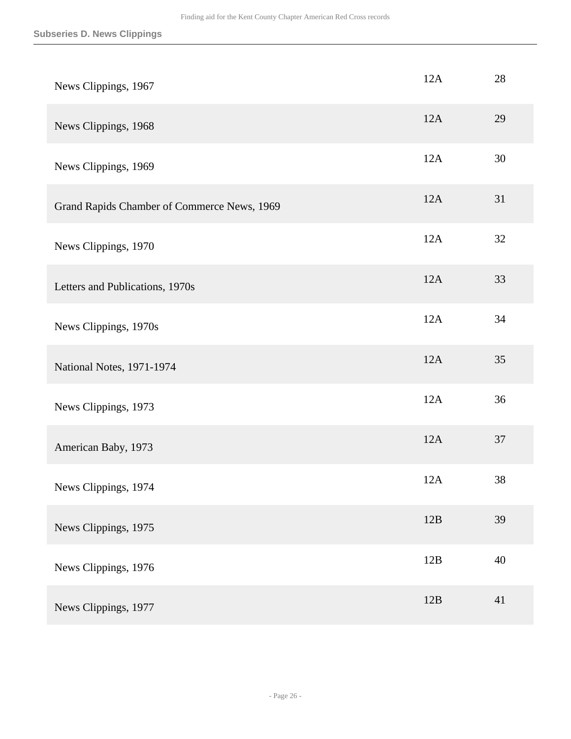| | | |
|---|---|---|
| News Clippings, 1967 | 12A | 28 |
| News Clippings, 1968 | 12A | 29 |
| News Clippings, 1969 | 12A | 30 |
| Grand Rapids Chamber of Commerce News, 1969 | 12A | 31 |
| News Clippings, 1970 | 12A | 32 |
| Letters and Publications, 1970s | 12A | 33 |
| News Clippings, 1970s | 12A | 34 |
| National Notes, 1971-1974 | 12A | 35 |
| News Clippings, 1973 | 12A | 36 |
| American Baby, 1973 | 12A | 37 |
| News Clippings, 1974 | 12A | 38 |
| News Clippings, 1975 | 12B | 39 |
| News Clippings, 1976 | 12B | 40 |
| News Clippings, 1977 | 12B | 41 |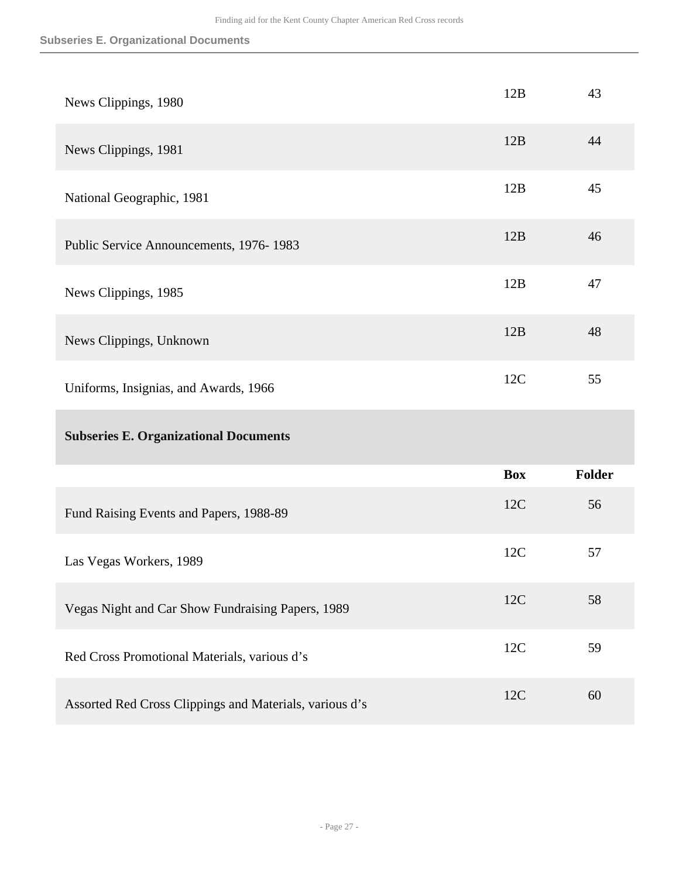| | Box | Folder |
|---|---|---|
| News Clippings, 1980 | 12B | 43 |
| News Clippings, 1981 | 12B | 44 |
| National Geographic, 1981 | 12B | 45 |
| Public Service Announcements, 1976- 1983 | 12B | 46 |
| News Clippings, 1985 | 12B | 47 |
| News Clippings, Unknown | 12B | 48 |
| Uniforms, Insignias, and Awards, 1966 | 12C | 55 |

### Subseries E. Organizational Documents

| | Box | Folder |
|---|---|---|
| Fund Raising Events and Papers, 1988-89 | 12C | 56 |
| Las Vegas Workers, 1989 | 12C | 57 |
| Vegas Night and Car Show Fundraising Papers, 1989 | 12C | 58 |
| Red Cross Promotional Materials, various d's | 12C | 59 |
| Assorted Red Cross Clippings and Materials, various d's | 12C | 60 |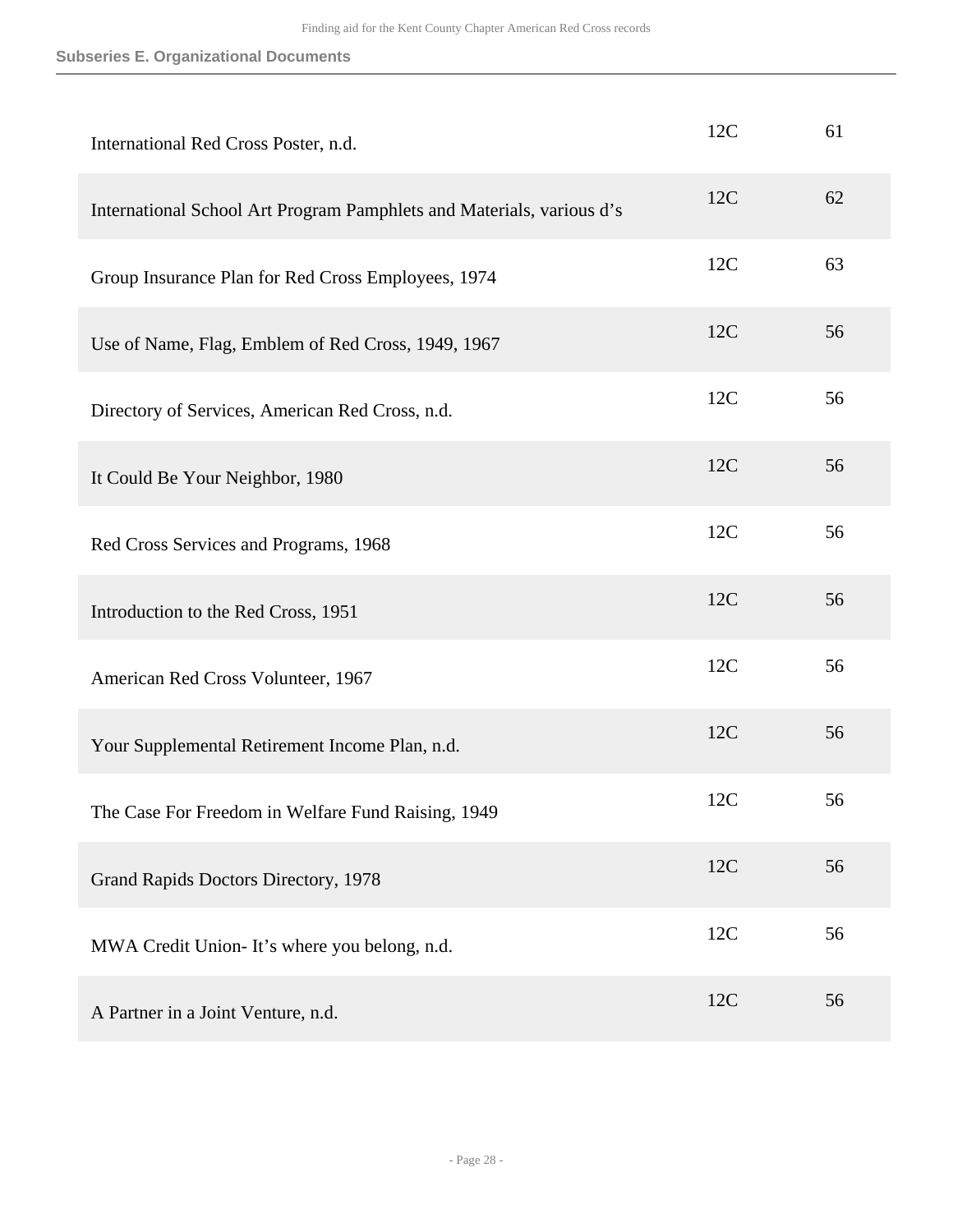### Subseries E. Organizational Documents

| | | |
|---|---|---|
| International Red Cross Poster, n.d. | 12C | 61 |
| International School Art Program Pamphlets and Materials, various d's | 12C | 62 |
| Group Insurance Plan for Red Cross Employees, 1974 | 12C | 63 |
| Use of Name, Flag, Emblem of Red Cross, 1949, 1967 | 12C | 56 |
| Directory of Services, American Red Cross, n.d. | 12C | 56 |
| It Could Be Your Neighbor, 1980 | 12C | 56 |
| Red Cross Services and Programs, 1968 | 12C | 56 |
| Introduction to the Red Cross, 1951 | 12C | 56 |
| American Red Cross Volunteer, 1967 | 12C | 56 |
| Your Supplemental Retirement Income Plan, n.d. | 12C | 56 |
| The Case For Freedom in Welfare Fund Raising, 1949 | 12C | 56 |
| Grand Rapids Doctors Directory, 1978 | 12C | 56 |
| MWA Credit Union- It's where you belong, n.d. | 12C | 56 |
| A Partner in a Joint Venture, n.d. | 12C | 56 |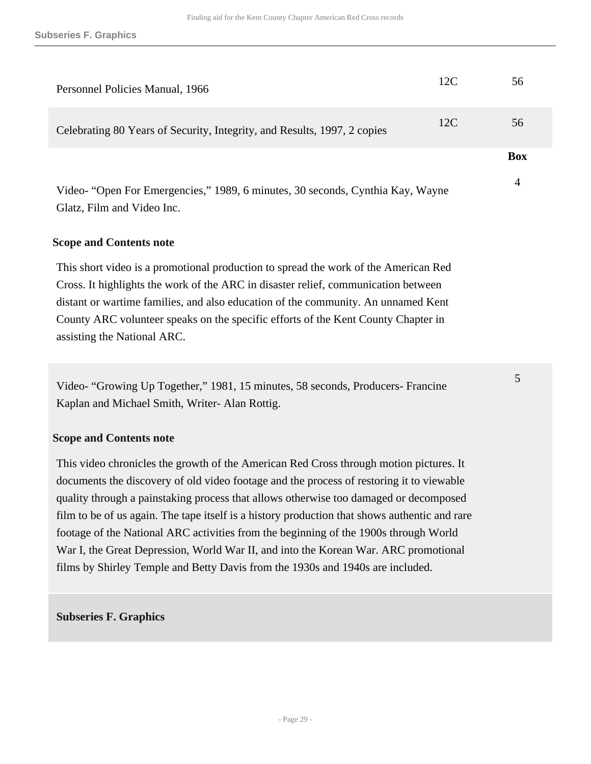| | | |
|---|---|---|
| Personnel Policies Manual, 1966 | 12C | 56 |
| Celebrating 80 Years of Security, Integrity, and Results, 1997, 2 copies | 12C | 56 |

| | Box |
|---|---|
| Video- "Open For Emergencies," 1989, 6 minutes, 30 seconds, Cynthia Kay, Wayne Glatz, Film and Video Inc. | 4 |

**Scope and Contents note**

This short video is a promotional production to spread the work of the American Red Cross. It highlights the work of the ARC in disaster relief, communication between distant or wartime families, and also education of the community. An unnamed Kent County ARC volunteer speaks on the specific efforts of the Kent County Chapter in assisting the National ARC.

| | |
|---|---|
| Video- "Growing Up Together," 1981, 15 minutes, 58 seconds, Producers- Francine Kaplan and Michael Smith, Writer- Alan Rottig. | 5 |

**Scope and Contents note**

This video chronicles the growth of the American Red Cross through motion pictures. It documents the discovery of old video footage and the process of restoring it to viewable quality through a painstaking process that allows otherwise too damaged or decomposed film to be of us again. The tape itself is a history production that shows authentic and rare footage of the National ARC activities from the beginning of the 1900s through World War I, the Great Depression, World War II, and into the Korean War. ARC promotional films by Shirley Temple and Betty Davis from the 1930s and 1940s are included.

**Subseries F. Graphics**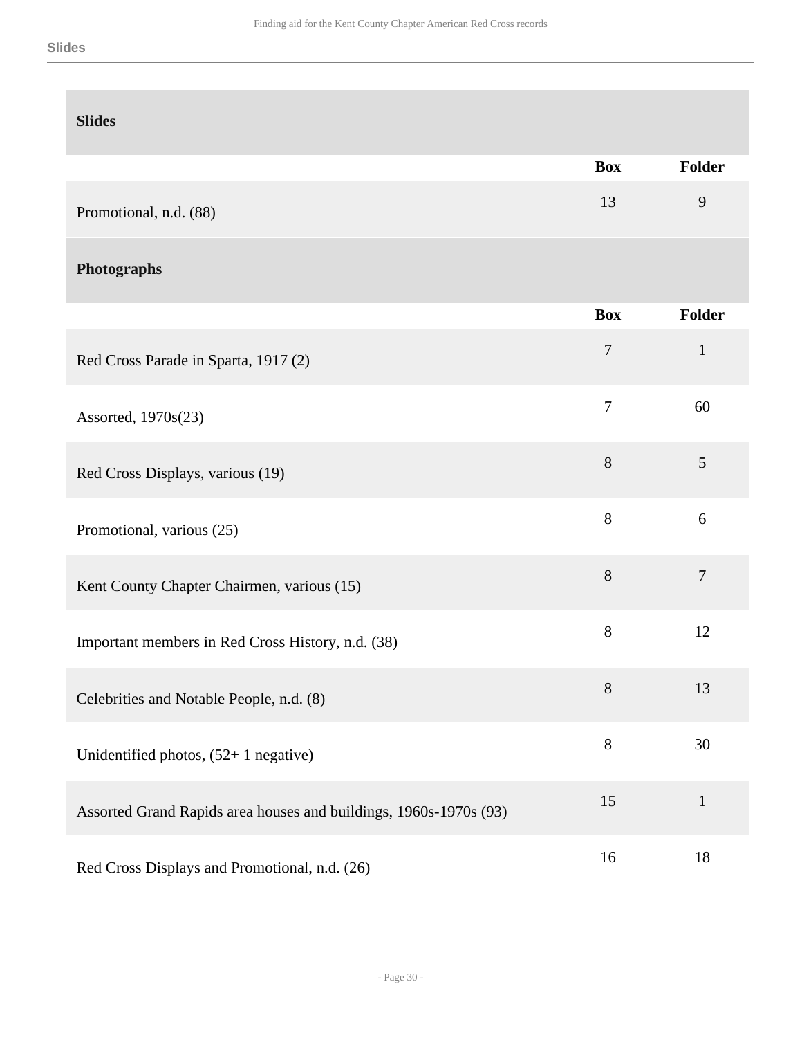## Slides

| | Box | Folder |
|---|---|---|
| Promotional, n.d. (88) | 13 | 9 |

## Photographs

| | Box | Folder |
|---|---|---|
| Red Cross Parade in Sparta, 1917 (2) | 7 | 1 |
| Assorted, 1970s(23) | 7 | 60 |
| Red Cross Displays, various (19) | 8 | 5 |
| Promotional, various (25) | 8 | 6 |
| Kent County Chapter Chairmen, various (15) | 8 | 7 |
| Important members in Red Cross History, n.d. (38) | 8 | 12 |
| Celebrities and Notable People, n.d. (8) | 8 | 13 |
| Unidentified photos, (52+ 1 negative) | 8 | 30 |
| Assorted Grand Rapids area houses and buildings, 1960s-1970s (93) | 15 | 1 |
| Red Cross Displays and Promotional, n.d. (26) | 16 | 18 |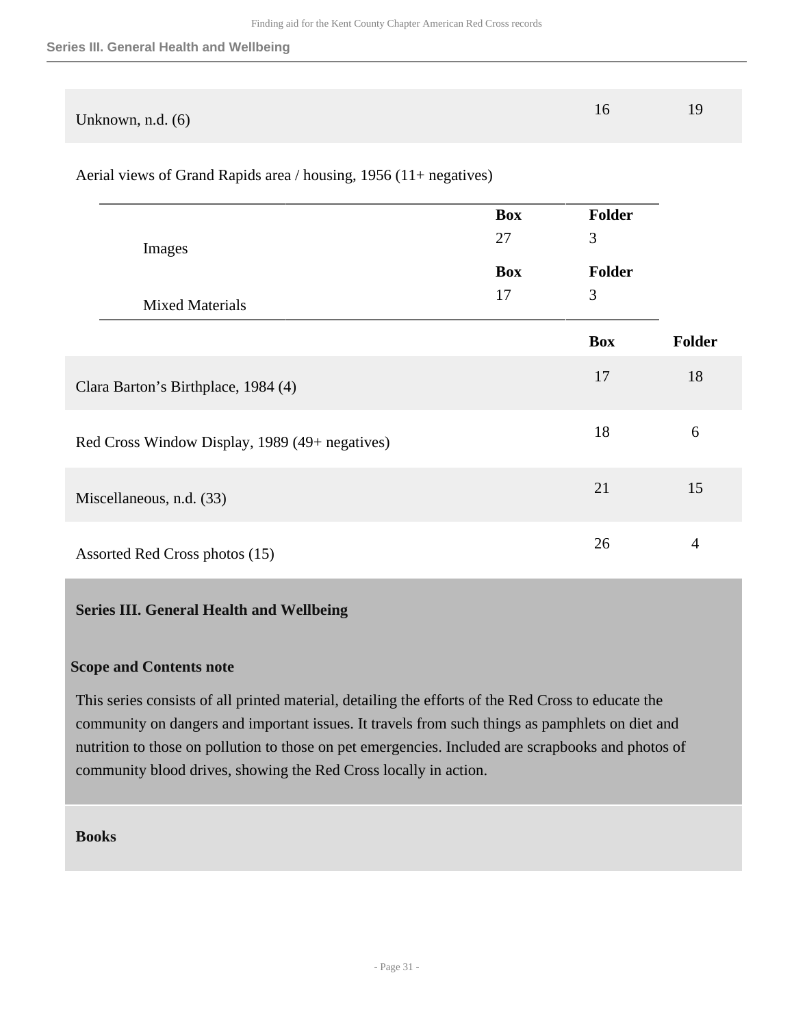| | Box | Folder |
|---|---|---|
| Unknown, n.d. (6) | 16 | 19 |

Aerial views of Grand Rapids area / housing, 1956 (11+ negatives)

| | Box | Folder |
|---|---|---|
| Images | 27 | 3 |
| Mixed Materials | 17 | 3 |

| | Box | Folder |
|---|---|---|
| Clara Barton's Birthplace, 1984 (4) | 17 | 18 |
| Red Cross Window Display, 1989 (49+ negatives) | 18 | 6 |
| Miscellaneous, n.d. (33) | 21 | 15 |
| Assorted Red Cross photos (15) | 26 | 4 |

## Series III. General Health and Wellbeing

### Scope and Contents note

This series consists of all printed material, detailing the efforts of the Red Cross to educate the community on dangers and important issues. It travels from such things as pamphlets on diet and nutrition to those on pollution to those on pet emergencies. Included are scrapbooks and photos of community blood drives, showing the Red Cross locally in action.

### Books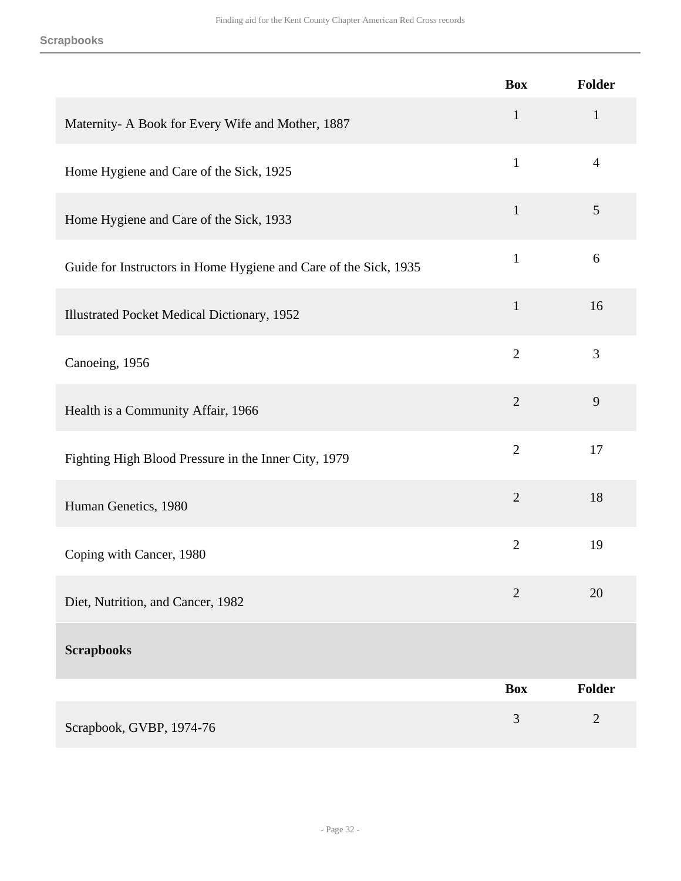| | Box | Folder |
|---|---|---|
| Maternity- A Book for Every Wife and Mother, 1887 | 1 | 1 |
| Home Hygiene and Care of the Sick, 1925 | 1 | 4 |
| Home Hygiene and Care of the Sick, 1933 | 1 | 5 |
| Guide for Instructors in Home Hygiene and Care of the Sick, 1935 | 1 | 6 |
| Illustrated Pocket Medical Dictionary, 1952 | 1 | 16 |
| Canoeing, 1956 | 2 | 3 |
| Health is a Community Affair, 1966 | 2 | 9 |
| Fighting High Blood Pressure in the Inner City, 1979 | 2 | 17 |
| Human Genetics, 1980 | 2 | 18 |
| Coping with Cancer, 1980 | 2 | 19 |
| Diet, Nutrition, and Cancer, 1982 | 2 | 20 |

**Scrapbooks**

| | Box | Folder |
|---|---|---|
| Scrapbook, GVBP, 1974-76 | 3 | 2 |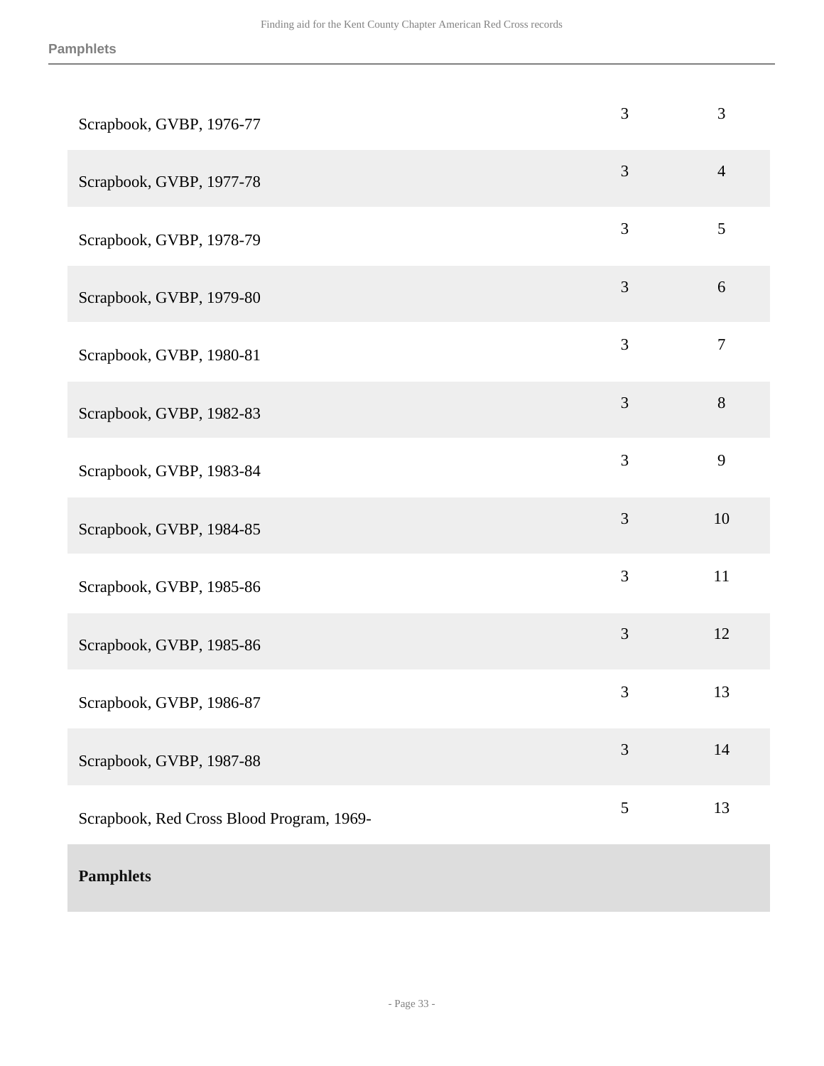| | | |
|---|---|---|
| Scrapbook, GVBP, 1976-77 | 3 | 3 |
| Scrapbook, GVBP, 1977-78 | 3 | 4 |
| Scrapbook, GVBP, 1978-79 | 3 | 5 |
| Scrapbook, GVBP, 1979-80 | 3 | 6 |
| Scrapbook, GVBP, 1980-81 | 3 | 7 |
| Scrapbook, GVBP, 1982-83 | 3 | 8 |
| Scrapbook, GVBP, 1983-84 | 3 | 9 |
| Scrapbook, GVBP, 1984-85 | 3 | 10 |
| Scrapbook, GVBP, 1985-86 | 3 | 11 |
| Scrapbook, GVBP, 1985-86 | 3 | 12 |
| Scrapbook, GVBP, 1986-87 | 3 | 13 |
| Scrapbook, GVBP, 1987-88 | 3 | 14 |
| Scrapbook, Red Cross Blood Program, 1969- | 5 | 13 |
| **Pamphlets** | | |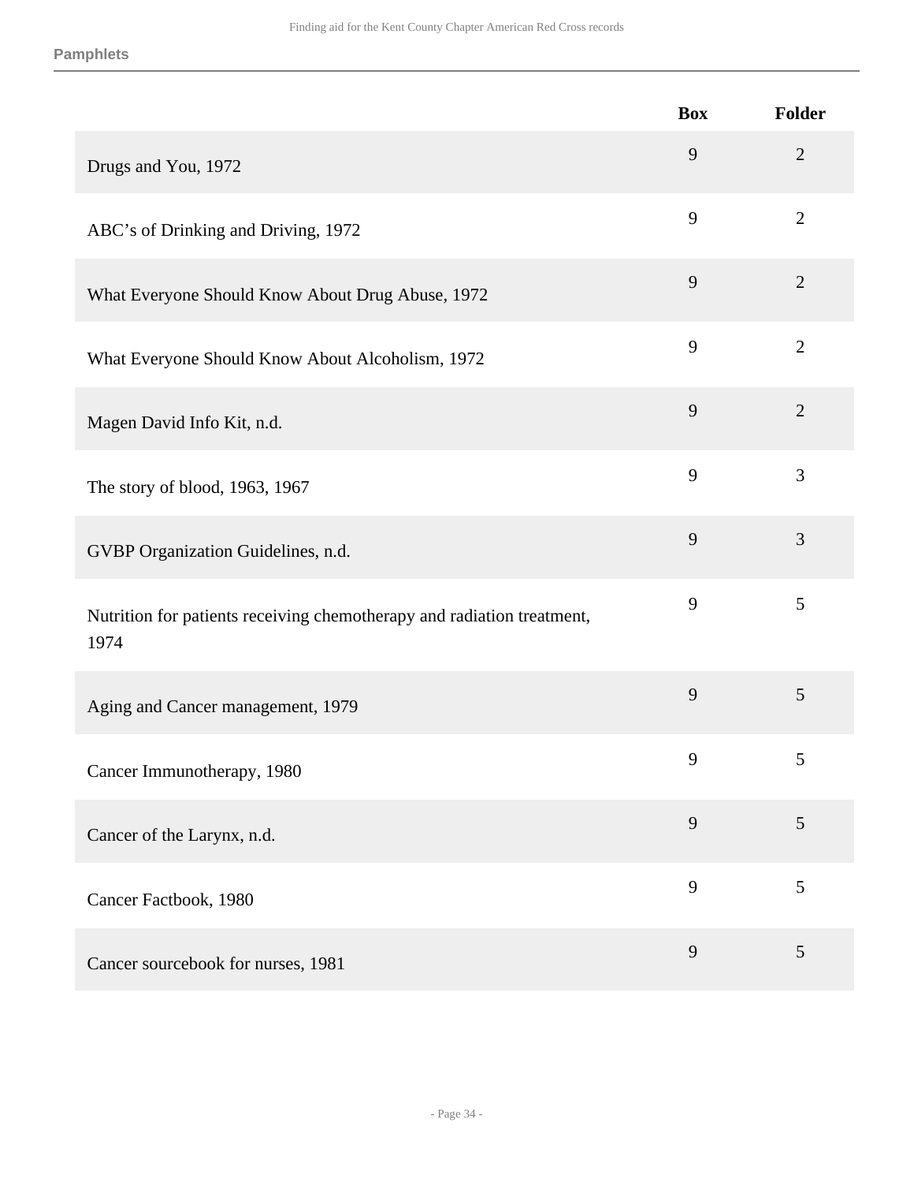| | Box | Folder |
|---|---|---|
| Drugs and You, 1972 | 9 | 2 |
| ABC’s of Drinking and Driving, 1972 | 9 | 2 |
| What Everyone Should Know About Drug Abuse, 1972 | 9 | 2 |
| What Everyone Should Know About Alcoholism, 1972 | 9 | 2 |
| Magen David Info Kit, n.d. | 9 | 2 |
| The story of blood, 1963, 1967 | 9 | 3 |
| GVBP Organization Guidelines, n.d. | 9 | 3 |
| Nutrition for patients receiving chemotherapy and radiation treatment, 1974 | 9 | 5 |
| Aging and Cancer management, 1979 | 9 | 5 |
| Cancer Immunotherapy, 1980 | 9 | 5 |
| Cancer of the Larynx, n.d. | 9 | 5 |
| Cancer Factbook, 1980 | 9 | 5 |
| Cancer sourcebook for nurses, 1981 | 9 | 5 |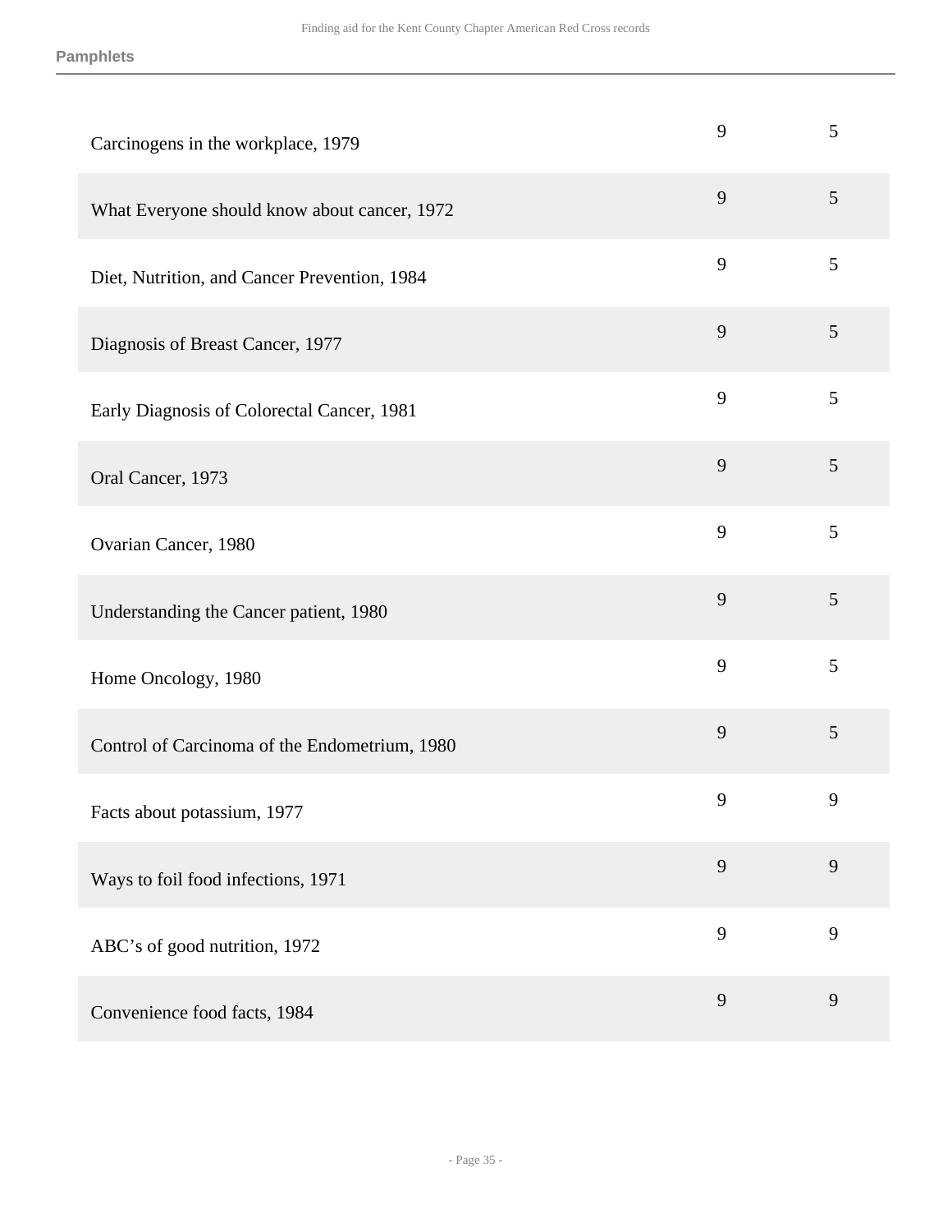| | | |
|---|---|---|
| Carcinogens in the workplace, 1979 | 9 | 5 |
| What Everyone should know about cancer, 1972 | 9 | 5 |
| Diet, Nutrition, and Cancer Prevention, 1984 | 9 | 5 |
| Diagnosis of Breast Cancer, 1977 | 9 | 5 |
| Early Diagnosis of Colorectal Cancer, 1981 | 9 | 5 |
| Oral Cancer, 1973 | 9 | 5 |
| Ovarian Cancer, 1980 | 9 | 5 |
| Understanding the Cancer patient, 1980 | 9 | 5 |
| Home Oncology, 1980 | 9 | 5 |
| Control of Carcinoma of the Endometrium, 1980 | 9 | 5 |
| Facts about potassium, 1977 | 9 | 9 |
| Ways to foil food infections, 1971 | 9 | 9 |
| ABC's of good nutrition, 1972 | 9 | 9 |
| Convenience food facts, 1984 | 9 | 9 |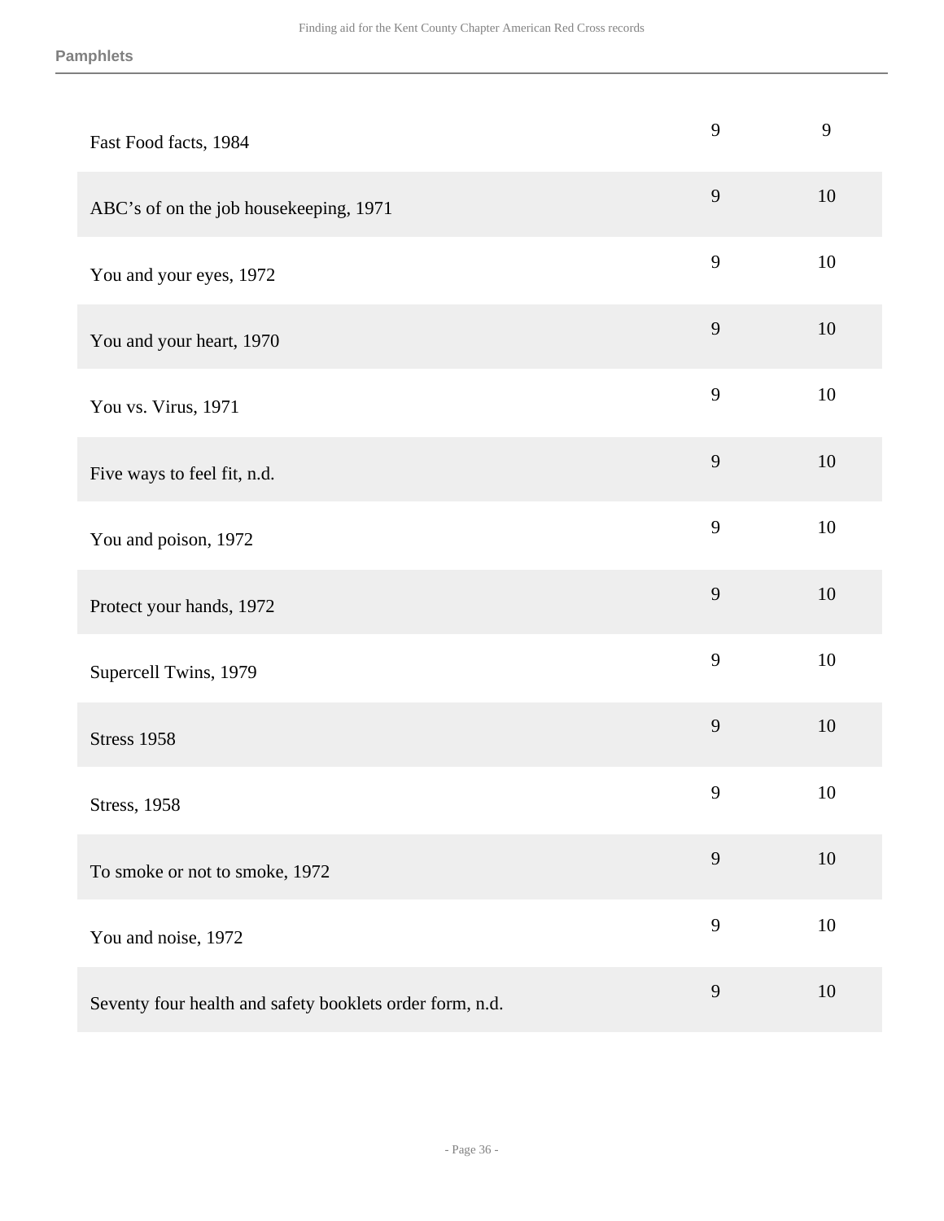**Pamphlets**

| | | |
|---|---|---|
| Fast Food facts, 1984 | 9 | 9 |
| ABC's of on the job housekeeping, 1971 | 9 | 10 |
| You and your eyes, 1972 | 9 | 10 |
| You and your heart, 1970 | 9 | 10 |
| You vs. Virus, 1971 | 9 | 10 |
| Five ways to feel fit, n.d. | 9 | 10 |
| You and poison, 1972 | 9 | 10 |
| Protect your hands, 1972 | 9 | 10 |
| Supercell Twins, 1979 | 9 | 10 |
| Stress 1958 | 9 | 10 |
| Stress, 1958 | 9 | 10 |
| To smoke or not to smoke, 1972 | 9 | 10 |
| You and noise, 1972 | 9 | 10 |
| Seventy four health and safety booklets order form, n.d. | 9 | 10 |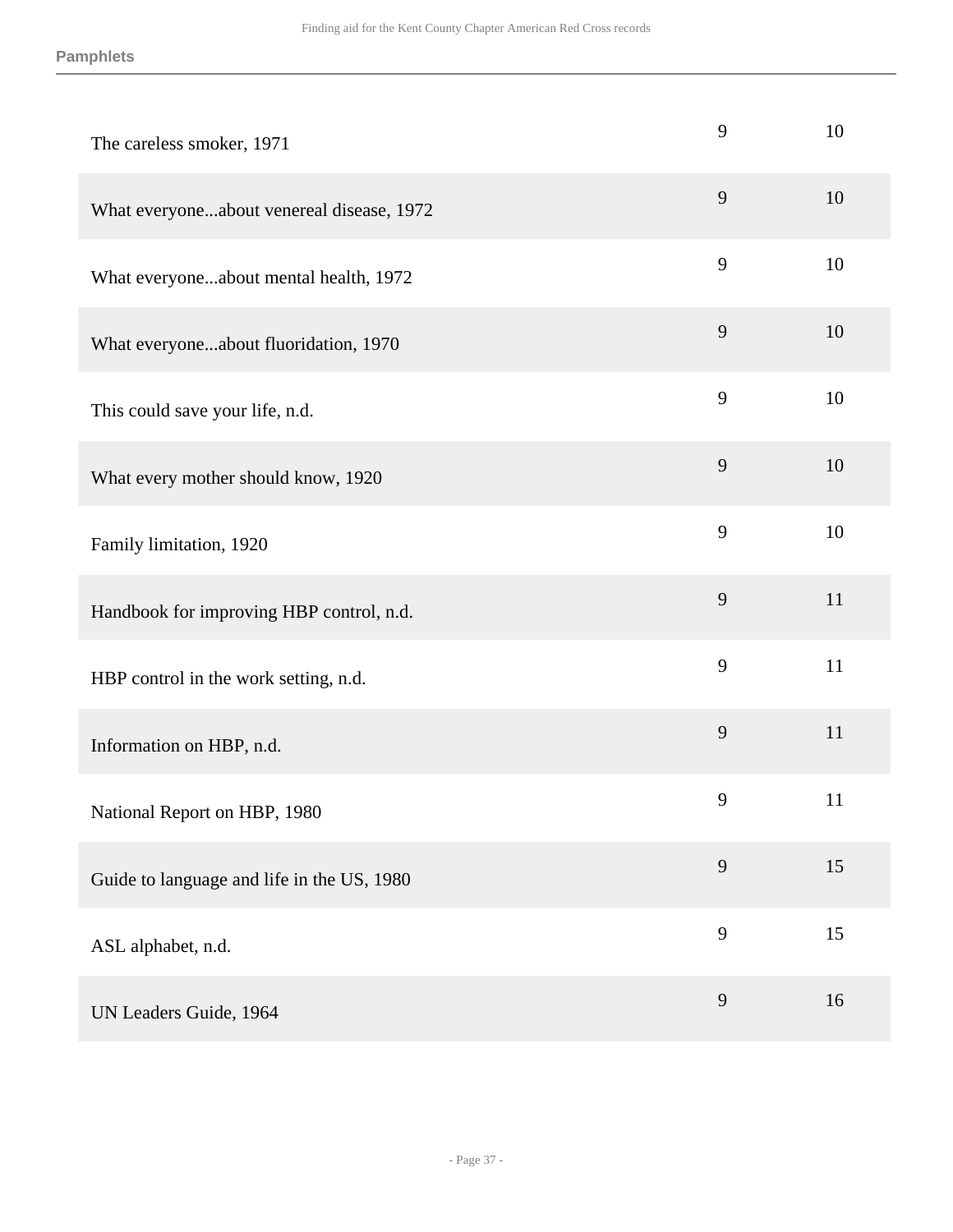| | | |
|---|---|---|
| The careless smoker, 1971 | 9 | 10 |
| What everyone...about venereal disease, 1972 | 9 | 10 |
| What everyone...about mental health, 1972 | 9 | 10 |
| What everyone...about fluoridation, 1970 | 9 | 10 |
| This could save your life, n.d. | 9 | 10 |
| What every mother should know, 1920 | 9 | 10 |
| Family limitation, 1920 | 9 | 10 |
| Handbook for improving HBP control, n.d. | 9 | 11 |
| HBP control in the work setting, n.d. | 9 | 11 |
| Information on HBP, n.d. | 9 | 11 |
| National Report on HBP, 1980 | 9 | 11 |
| Guide to language and life in the US, 1980 | 9 | 15 |
| ASL alphabet, n.d. | 9 | 15 |
| UN Leaders Guide, 1964 | 9 | 16 |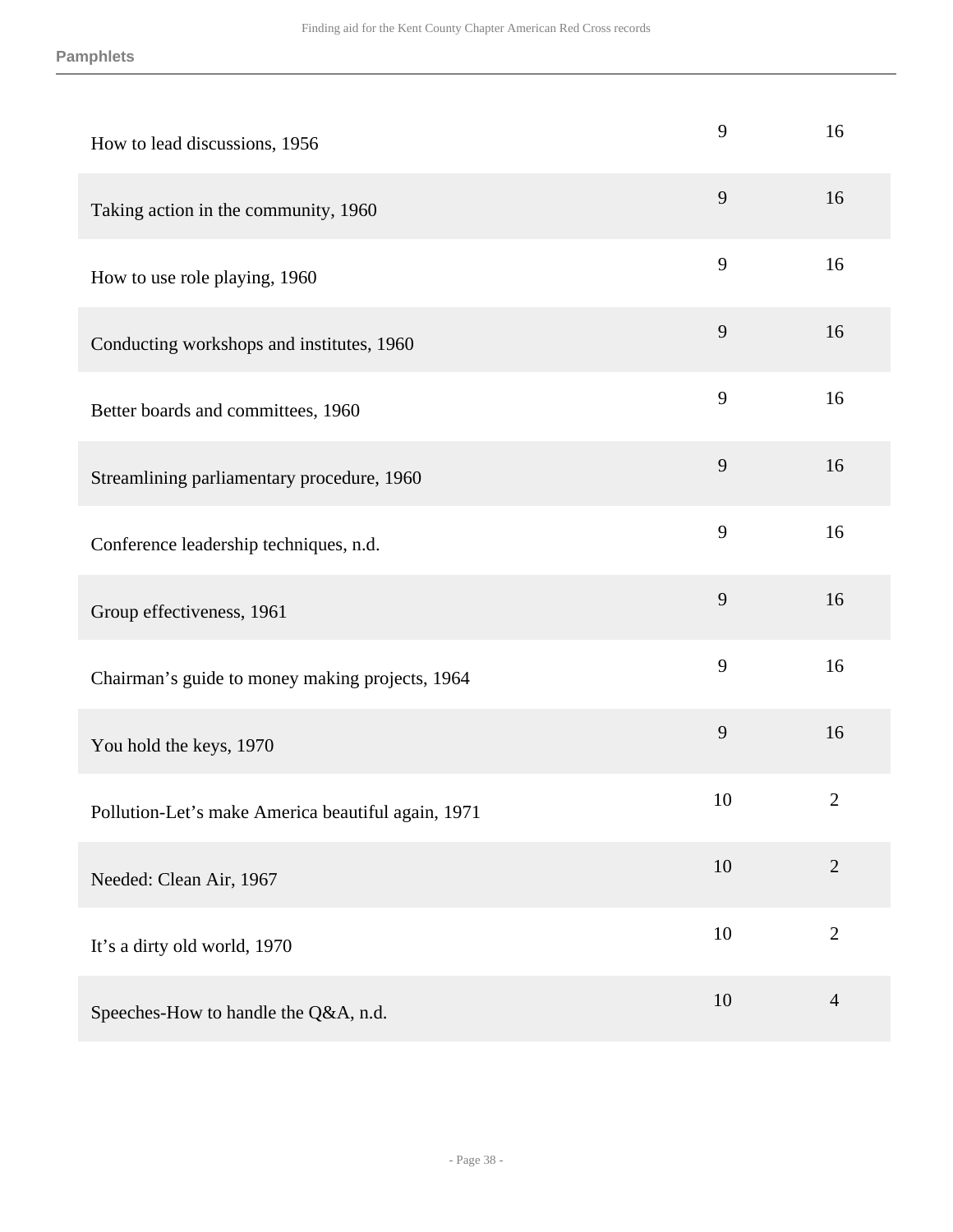| | | |
|---|---|---|
| How to lead discussions, 1956 | 9 | 16 |
| Taking action in the community, 1960 | 9 | 16 |
| How to use role playing, 1960 | 9 | 16 |
| Conducting workshops and institutes, 1960 | 9 | 16 |
| Better boards and committees, 1960 | 9 | 16 |
| Streamlining parliamentary procedure, 1960 | 9 | 16 |
| Conference leadership techniques, n.d. | 9 | 16 |
| Group effectiveness, 1961 | 9 | 16 |
| Chairman's guide to money making projects, 1964 | 9 | 16 |
| You hold the keys, 1970 | 9 | 16 |
| Pollution-Let's make America beautiful again, 1971 | 10 | 2 |
| Needed: Clean Air, 1967 | 10 | 2 |
| It's a dirty old world, 1970 | 10 | 2 |
| Speeches-How to handle the Q&A, n.d. | 10 | 4 |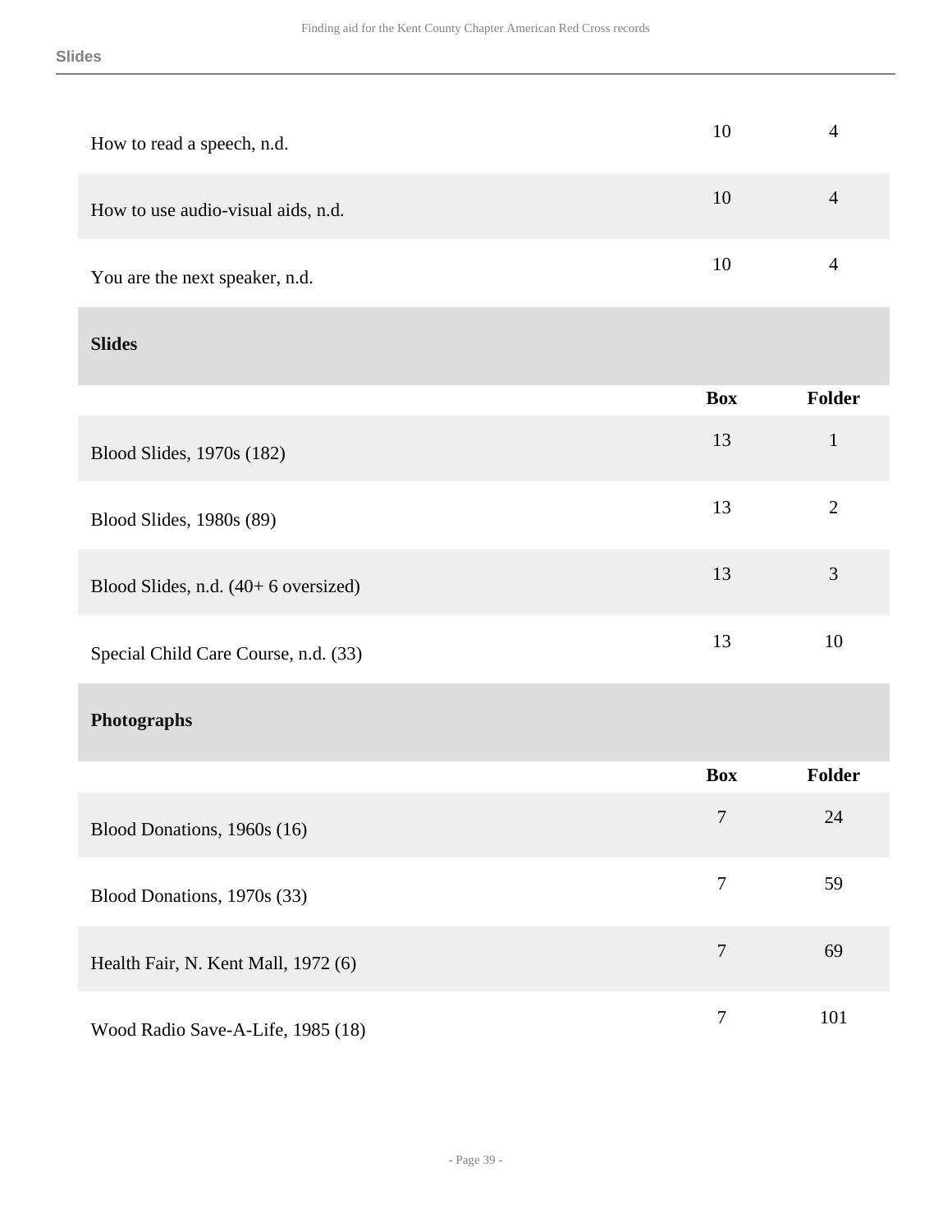| | | |
|---|---|---|
| How to read a speech, n.d. | 10 | 4 |
| How to use audio-visual aids, n.d. | 10 | 4 |
| You are the next speaker, n.d. | 10 | 4 |

### Slides

| | Box | Folder |
|---|---|---|
| Blood Slides, 1970s (182) | 13 | 1 |
| Blood Slides, 1980s (89) | 13 | 2 |
| Blood Slides, n.d. (40+ 6 oversized) | 13 | 3 |
| Special Child Care Course, n.d. (33) | 13 | 10 |

### Photographs

| | Box | Folder |
|---|---|---|
| Blood Donations, 1960s (16) | 7 | 24 |
| Blood Donations, 1970s (33) | 7 | 59 |
| Health Fair, N. Kent Mall, 1972 (6) | 7 | 69 |
| Wood Radio Save-A-Life, 1985 (18) | 7 | 101 |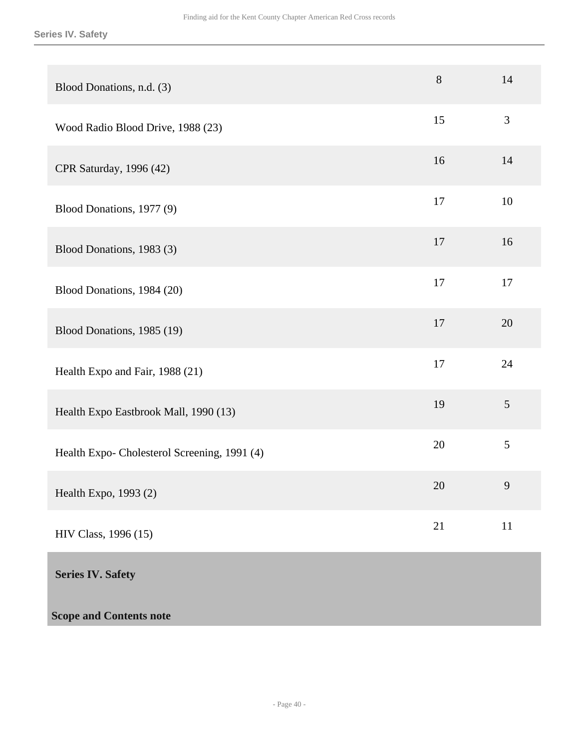| | | |
|---|---|---|
| Blood Donations, n.d. (3) | 8 | 14 |
| Wood Radio Blood Drive, 1988 (23) | 15 | 3 |
| CPR Saturday, 1996 (42) | 16 | 14 |
| Blood Donations, 1977 (9) | 17 | 10 |
| Blood Donations, 1983 (3) | 17 | 16 |
| Blood Donations, 1984 (20) | 17 | 17 |
| Blood Donations, 1985 (19) | 17 | 20 |
| Health Expo and Fair, 1988 (21) | 17 | 24 |
| Health Expo Eastbrook Mall, 1990 (13) | 19 | 5 |
| Health Expo- Cholesterol Screening, 1991 (4) | 20 | 5 |
| Health Expo, 1993 (2) | 20 | 9 |
| HIV Class, 1996 (15) | 21 | 11 |

**Series IV. Safety**

**Scope and Contents note**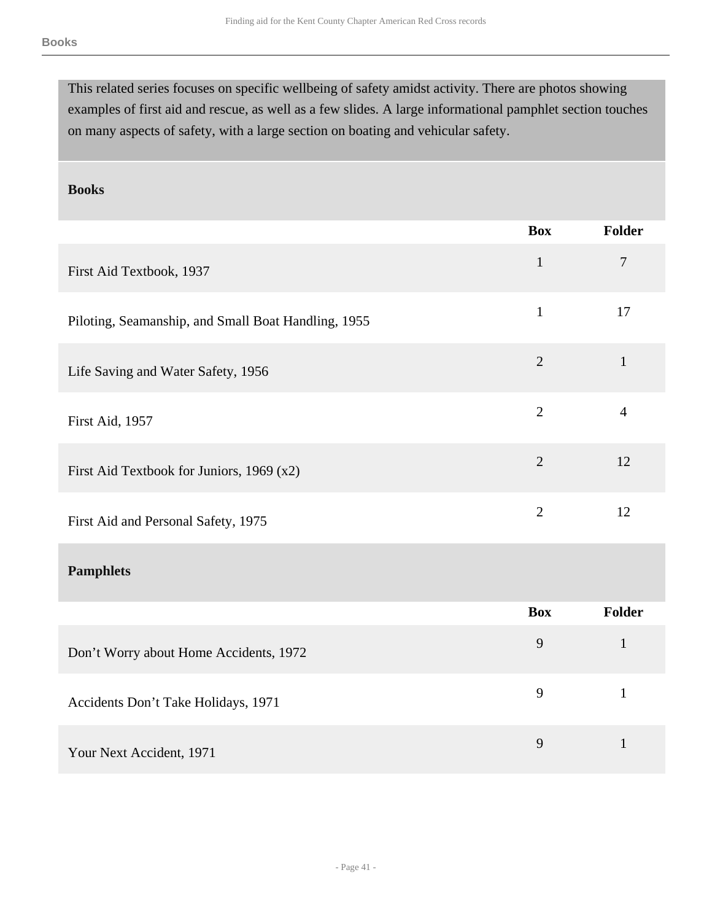This related series focuses on specific wellbeing of safety amidst activity. There are photos showing examples of first aid and rescue, as well as a few slides. A large informational pamphlet section touches on many aspects of safety, with a large section on boating and vehicular safety.

## Books

| | Box | Folder |
|---|---|---|
| First Aid Textbook, 1937 | 1 | 7 |
| Piloting, Seamanship, and Small Boat Handling, 1955 | 1 | 17 |
| Life Saving and Water Safety, 1956 | 2 | 1 |
| First Aid, 1957 | 2 | 4 |
| First Aid Textbook for Juniors, 1969 (x2) | 2 | 12 |
| First Aid and Personal Safety, 1975 | 2 | 12 |

## Pamphlets

| | Box | Folder |
|---|---|---|
| Don't Worry about Home Accidents, 1972 | 9 | 1 |
| Accidents Don't Take Holidays, 1971 | 9 | 1 |
| Your Next Accident, 1971 | 9 | 1 |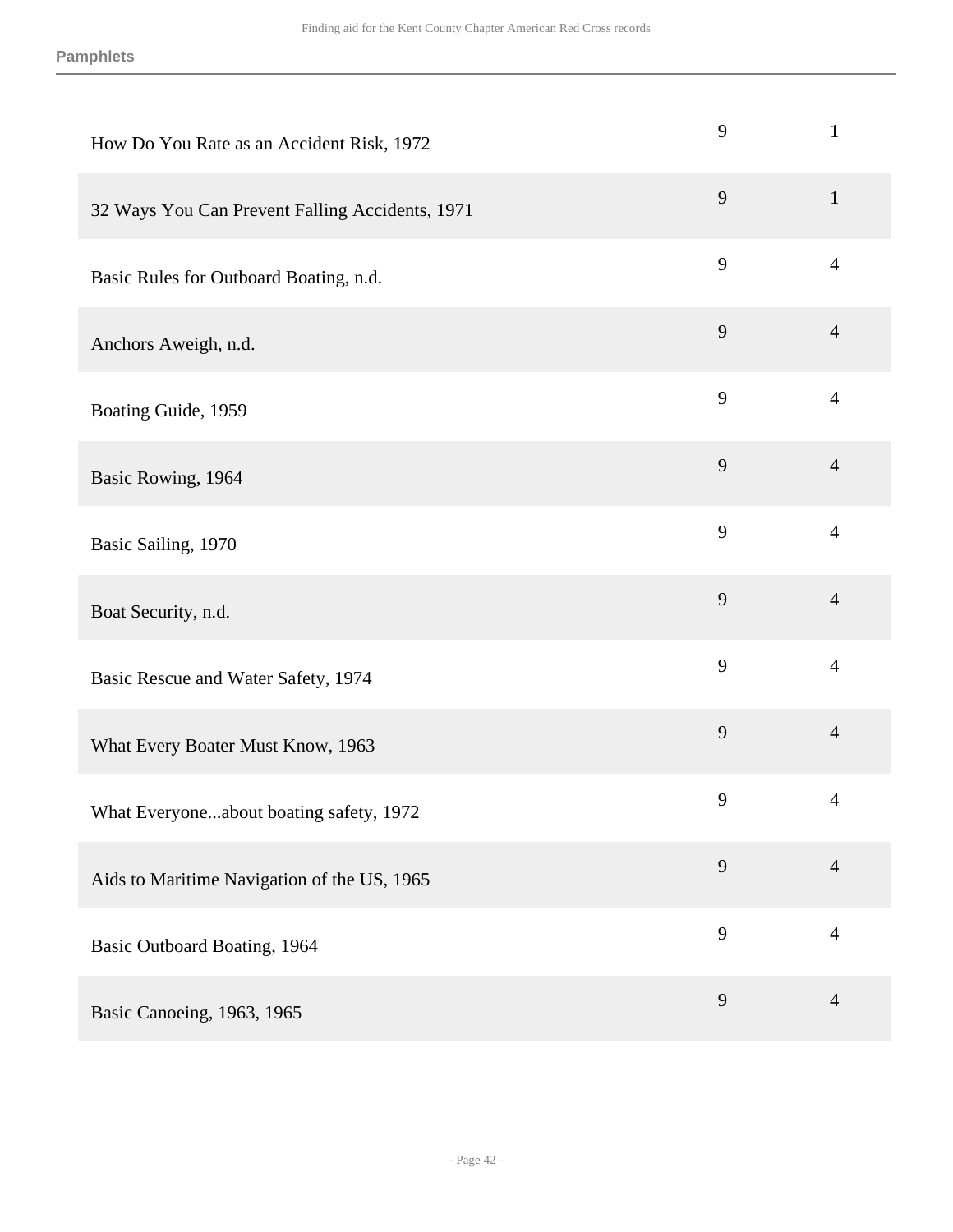| | | |
|---|---|---|
| How Do You Rate as an Accident Risk, 1972 | 9 | 1 |
| 32 Ways You Can Prevent Falling Accidents, 1971 | 9 | 1 |
| Basic Rules for Outboard Boating, n.d. | 9 | 4 |
| Anchors Aweigh, n.d. | 9 | 4 |
| Boating Guide, 1959 | 9 | 4 |
| Basic Rowing, 1964 | 9 | 4 |
| Basic Sailing, 1970 | 9 | 4 |
| Boat Security, n.d. | 9 | 4 |
| Basic Rescue and Water Safety, 1974 | 9 | 4 |
| What Every Boater Must Know, 1963 | 9 | 4 |
| What Everyone...about boating safety, 1972 | 9 | 4 |
| Aids to Maritime Navigation of the US, 1965 | 9 | 4 |
| Basic Outboard Boating, 1964 | 9 | 4 |
| Basic Canoeing, 1963, 1965 | 9 | 4 |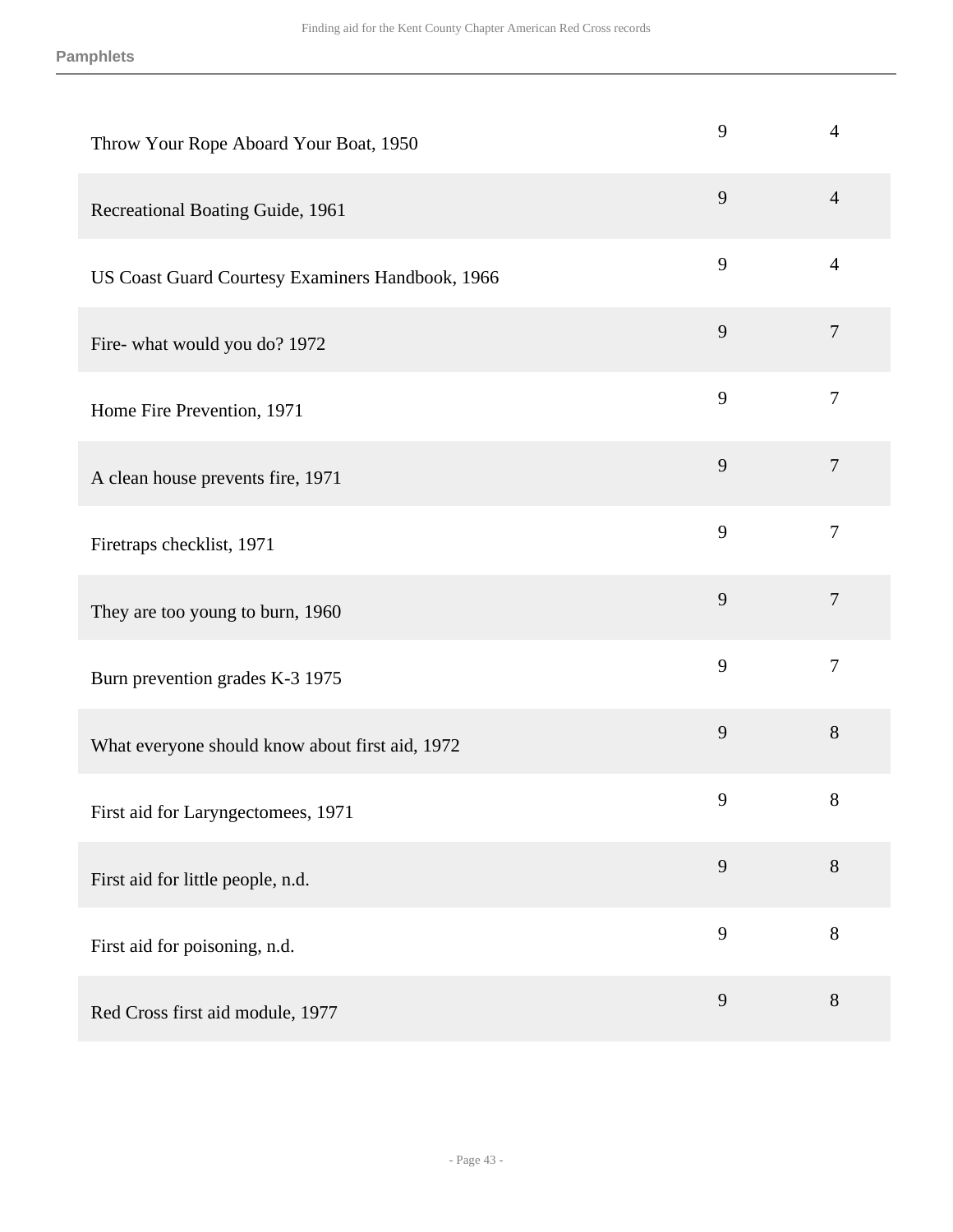| | | |
|---|---|---|
| Throw Your Rope Aboard Your Boat, 1950 | 9 | 4 |
| Recreational Boating Guide, 1961 | 9 | 4 |
| US Coast Guard Courtesy Examiners Handbook, 1966 | 9 | 4 |
| Fire- what would you do? 1972 | 9 | 7 |
| Home Fire Prevention, 1971 | 9 | 7 |
| A clean house prevents fire, 1971 | 9 | 7 |
| Firetraps checklist, 1971 | 9 | 7 |
| They are too young to burn, 1960 | 9 | 7 |
| Burn prevention grades K-3 1975 | 9 | 7 |
| What everyone should know about first aid, 1972 | 9 | 8 |
| First aid for Laryngectomees, 1971 | 9 | 8 |
| First aid for little people, n.d. | 9 | 8 |
| First aid for poisoning, n.d. | 9 | 8 |
| Red Cross first aid module, 1977 | 9 | 8 |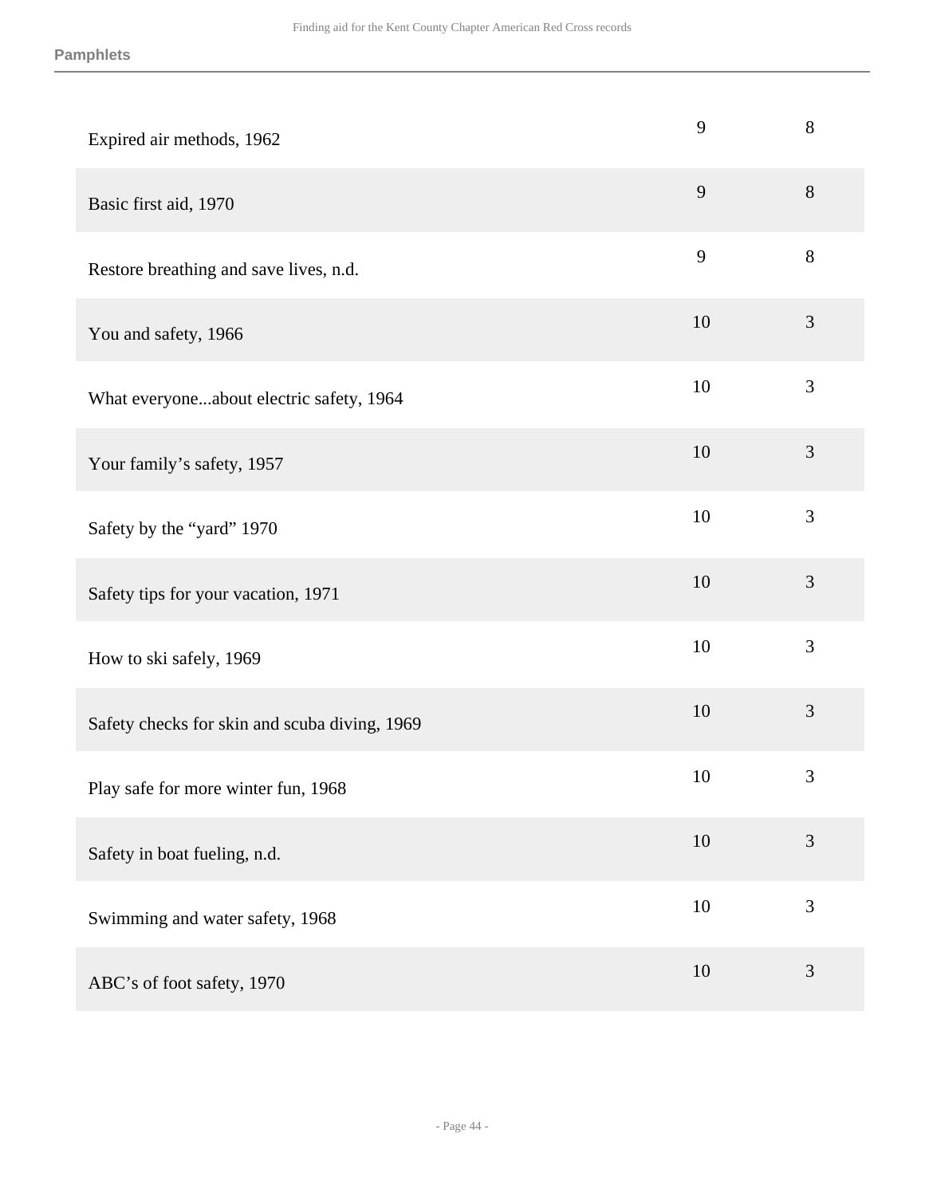**Pamphlets**

| | | |
|---|---|---|
| Expired air methods, 1962 | 9 | 8 |
| Basic first aid, 1970 | 9 | 8 |
| Restore breathing and save lives, n.d. | 9 | 8 |
| You and safety, 1966 | 10 | 3 |
| What everyone...about electric safety, 1964 | 10 | 3 |
| Your family's safety, 1957 | 10 | 3 |
| Safety by the "yard" 1970 | 10 | 3 |
| Safety tips for your vacation, 1971 | 10 | 3 |
| How to ski safely, 1969 | 10 | 3 |
| Safety checks for skin and scuba diving, 1969 | 10 | 3 |
| Play safe for more winter fun, 1968 | 10 | 3 |
| Safety in boat fueling, n.d. | 10 | 3 |
| Swimming and water safety, 1968 | 10 | 3 |
| ABC's of foot safety, 1970 | 10 | 3 |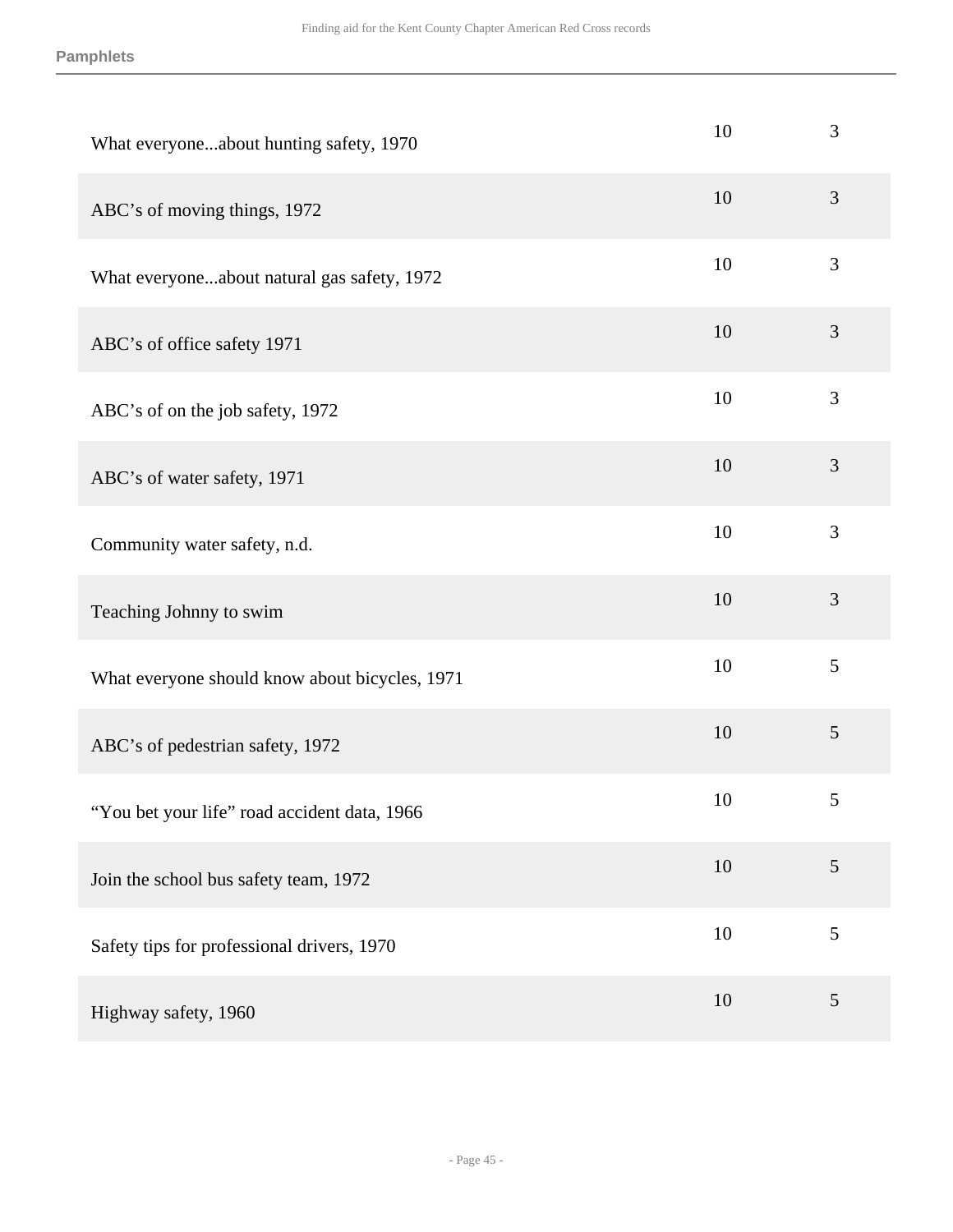| | | |
|---|---|---|
| What everyone...about hunting safety, 1970 | 10 | 3 |
| ABC’s of moving things, 1972 | 10 | 3 |
| What everyone...about natural gas safety, 1972 | 10 | 3 |
| ABC’s of office safety 1971 | 10 | 3 |
| ABC’s of on the job safety, 1972 | 10 | 3 |
| ABC’s of water safety, 1971 | 10 | 3 |
| Community water safety, n.d. | 10 | 3 |
| Teaching Johnny to swim | 10 | 3 |
| What everyone should know about bicycles, 1971 | 10 | 5 |
| ABC’s of pedestrian safety, 1972 | 10 | 5 |
| “You bet your life” road accident data, 1966 | 10 | 5 |
| Join the school bus safety team, 1972 | 10 | 5 |
| Safety tips for professional drivers, 1970 | 10 | 5 |
| Highway safety, 1960 | 10 | 5 |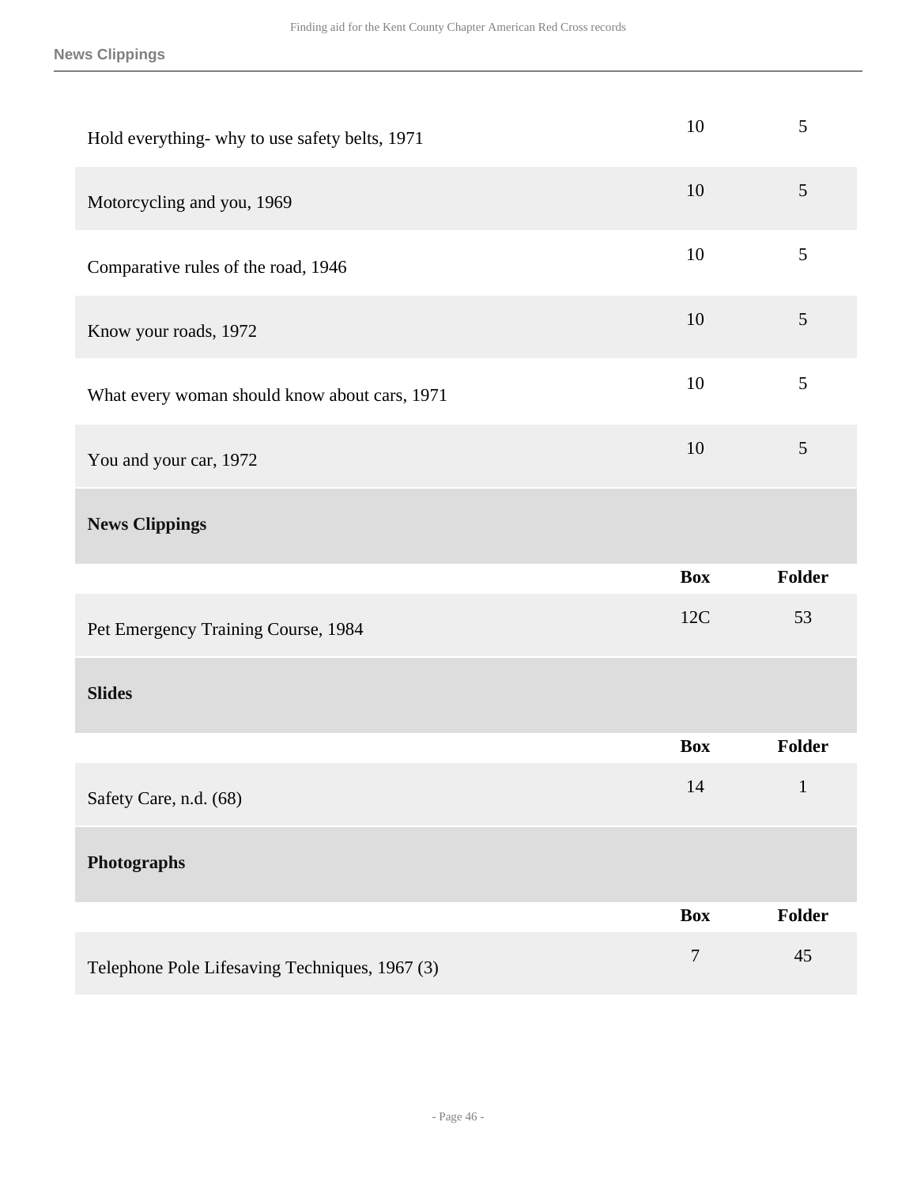| | | |
|---|---|---|
| Hold everything- why to use safety belts, 1971 | 10 | 5 |
| Motorcycling and you, 1969 | 10 | 5 |
| Comparative rules of the road, 1946 | 10 | 5 |
| Know your roads, 1972 | 10 | 5 |
| What every woman should know about cars, 1971 | 10 | 5 |
| You and your car, 1972 | 10 | 5 |

**News Clippings**

| | Box | Folder |
|---|---|---|
| Pet Emergency Training Course, 1984 | 12C | 53 |

**Slides**

| | Box | Folder |
|---|---|---|
| Safety Care, n.d. (68) | 14 | 1 |

**Photographs**

| | Box | Folder |
|---|---|---|
| Telephone Pole Lifesaving Techniques, 1967 (3) | 7 | 45 |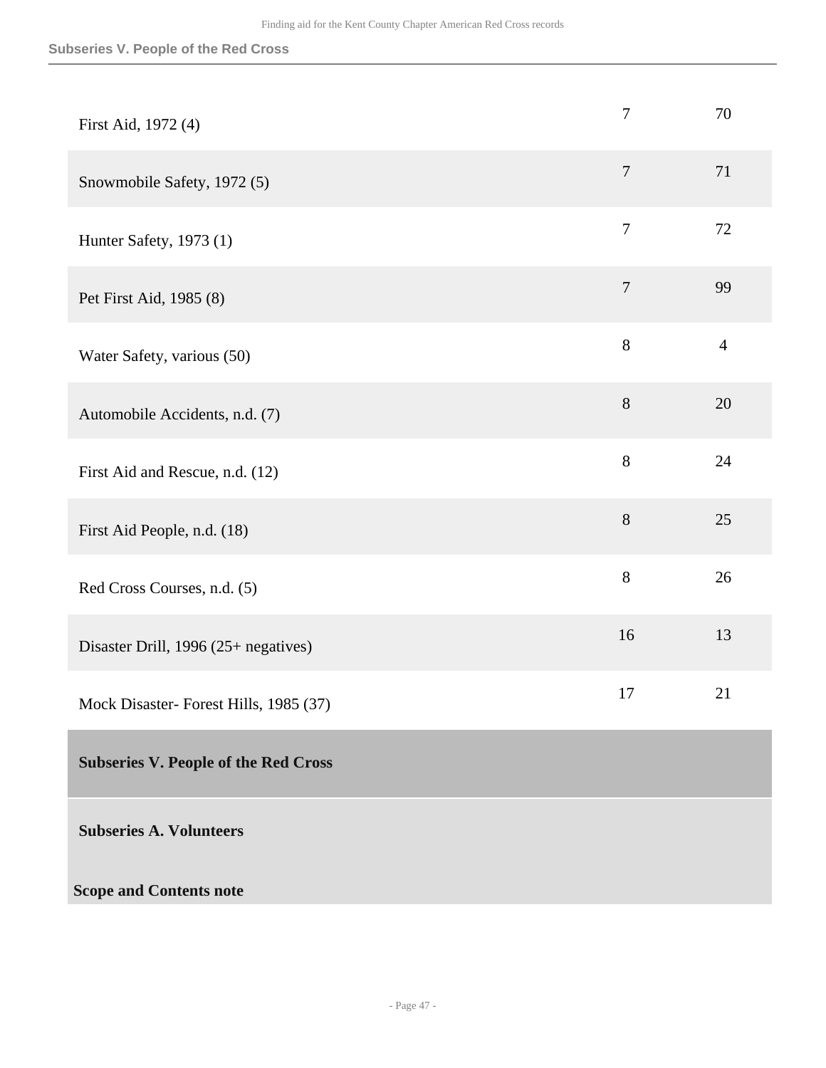| | | |
|---|---|---|
| First Aid, 1972 (4) | 7 | 70 |
| Snowmobile Safety, 1972 (5) | 7 | 71 |
| Hunter Safety, 1973 (1) | 7 | 72 |
| Pet First Aid, 1985 (8) | 7 | 99 |
| Water Safety, various (50) | 8 | 4 |
| Automobile Accidents, n.d. (7) | 8 | 20 |
| First Aid and Rescue, n.d. (12) | 8 | 24 |
| First Aid People, n.d. (18) | 8 | 25 |
| Red Cross Courses, n.d. (5) | 8 | 26 |
| Disaster Drill, 1996 (25+ negatives) | 16 | 13 |
| Mock Disaster- Forest Hills, 1985 (37) | 17 | 21 |

## Subseries V. People of the Red Cross

### Subseries A. Volunteers

**Scope and Contents note**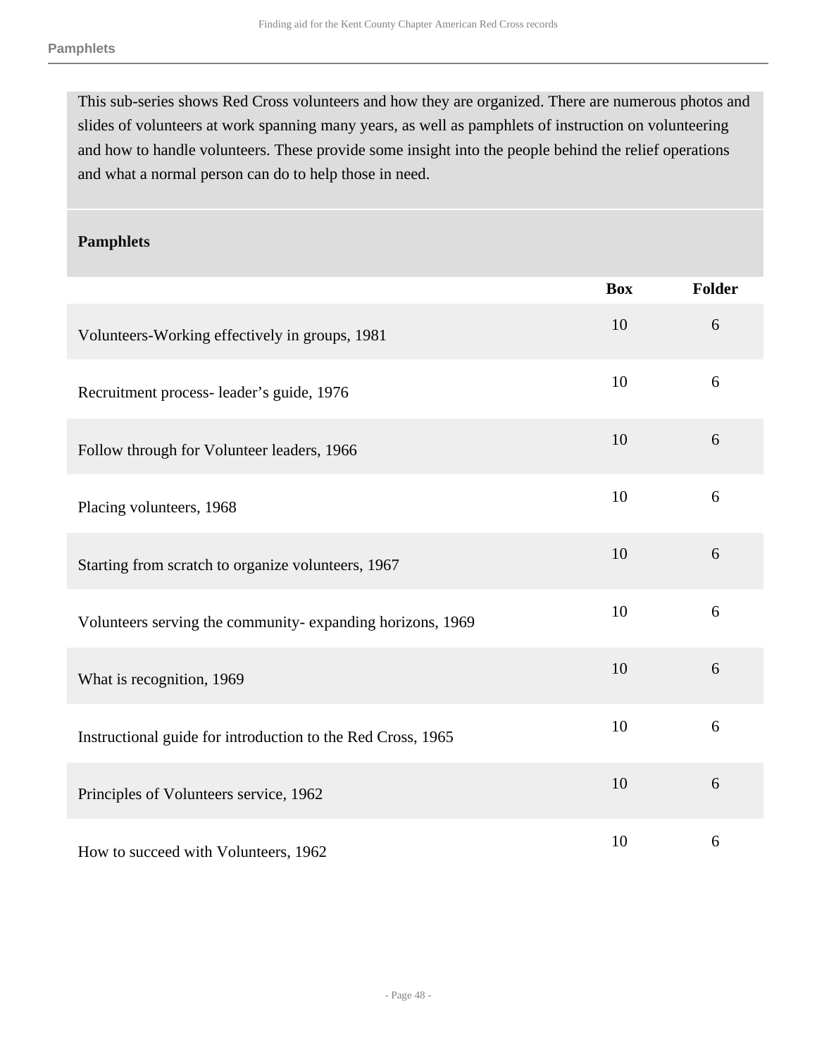This sub-series shows Red Cross volunteers and how they are organized. There are numerous photos and slides of volunteers at work spanning many years, as well as pamphlets of instruction on volunteering and how to handle volunteers. These provide some insight into the people behind the relief operations and what a normal person can do to help those in need.

### Pamphlets

| | Box | Folder |
|---|---|---|
| Volunteers-Working effectively in groups, 1981 | 10 | 6 |
| Recruitment process- leader’s guide, 1976 | 10 | 6 |
| Follow through for Volunteer leaders, 1966 | 10 | 6 |
| Placing volunteers, 1968 | 10 | 6 |
| Starting from scratch to organize volunteers, 1967 | 10 | 6 |
| Volunteers serving the community- expanding horizons, 1969 | 10 | 6 |
| What is recognition, 1969 | 10 | 6 |
| Instructional guide for introduction to the Red Cross, 1965 | 10 | 6 |
| Principles of Volunteers service, 1962 | 10 | 6 |
| How to succeed with Volunteers, 1962 | 10 | 6 |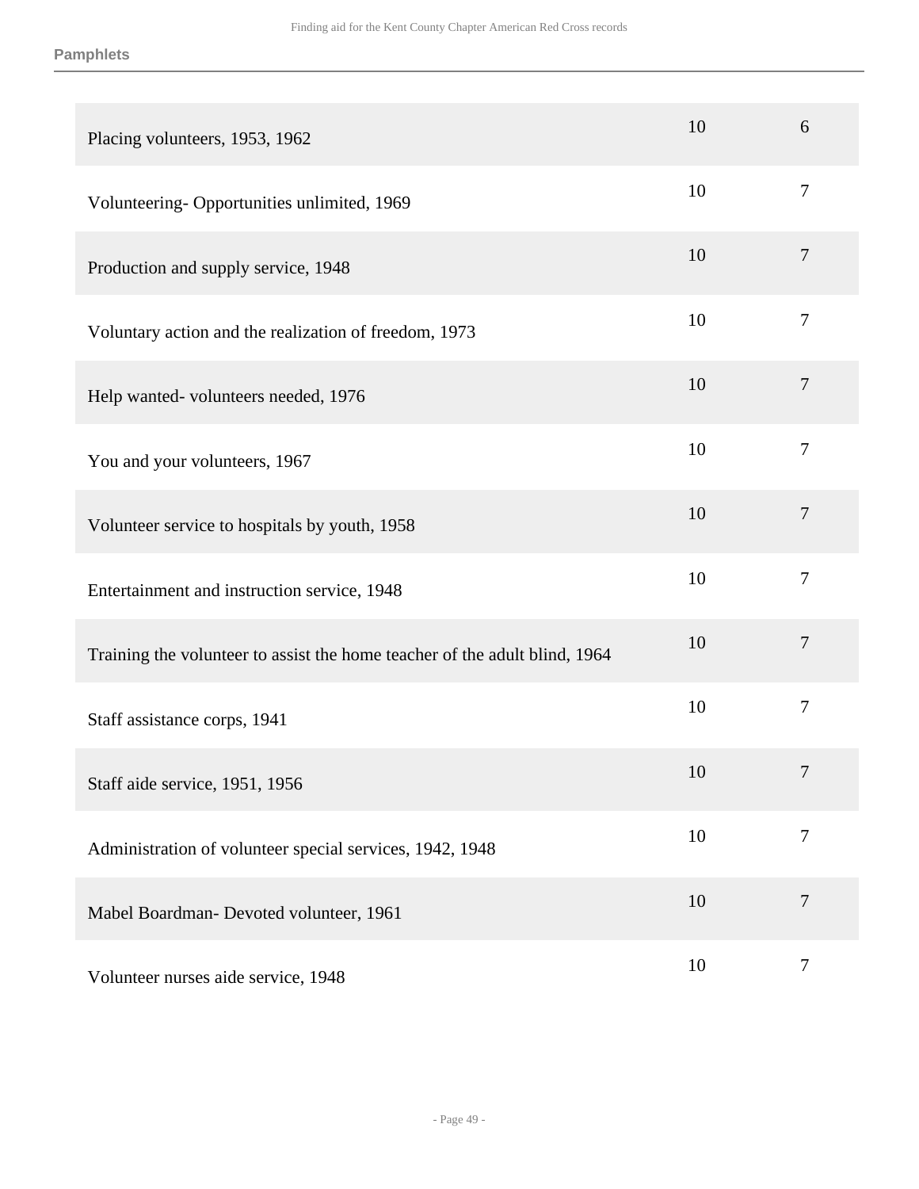| | | |
|---|---|---|
| Placing volunteers, 1953, 1962 | 10 | 6 |
| Volunteering- Opportunities unlimited, 1969 | 10 | 7 |
| Production and supply service, 1948 | 10 | 7 |
| Voluntary action and the realization of freedom, 1973 | 10 | 7 |
| Help wanted- volunteers needed, 1976 | 10 | 7 |
| You and your volunteers, 1967 | 10 | 7 |
| Volunteer service to hospitals by youth, 1958 | 10 | 7 |
| Entertainment and instruction service, 1948 | 10 | 7 |
| Training the volunteer to assist the home teacher of the adult blind, 1964 | 10 | 7 |
| Staff assistance corps, 1941 | 10 | 7 |
| Staff aide service, 1951, 1956 | 10 | 7 |
| Administration of volunteer special services, 1942, 1948 | 10 | 7 |
| Mabel Boardman- Devoted volunteer, 1961 | 10 | 7 |
| Volunteer nurses aide service, 1948 | 10 | 7 |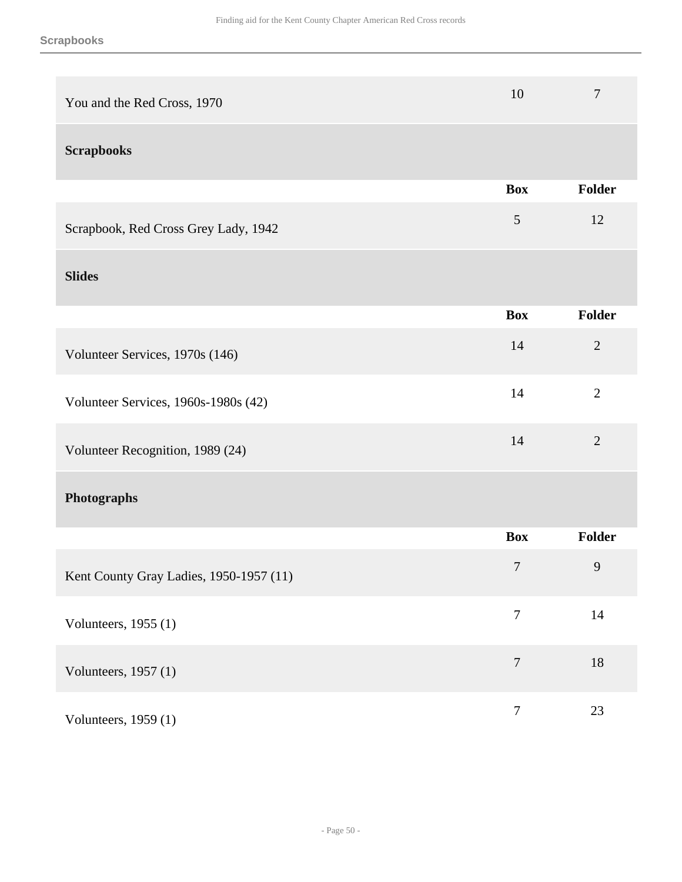| | Box | Folder |
|---|---|---|
| You and the Red Cross, 1970 | 10 | 7 |

### Scrapbooks

| | Box | Folder |
|---|---|---|
| Scrapbook, Red Cross Grey Lady, 1942 | 5 | 12 |

### Slides

| | Box | Folder |
|---|---|---|
| Volunteer Services, 1970s (146) | 14 | 2 |
| Volunteer Services, 1960s-1980s (42) | 14 | 2 |
| Volunteer Recognition, 1989 (24) | 14 | 2 |

### Photographs

| | Box | Folder |
|---|---|---|
| Kent County Gray Ladies, 1950-1957 (11) | 7 | 9 |
| Volunteers, 1955 (1) | 7 | 14 |
| Volunteers, 1957 (1) | 7 | 18 |
| Volunteers, 1959 (1) | 7 | 23 |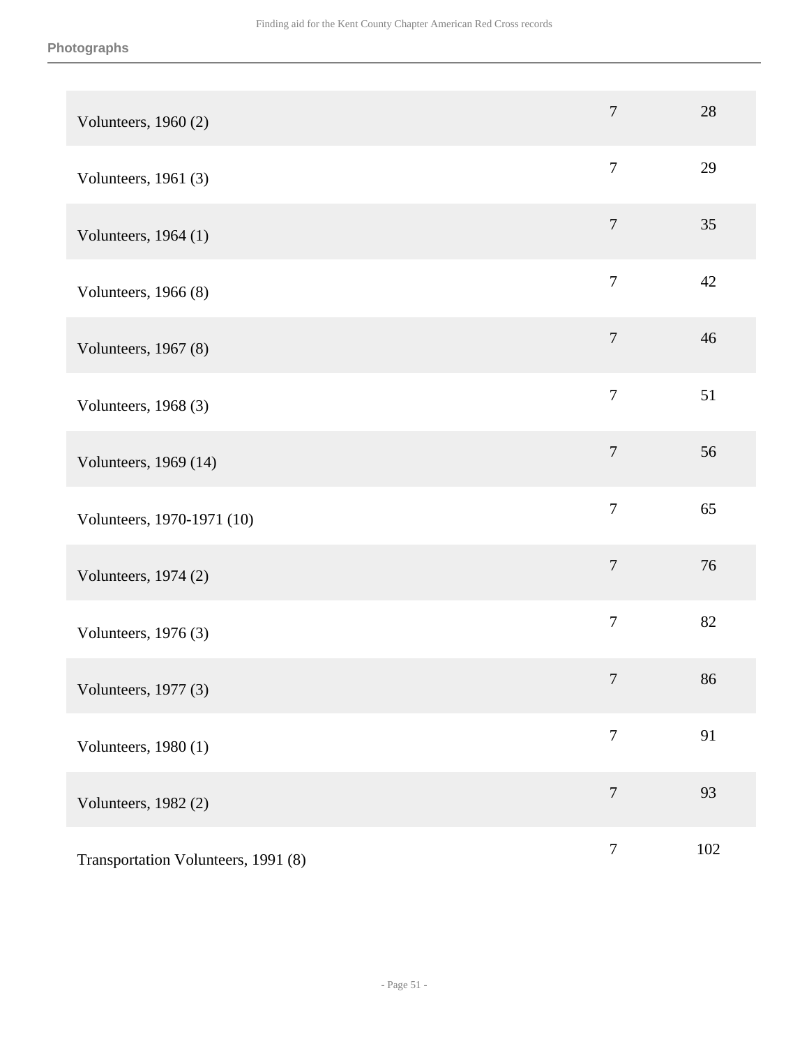| | | |
|---|---|---|
| Volunteers, 1960 (2) | 7 | 28 |
| Volunteers, 1961 (3) | 7 | 29 |
| Volunteers, 1964 (1) | 7 | 35 |
| Volunteers, 1966 (8) | 7 | 42 |
| Volunteers, 1967 (8) | 7 | 46 |
| Volunteers, 1968 (3) | 7 | 51 |
| Volunteers, 1969 (14) | 7 | 56 |
| Volunteers, 1970-1971 (10) | 7 | 65 |
| Volunteers, 1974 (2) | 7 | 76 |
| Volunteers, 1976 (3) | 7 | 82 |
| Volunteers, 1977 (3) | 7 | 86 |
| Volunteers, 1980 (1) | 7 | 91 |
| Volunteers, 1982 (2) | 7 | 93 |
| Transportation Volunteers, 1991 (8) | 7 | 102 |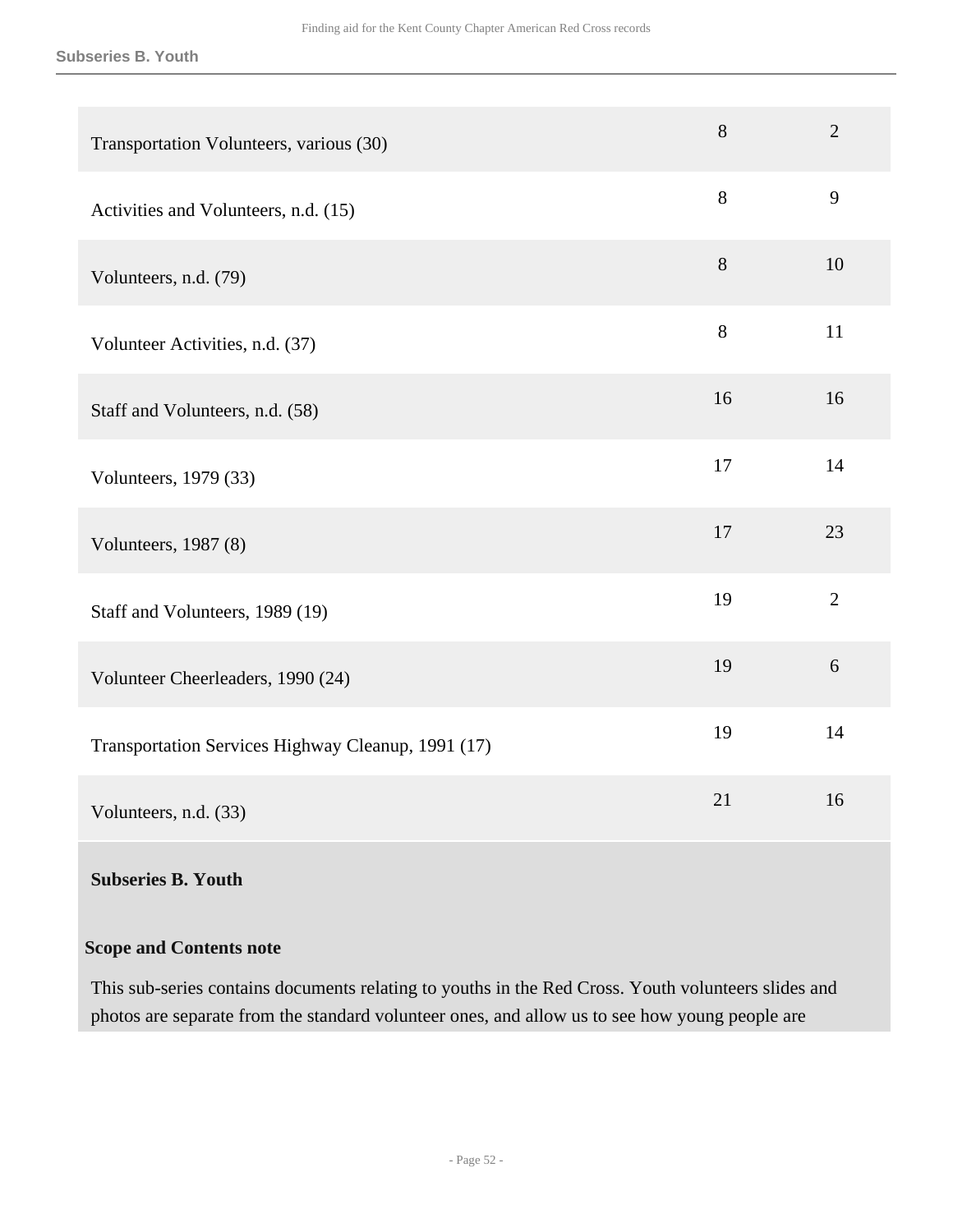| | | |
|---|---|---|
| Transportation Volunteers, various (30) | 8 | 2 |
| Activities and Volunteers, n.d. (15) | 8 | 9 |
| Volunteers, n.d. (79) | 8 | 10 |
| Volunteer Activities, n.d. (37) | 8 | 11 |
| Staff and Volunteers, n.d. (58) | 16 | 16 |
| Volunteers, 1979 (33) | 17 | 14 |
| Volunteers, 1987 (8) | 17 | 23 |
| Staff and Volunteers, 1989 (19) | 19 | 2 |
| Volunteer Cheerleaders, 1990 (24) | 19 | 6 |
| Transportation Services Highway Cleanup, 1991 (17) | 19 | 14 |
| Volunteers, n.d. (33) | 21 | 16 |

**Subseries B. Youth**

**Scope and Contents note**

This sub-series contains documents relating to youths in the Red Cross. Youth volunteers slides and photos are separate from the standard volunteer ones, and allow us to see how young people are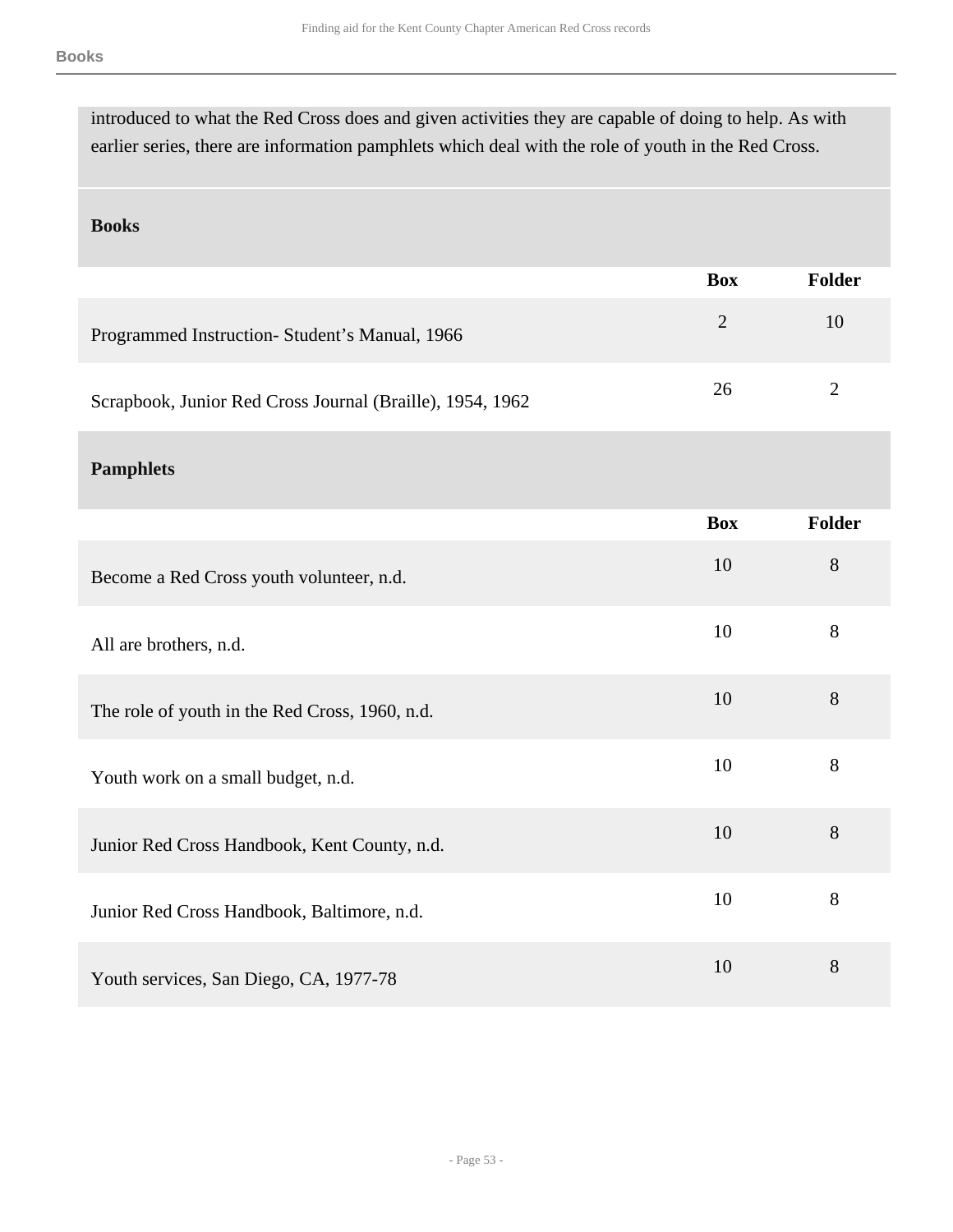introduced to what the Red Cross does and given activities they are capable of doing to help. As with earlier series, there are information pamphlets which deal with the role of youth in the Red Cross.

### Books

| | Box | Folder |
|---|---|---|
| Programmed Instruction- Student's Manual, 1966 | 2 | 10 |
| Scrapbook, Junior Red Cross Journal (Braille), 1954, 1962 | 26 | 2 |

### Pamphlets

| | Box | Folder |
|---|---|---|
| Become a Red Cross youth volunteer, n.d. | 10 | 8 |
| All are brothers, n.d. | 10 | 8 |
| The role of youth in the Red Cross, 1960, n.d. | 10 | 8 |
| Youth work on a small budget, n.d. | 10 | 8 |
| Junior Red Cross Handbook, Kent County, n.d. | 10 | 8 |
| Junior Red Cross Handbook, Baltimore, n.d. | 10 | 8 |
| Youth services, San Diego, CA, 1977-78 | 10 | 8 |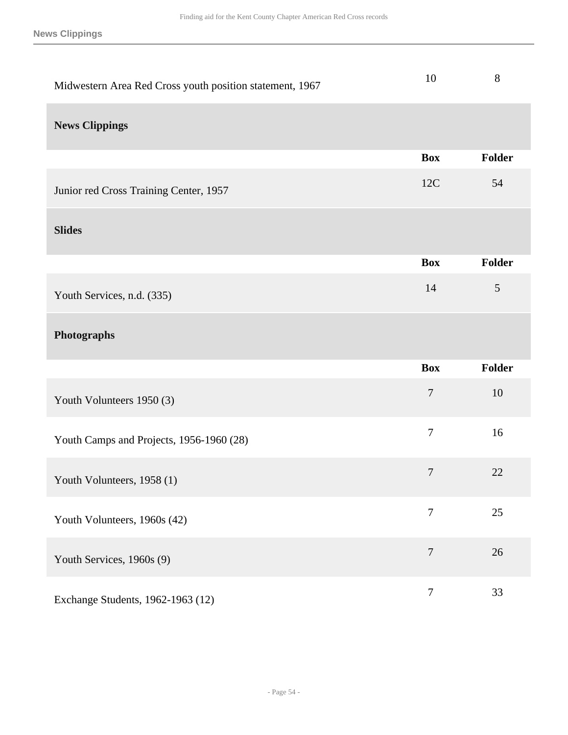| | | |
|---|---|---|
| Midwestern Area Red Cross youth position statement, 1967 | 10 | 8 |

### News Clippings

| | Box | Folder |
|---|---|---|
| Junior red Cross Training Center, 1957 | 12C | 54 |

### Slides

| | Box | Folder |
|---|---|---|
| Youth Services, n.d. (335) | 14 | 5 |

### Photographs

| | Box | Folder |
|---|---|---|
| Youth Volunteers 1950 (3) | 7 | 10 |
| Youth Camps and Projects, 1956-1960 (28) | 7 | 16 |
| Youth Volunteers, 1958 (1) | 7 | 22 |
| Youth Volunteers, 1960s (42) | 7 | 25 |
| Youth Services, 1960s (9) | 7 | 26 |
| Exchange Students, 1962-1963 (12) | 7 | 33 |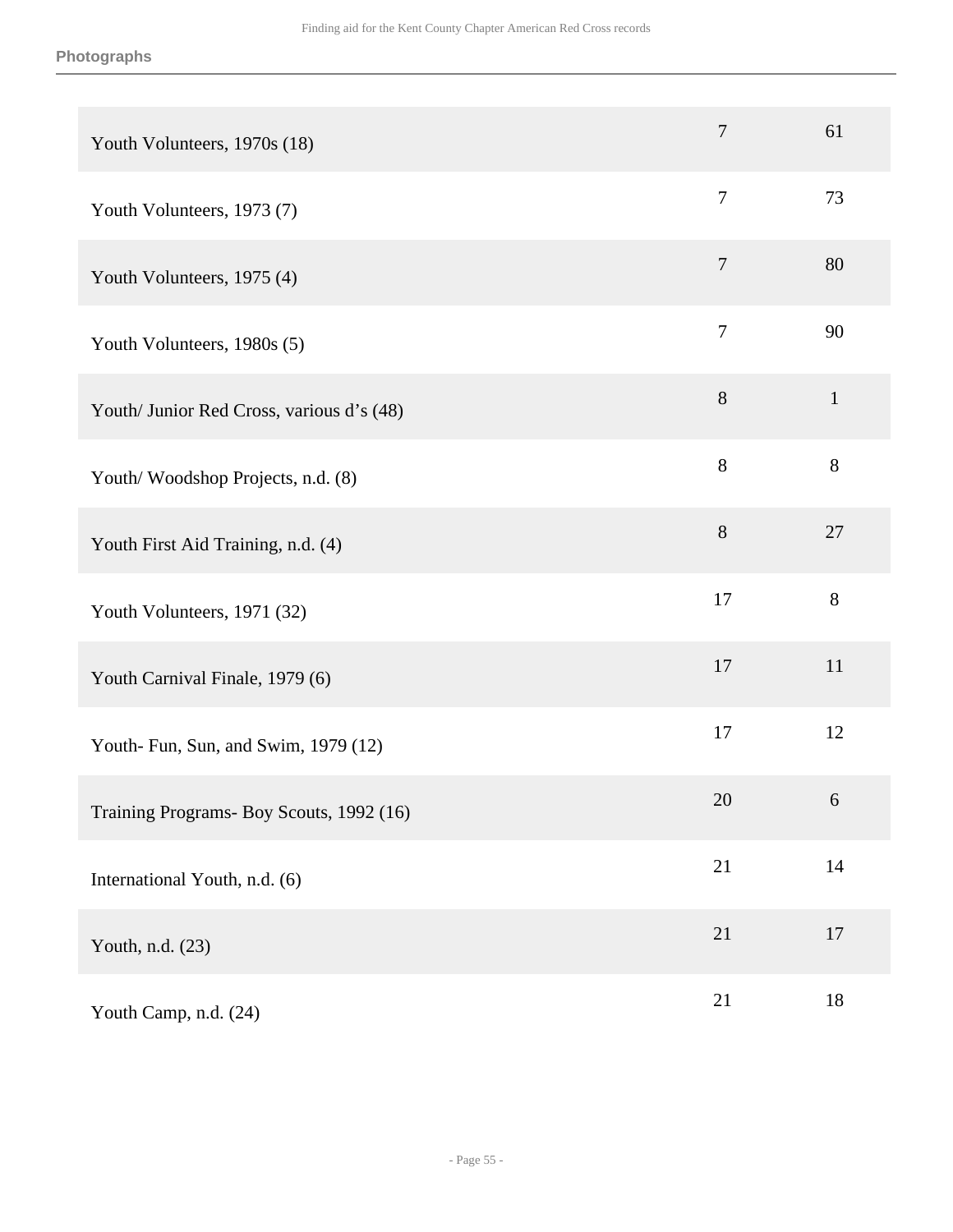| | | |
|---|---|---|
| Youth Volunteers, 1970s (18) | 7 | 61 |
| Youth Volunteers, 1973 (7) | 7 | 73 |
| Youth Volunteers, 1975 (4) | 7 | 80 |
| Youth Volunteers, 1980s (5) | 7 | 90 |
| Youth/ Junior Red Cross, various d's (48) | 8 | 1 |
| Youth/ Woodshop Projects, n.d. (8) | 8 | 8 |
| Youth First Aid Training, n.d. (4) | 8 | 27 |
| Youth Volunteers, 1971 (32) | 17 | 8 |
| Youth Carnival Finale, 1979 (6) | 17 | 11 |
| Youth- Fun, Sun, and Swim, 1979 (12) | 17 | 12 |
| Training Programs- Boy Scouts, 1992 (16) | 20 | 6 |
| International Youth, n.d. (6) | 21 | 14 |
| Youth, n.d. (23) | 21 | 17 |
| Youth Camp, n.d. (24) | 21 | 18 |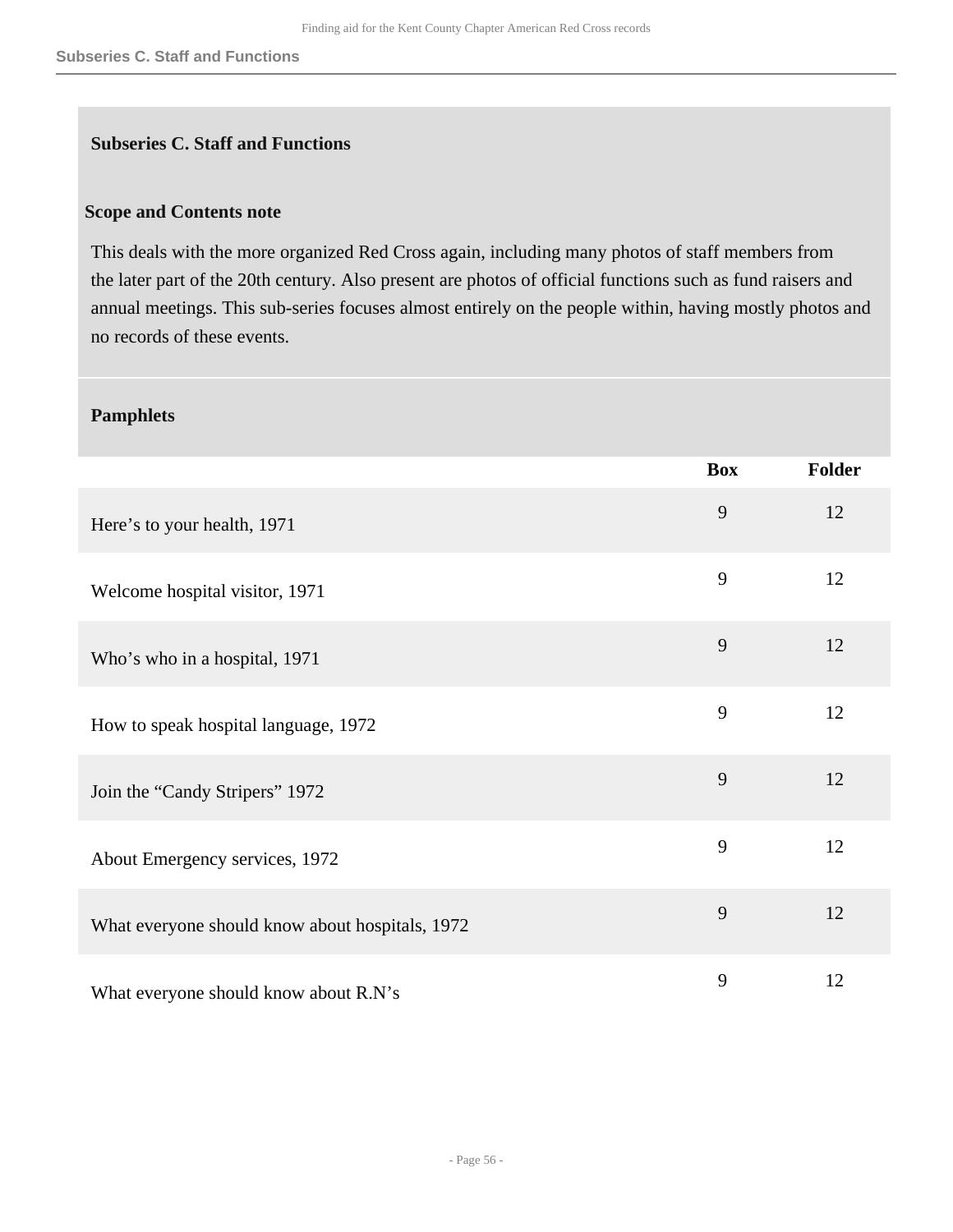## Subseries C. Staff and Functions

### Scope and Contents note

This deals with the more organized Red Cross again, including many photos of staff members from the later part of the 20th century. Also present are photos of official functions such as fund raisers and annual meetings. This sub-series focuses almost entirely on the people within, having mostly photos and no records of these events.

### Pamphlets

| | Box | Folder |
|---|---|---|
| Here's to your health, 1971 | 9 | 12 |
| Welcome hospital visitor, 1971 | 9 | 12 |
| Who's who in a hospital, 1971 | 9 | 12 |
| How to speak hospital language, 1972 | 9 | 12 |
| Join the "Candy Stripers" 1972 | 9 | 12 |
| About Emergency services, 1972 | 9 | 12 |
| What everyone should know about hospitals, 1972 | 9 | 12 |
| What everyone should know about R.N's | 9 | 12 |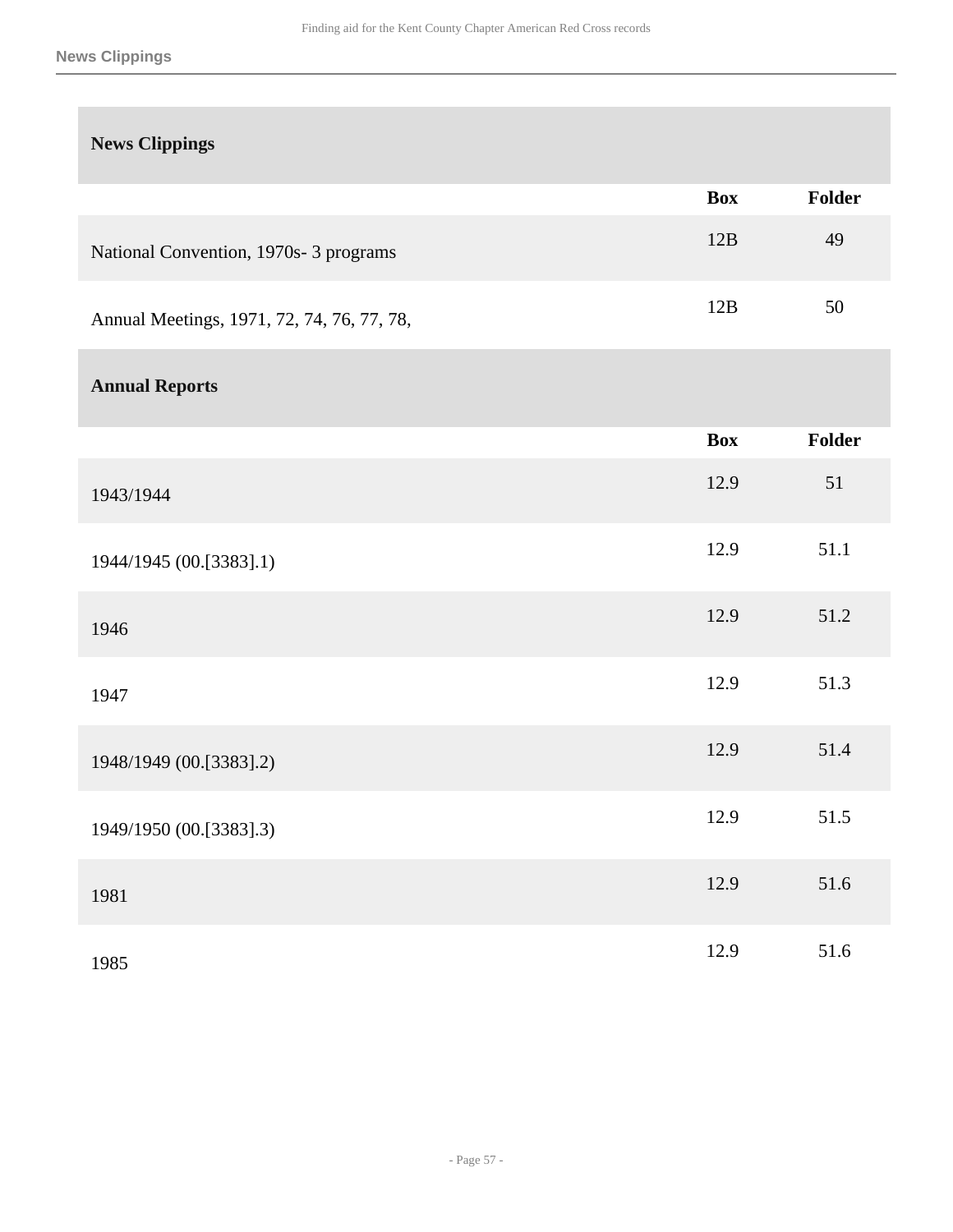## News Clippings

| | Box | Folder |
|---|---|---|
| National Convention, 1970s- 3 programs | 12B | 49 |
| Annual Meetings, 1971, 72, 74, 76, 77, 78, | 12B | 50 |

## Annual Reports

| | Box | Folder |
|---|---|---|
| 1943/1944 | 12.9 | 51 |
| 1944/1945 (00.[3383].1) | 12.9 | 51.1 |
| 1946 | 12.9 | 51.2 |
| 1947 | 12.9 | 51.3 |
| 1948/1949 (00.[3383].2) | 12.9 | 51.4 |
| 1949/1950 (00.[3383].3) | 12.9 | 51.5 |
| 1981 | 12.9 | 51.6 |
| 1985 | 12.9 | 51.6 |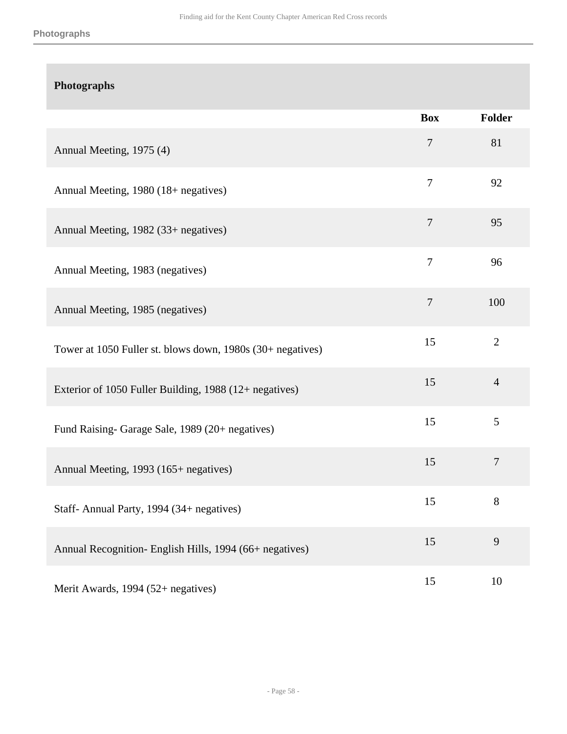## Photographs

| | Box | Folder |
|---|---|---|
| Annual Meeting, 1975 (4) | 7 | 81 |
| Annual Meeting, 1980 (18+ negatives) | 7 | 92 |
| Annual Meeting, 1982 (33+ negatives) | 7 | 95 |
| Annual Meeting, 1983 (negatives) | 7 | 96 |
| Annual Meeting, 1985 (negatives) | 7 | 100 |
| Tower at 1050 Fuller st. blows down, 1980s (30+ negatives) | 15 | 2 |
| Exterior of 1050 Fuller Building, 1988 (12+ negatives) | 15 | 4 |
| Fund Raising- Garage Sale, 1989 (20+ negatives) | 15 | 5 |
| Annual Meeting, 1993 (165+ negatives) | 15 | 7 |
| Staff- Annual Party, 1994 (34+ negatives) | 15 | 8 |
| Annual Recognition- English Hills, 1994 (66+ negatives) | 15 | 9 |
| Merit Awards, 1994 (52+ negatives) | 15 | 10 |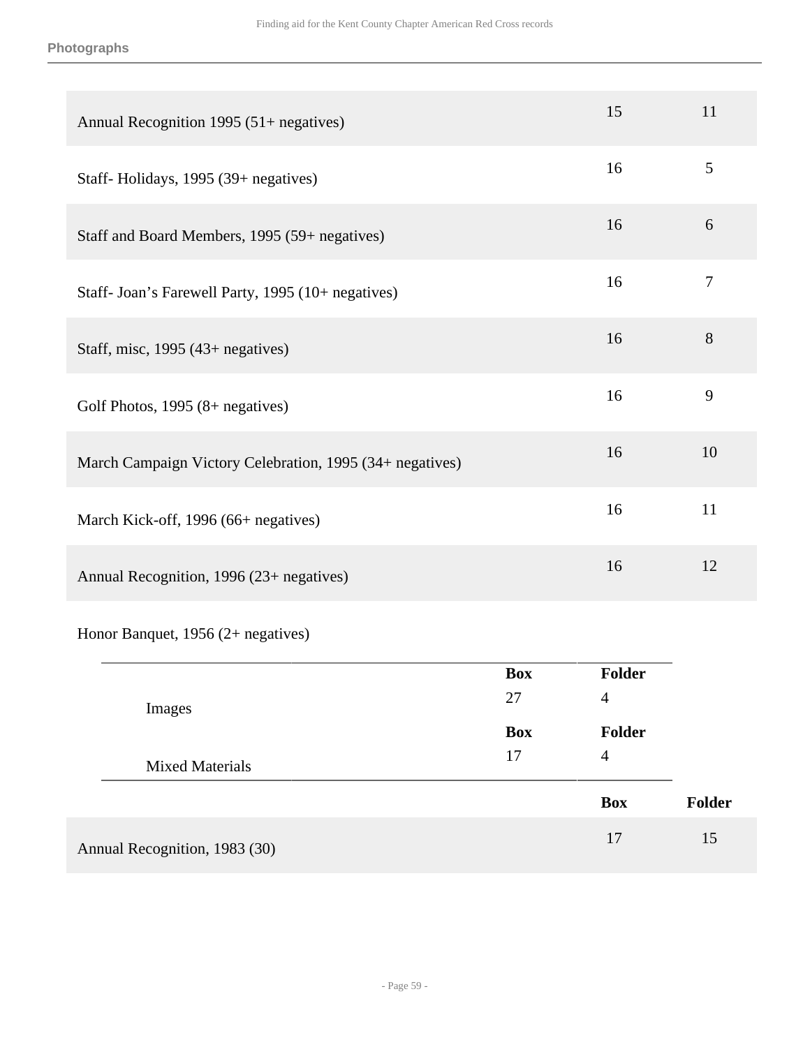| | Box | Folder |
|---|---|---|
| Annual Recognition 1995 (51+ negatives) | 15 | 11 |
| Staff- Holidays, 1995 (39+ negatives) | 16 | 5 |
| Staff and Board Members, 1995 (59+ negatives) | 16 | 6 |
| Staff- Joan's Farewell Party, 1995 (10+ negatives) | 16 | 7 |
| Staff, misc, 1995 (43+ negatives) | 16 | 8 |
| Golf Photos, 1995 (8+ negatives) | 16 | 9 |
| March Campaign Victory Celebration, 1995 (34+ negatives) | 16 | 10 |
| March Kick-off, 1996 (66+ negatives) | 16 | 11 |
| Annual Recognition, 1996 (23+ negatives) | 16 | 12 |

Honor Banquet, 1956 (2+ negatives)

| | Box | Folder |
|---|---|---|
| Images | 27 | 4 |
| Mixed Materials | 17 | 4 |

| | Box | Folder |
|---|---|---|
| Annual Recognition, 1983 (30) | 17 | 15 |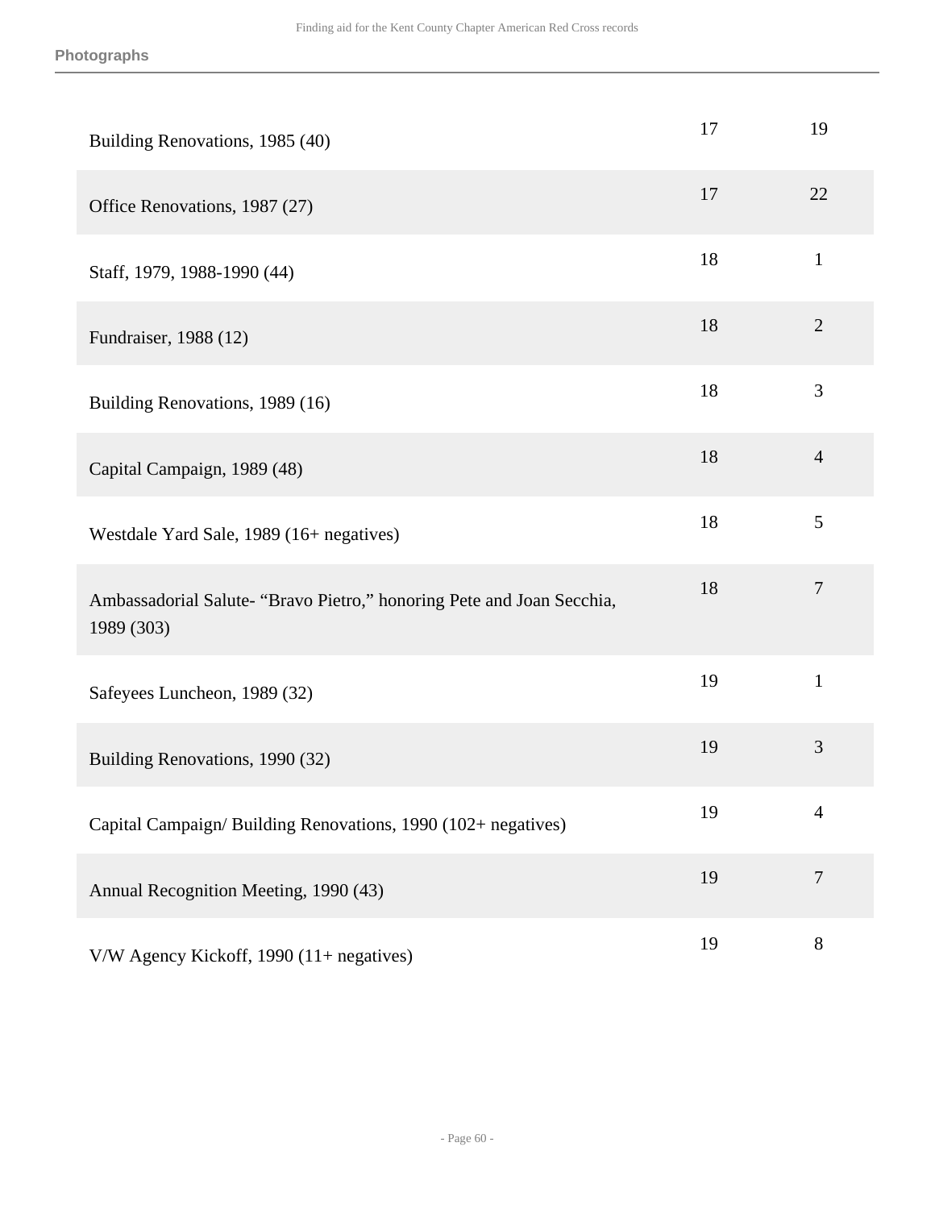**Photographs**

| | | |
|---|---|---|
| Building Renovations, 1985 (40) | 17 | 19 |
| Office Renovations, 1987 (27) | 17 | 22 |
| Staff, 1979, 1988-1990 (44) | 18 | 1 |
| Fundraiser, 1988 (12) | 18 | 2 |
| Building Renovations, 1989 (16) | 18 | 3 |
| Capital Campaign, 1989 (48) | 18 | 4 |
| Westdale Yard Sale, 1989 (16+ negatives) | 18 | 5 |
| Ambassadorial Salute- “Bravo Pietro,” honoring Pete and Joan Secchia, 1989 (303) | 18 | 7 |
| Safeyees Luncheon, 1989 (32) | 19 | 1 |
| Building Renovations, 1990 (32) | 19 | 3 |
| Capital Campaign/ Building Renovations, 1990 (102+ negatives) | 19 | 4 |
| Annual Recognition Meeting, 1990 (43) | 19 | 7 |
| V/W Agency Kickoff, 1990 (11+ negatives) | 19 | 8 |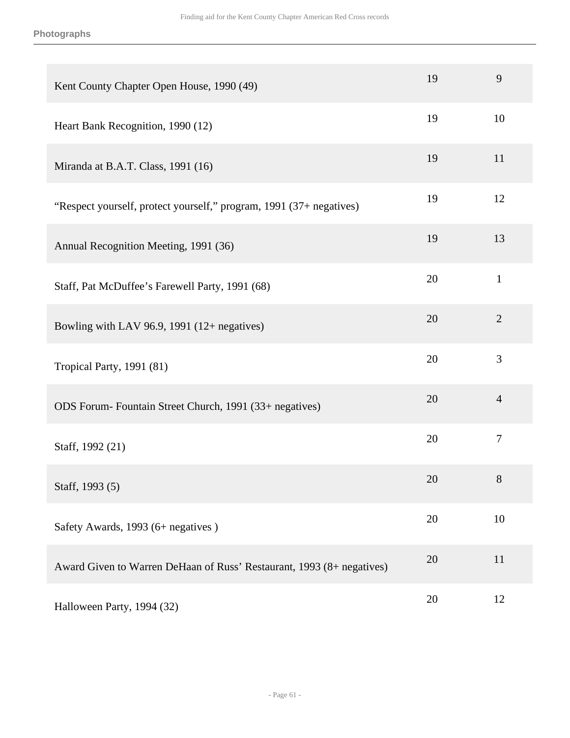| | | |
|---|---|---|
| Kent County Chapter Open House, 1990 (49) | 19 | 9 |
| Heart Bank Recognition, 1990 (12) | 19 | 10 |
| Miranda at B.A.T. Class, 1991 (16) | 19 | 11 |
| “Respect yourself, protect yourself,” program, 1991 (37+ negatives) | 19 | 12 |
| Annual Recognition Meeting, 1991 (36) | 19 | 13 |
| Staff, Pat McDuffee’s Farewell Party, 1991 (68) | 20 | 1 |
| Bowling with LAV 96.9, 1991 (12+ negatives) | 20 | 2 |
| Tropical Party, 1991 (81) | 20 | 3 |
| ODS Forum- Fountain Street Church, 1991 (33+ negatives) | 20 | 4 |
| Staff, 1992 (21) | 20 | 7 |
| Staff, 1993 (5) | 20 | 8 |
| Safety Awards, 1993 (6+ negatives ) | 20 | 10 |
| Award Given to Warren DeHaan of Russ’ Restaurant, 1993 (8+ negatives) | 20 | 11 |
| Halloween Party, 1994 (32) | 20 | 12 |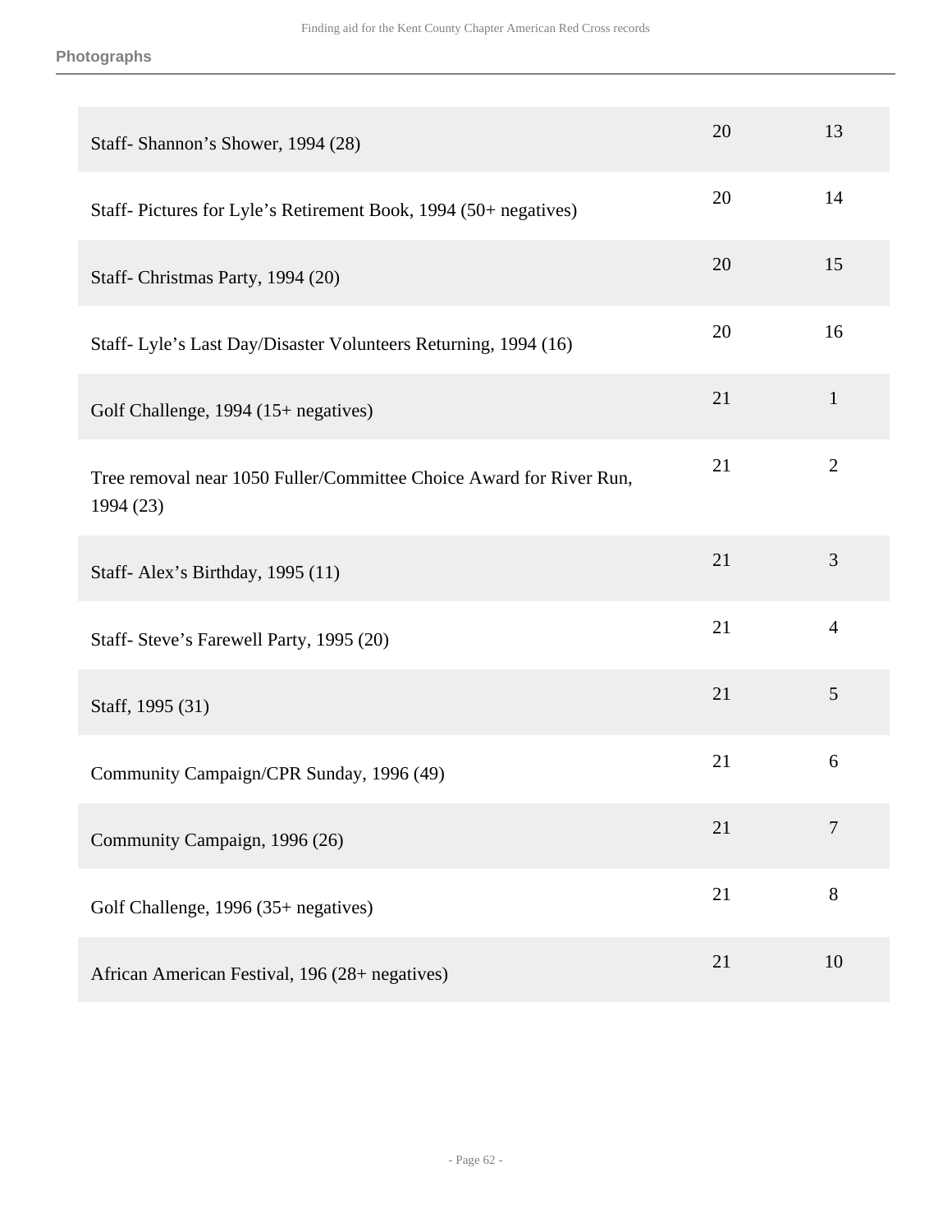**Photographs**

| | | |
|---|---|---|
| Staff- Shannon’s Shower, 1994 (28) | 20 | 13 |
| Staff- Pictures for Lyle’s Retirement Book, 1994 (50+ negatives) | 20 | 14 |
| Staff- Christmas Party, 1994 (20) | 20 | 15 |
| Staff- Lyle’s Last Day/Disaster Volunteers Returning, 1994 (16) | 20 | 16 |
| Golf Challenge, 1994 (15+ negatives) | 21 | 1 |
| Tree removal near 1050 Fuller/Committee Choice Award for River Run, 1994 (23) | 21 | 2 |
| Staff- Alex’s Birthday, 1995 (11) | 21 | 3 |
| Staff- Steve’s Farewell Party, 1995 (20) | 21 | 4 |
| Staff, 1995 (31) | 21 | 5 |
| Community Campaign/CPR Sunday, 1996 (49) | 21 | 6 |
| Community Campaign, 1996 (26) | 21 | 7 |
| Golf Challenge, 1996 (35+ negatives) | 21 | 8 |
| African American Festival, 196 (28+ negatives) | 21 | 10 |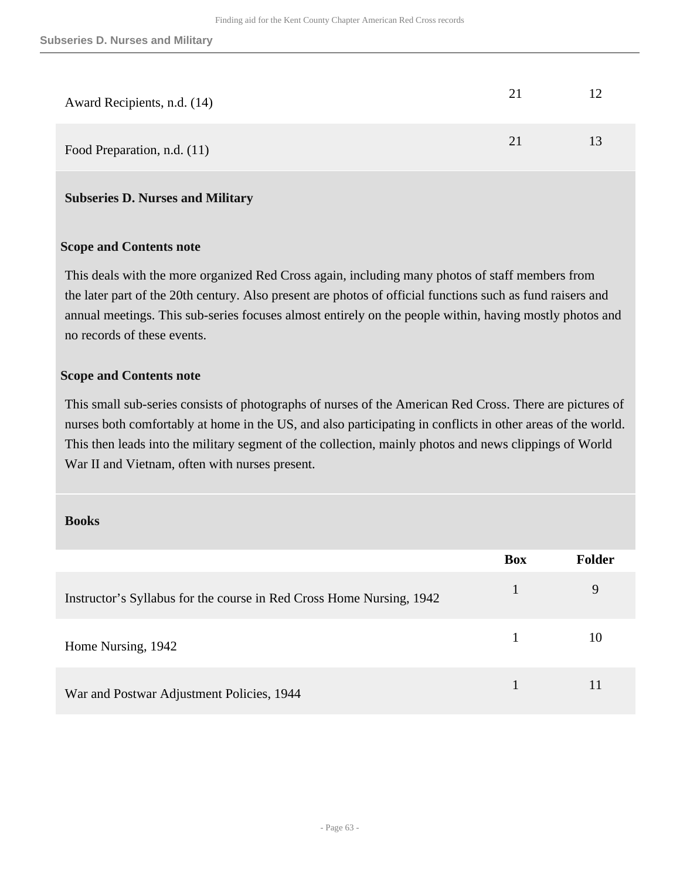| | | |
|---|---|---|
| Award Recipients, n.d. (14) | 21 | 12 |
| Food Preparation, n.d. (11) | 21 | 13 |

### Subseries D. Nurses and Military

**Scope and Contents note**

This deals with the more organized Red Cross again, including many photos of staff members from the later part of the 20th century. Also present are photos of official functions such as fund raisers and annual meetings. This sub-series focuses almost entirely on the people within, having mostly photos and no records of these events.

**Scope and Contents note**

This small sub-series consists of photographs of nurses of the American Red Cross. There are pictures of nurses both comfortably at home in the US, and also participating in conflicts in other areas of the world. This then leads into the military segment of the collection, mainly photos and news clippings of World War II and Vietnam, often with nurses present.

#### Books

| | Box | Folder |
|---|---|---|
| Instructor's Syllabus for the course in Red Cross Home Nursing, 1942 | 1 | 9 |
| Home Nursing, 1942 | 1 | 10 |
| War and Postwar Adjustment Policies, 1944 | 1 | 11 |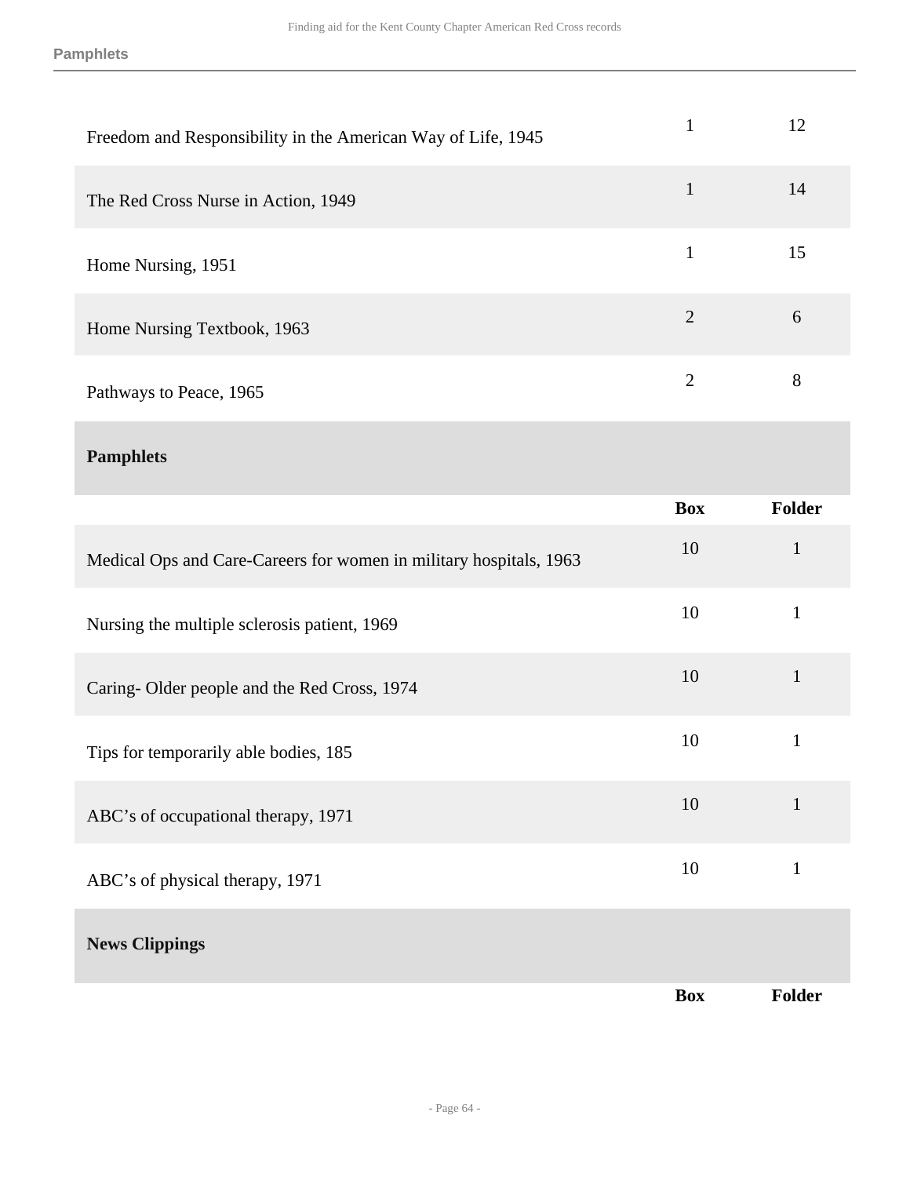| | Box | Folder |
|---|---|---|
| Freedom and Responsibility in the American Way of Life, 1945 | 1 | 12 |
| The Red Cross Nurse in Action, 1949 | 1 | 14 |
| Home Nursing, 1951 | 1 | 15 |
| Home Nursing Textbook, 1963 | 2 | 6 |
| Pathways to Peace, 1965 | 2 | 8 |

## Pamphlets

| | Box | Folder |
|---|---|---|
| Medical Ops and Care-Careers for women in military hospitals, 1963 | 10 | 1 |
| Nursing the multiple sclerosis patient, 1969 | 10 | 1 |
| Caring- Older people and the Red Cross, 1974 | 10 | 1 |
| Tips for temporarily able bodies, 185 | 10 | 1 |
| ABC's of occupational therapy, 1971 | 10 | 1 |
| ABC's of physical therapy, 1971 | 10 | 1 |

## News Clippings

| | Box | Folder |
|---|---|---|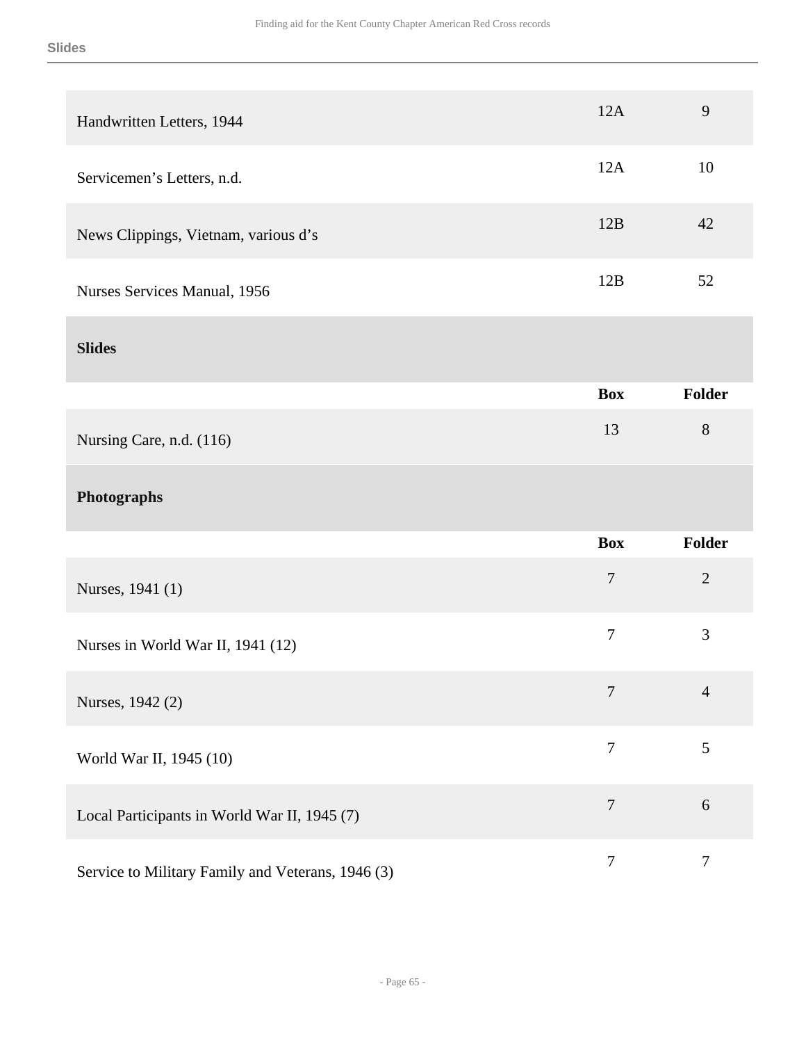| | Box | Folder |
|---|---|---|
| Handwritten Letters, 1944 | 12A | 9 |
| Servicemen’s Letters, n.d. | 12A | 10 |
| News Clippings, Vietnam, various d’s | 12B | 42 |
| Nurses Services Manual, 1956 | 12B | 52 |

## Slides

| | Box | Folder |
|---|---|---|
| Nursing Care, n.d. (116) | 13 | 8 |

## Photographs

| | Box | Folder |
|---|---|---|
| Nurses, 1941 (1) | 7 | 2 |
| Nurses in World War II, 1941 (12) | 7 | 3 |
| Nurses, 1942 (2) | 7 | 4 |
| World War II, 1945 (10) | 7 | 5 |
| Local Participants in World War II, 1945 (7) | 7 | 6 |
| Service to Military Family and Veterans, 1946 (3) | 7 | 7 |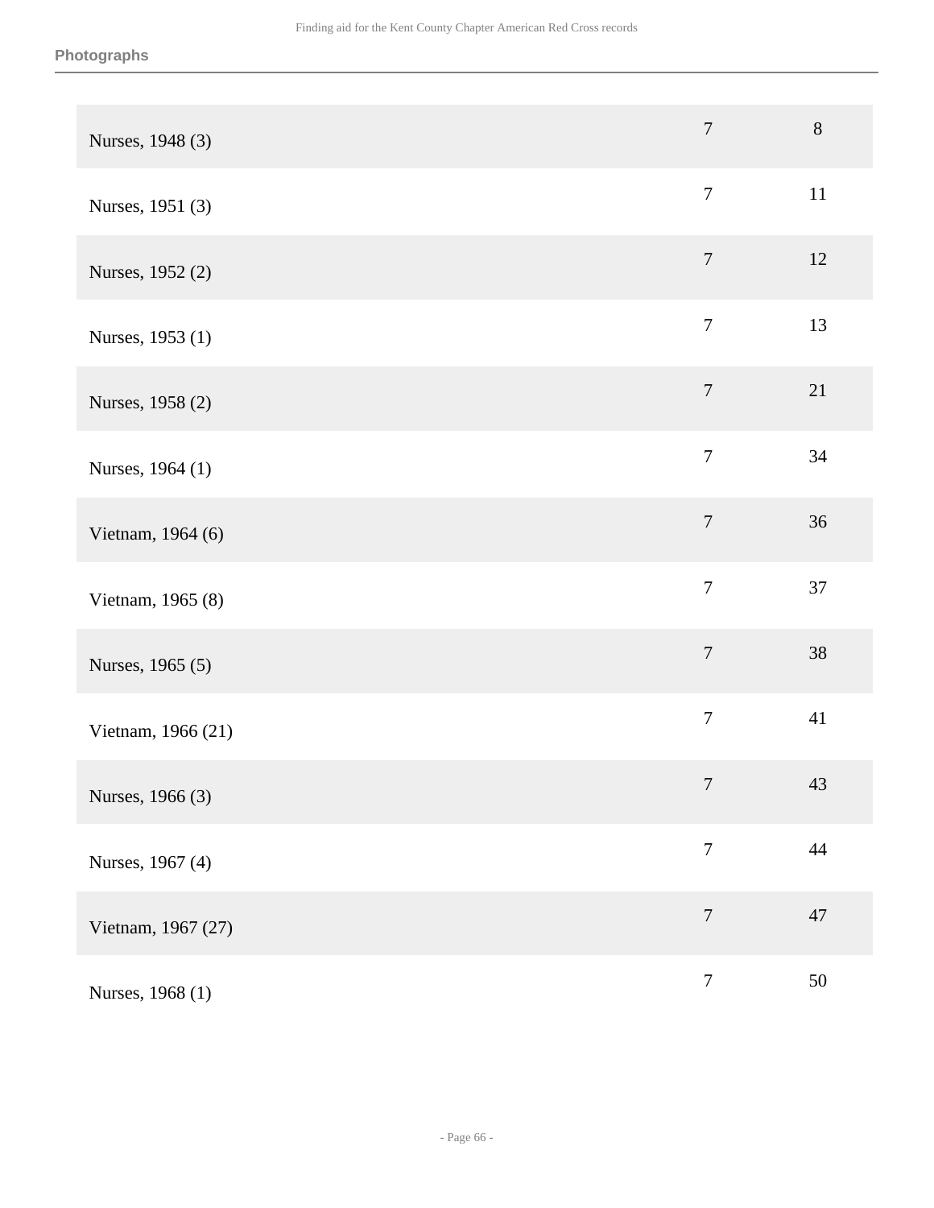| | | |
|---|---|---|
| Nurses, 1948 (3) | 7 | 8 |
| Nurses, 1951 (3) | 7 | 11 |
| Nurses, 1952 (2) | 7 | 12 |
| Nurses, 1953 (1) | 7 | 13 |
| Nurses, 1958 (2) | 7 | 21 |
| Nurses, 1964 (1) | 7 | 34 |
| Vietnam, 1964 (6) | 7 | 36 |
| Vietnam, 1965 (8) | 7 | 37 |
| Nurses, 1965 (5) | 7 | 38 |
| Vietnam, 1966 (21) | 7 | 41 |
| Nurses, 1966 (3) | 7 | 43 |
| Nurses, 1967 (4) | 7 | 44 |
| Vietnam, 1967 (27) | 7 | 47 |
| Nurses, 1968 (1) | 7 | 50 |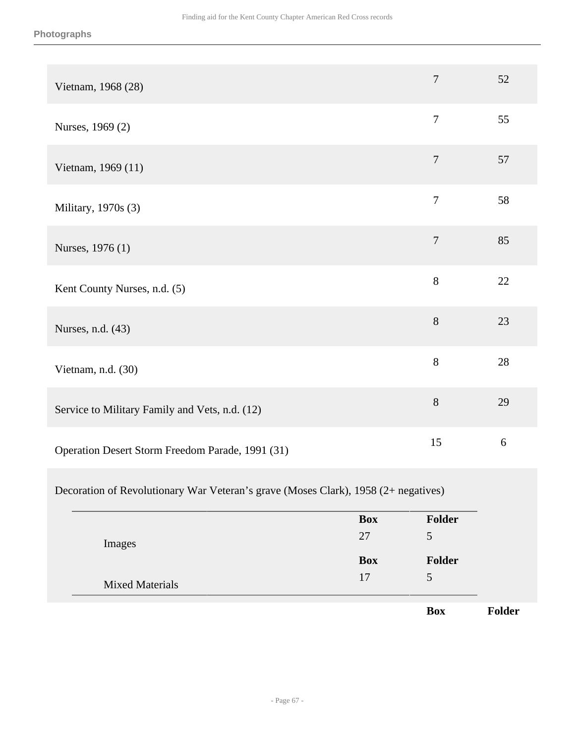| | Box | Folder |
|---|---|---|
| Vietnam, 1968 (28) | 7 | 52 |
| Nurses, 1969 (2) | 7 | 55 |
| Vietnam, 1969 (11) | 7 | 57 |
| Military, 1970s (3) | 7 | 58 |
| Nurses, 1976 (1) | 7 | 85 |
| Kent County Nurses, n.d. (5) | 8 | 22 |
| Nurses, n.d. (43) | 8 | 23 |
| Vietnam, n.d. (30) | 8 | 28 |
| Service to Military Family and Vets, n.d. (12) | 8 | 29 |
| Operation Desert Storm Freedom Parade, 1991 (31) | 15 | 6 |

Decoration of Revolutionary War Veteran's grave (Moses Clark), 1958 (2+ negatives)

| | Box | Folder |
|---|---|---|
| Images | 27 | 5 |
| Mixed Materials | 17 | 5 |

| Box | Folder |
|---|---|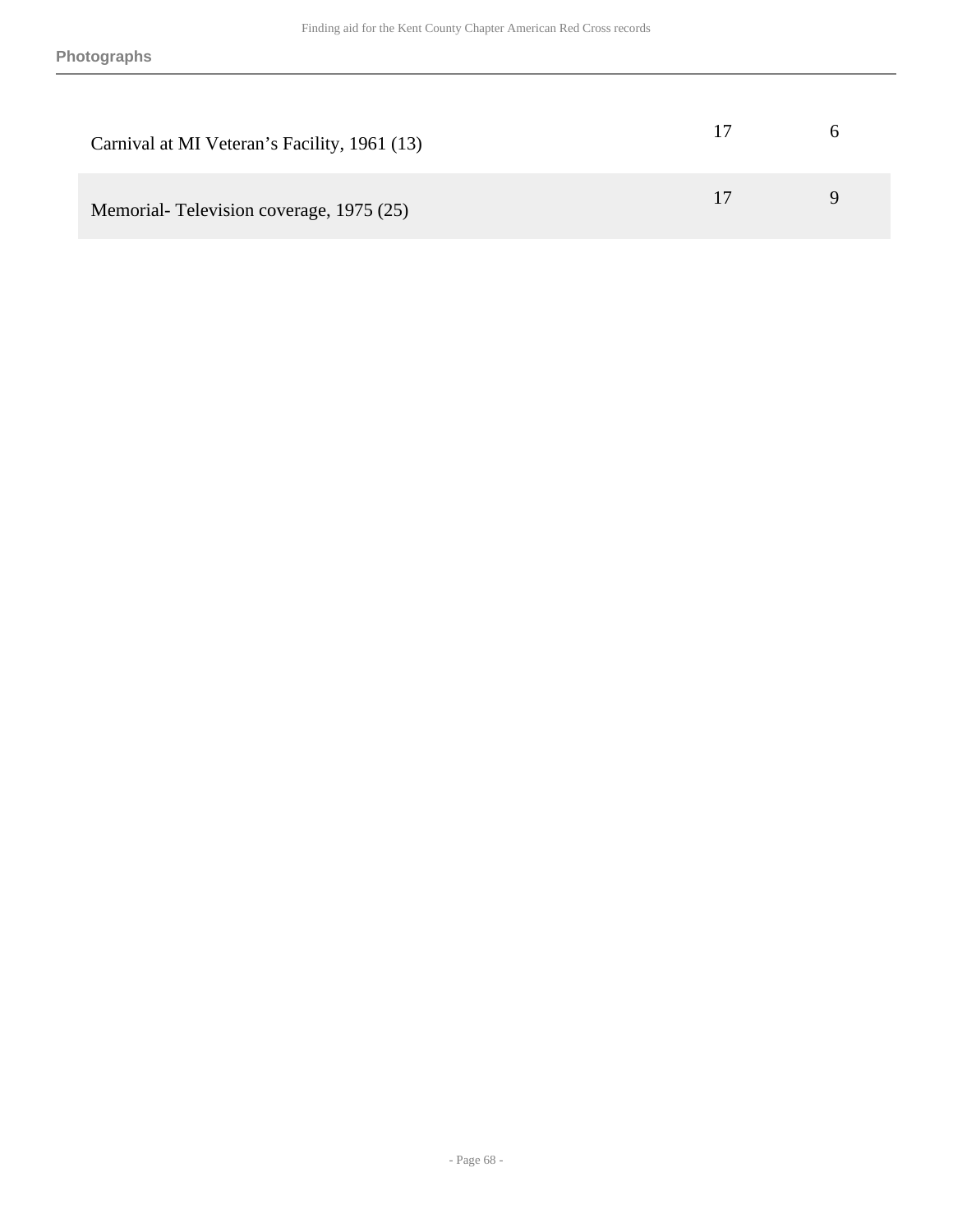| | | |
|---|---|---|
| Carnival at MI Veteran’s Facility, 1961 (13) | 17 | 6 |
| Memorial- Television coverage, 1975 (25) | 17 | 9 |